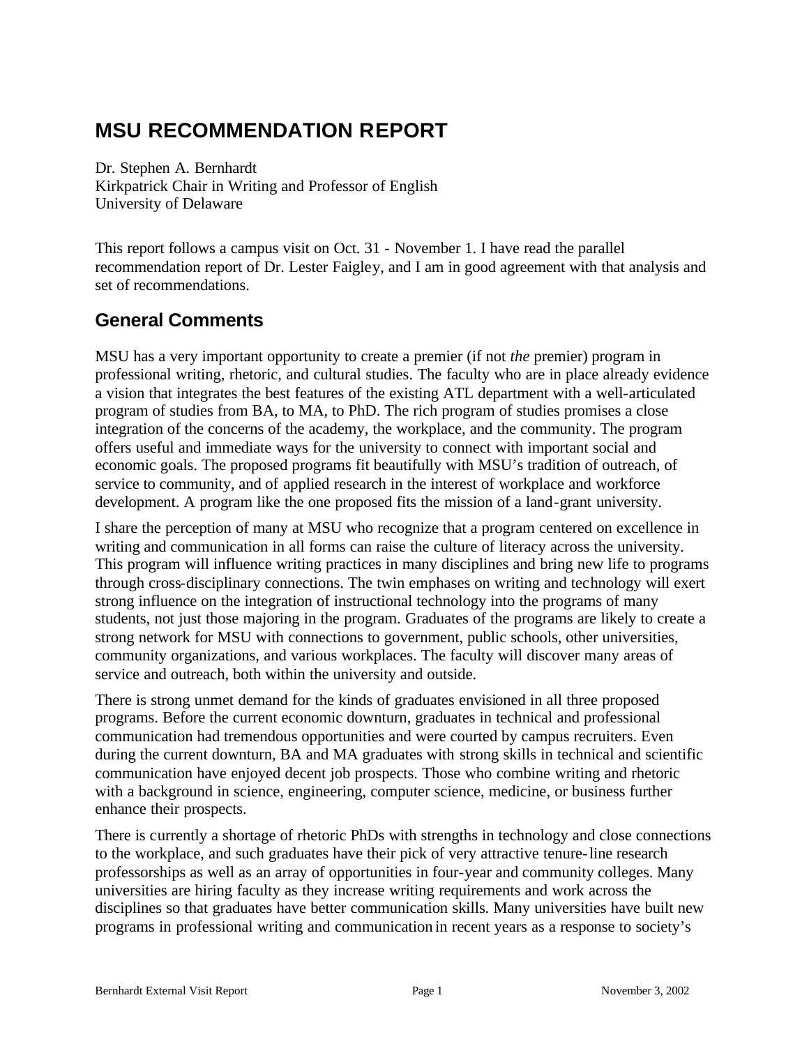# MSU RECOMMENDATION REPORT

Dr. Stephen A. Bernhardt
Kirkpatrick Chair in Writing and Professor of English
University of Delaware

This report follows a campus visit on Oct. 31 - November 1. I have read the parallel recommendation report of Dr. Lester Faigley, and I am in good agreement with that analysis and set of recommendations.

## General Comments

MSU has a very important opportunity to create a premier (if not *the* premier) program in professional writing, rhetoric, and cultural studies. The faculty who are in place already evidence a vision that integrates the best features of the existing ATL department with a well-articulated program of studies from BA, to MA, to PhD. The rich program of studies promises a close integration of the concerns of the academy, the workplace, and the community. The program offers useful and immediate ways for the university to connect with important social and economic goals. The proposed programs fit beautifully with MSU's tradition of outreach, of service to community, and of applied research in the interest of workplace and workforce development. A program like the one proposed fits the mission of a land-grant university.

I share the perception of many at MSU who recognize that a program centered on excellence in writing and communication in all forms can raise the culture of literacy across the university. This program will influence writing practices in many disciplines and bring new life to programs through cross-disciplinary connections. The twin emphases on writing and technology will exert strong influence on the integration of instructional technology into the programs of many students, not just those majoring in the program. Graduates of the programs are likely to create a strong network for MSU with connections to government, public schools, other universities, community organizations, and various workplaces. The faculty will discover many areas of service and outreach, both within the university and outside.

There is strong unmet demand for the kinds of graduates envisioned in all three proposed programs. Before the current economic downturn, graduates in technical and professional communication had tremendous opportunities and were courted by campus recruiters. Even during the current downturn, BA and MA graduates with strong skills in technical and scientific communication have enjoyed decent job prospects. Those who combine writing and rhetoric with a background in science, engineering, computer science, medicine, or business further enhance their prospects.

There is currently a shortage of rhetoric PhDs with strengths in technology and close connections to the workplace, and such graduates have their pick of very attractive tenure-line research professorships as well as an array of opportunities in four-year and community colleges. Many universities are hiring faculty as they increase writing requirements and work across the disciplines so that graduates have better communication skills. Many universities have built new programs in professional writing and communication in recent years as a response to society's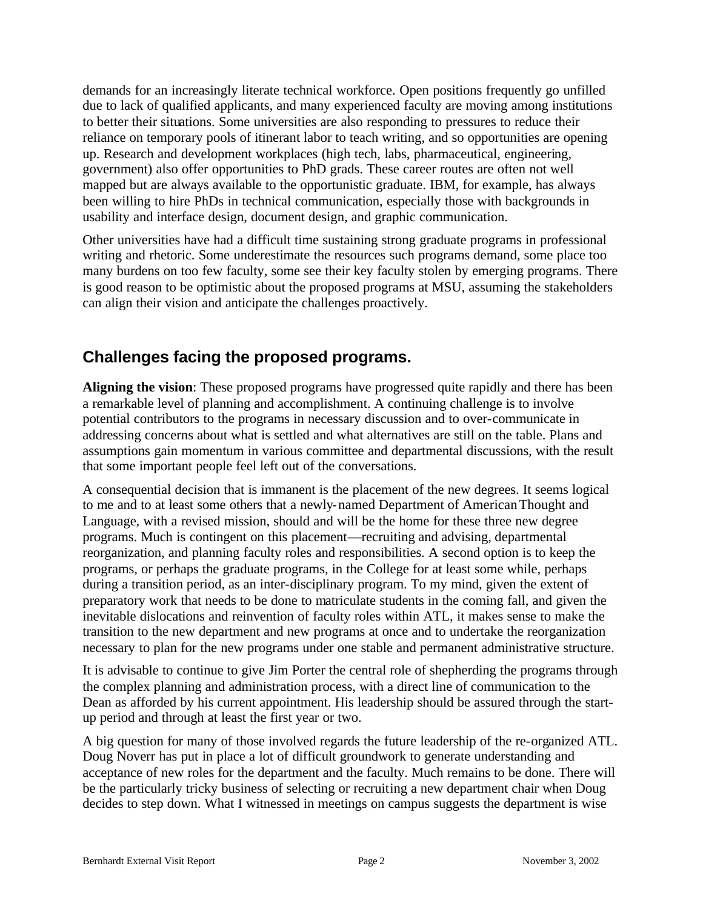demands for an increasingly literate technical workforce. Open positions frequently go unfilled due to lack of qualified applicants, and many experienced faculty are moving among institutions to better their situations. Some universities are also responding to pressures to reduce their reliance on temporary pools of itinerant labor to teach writing, and so opportunities are opening up. Research and development workplaces (high tech, labs, pharmaceutical, engineering, government) also offer opportunities to PhD grads. These career routes are often not well mapped but are always available to the opportunistic graduate. IBM, for example, has always been willing to hire PhDs in technical communication, especially those with backgrounds in usability and interface design, document design, and graphic communication.

Other universities have had a difficult time sustaining strong graduate programs in professional writing and rhetoric. Some underestimate the resources such programs demand, some place too many burdens on too few faculty, some see their key faculty stolen by emerging programs. There is good reason to be optimistic about the proposed programs at MSU, assuming the stakeholders can align their vision and anticipate the challenges proactively.

## Challenges facing the proposed programs.

**Aligning the vision**: These proposed programs have progressed quite rapidly and there has been a remarkable level of planning and accomplishment. A continuing challenge is to involve potential contributors to the programs in necessary discussion and to over-communicate in addressing concerns about what is settled and what alternatives are still on the table. Plans and assumptions gain momentum in various committee and departmental discussions, with the result that some important people feel left out of the conversations.

A consequential decision that is immanent is the placement of the new degrees. It seems logical to me and to at least some others that a newly-named Department of American Thought and Language, with a revised mission, should and will be the home for these three new degree programs. Much is contingent on this placement—recruiting and advising, departmental reorganization, and planning faculty roles and responsibilities. A second option is to keep the programs, or perhaps the graduate programs, in the College for at least some while, perhaps during a transition period, as an inter-disciplinary program. To my mind, given the extent of preparatory work that needs to be done to matriculate students in the coming fall, and given the inevitable dislocations and reinvention of faculty roles within ATL, it makes sense to make the transition to the new department and new programs at once and to undertake the reorganization necessary to plan for the new programs under one stable and permanent administrative structure.

It is advisable to continue to give Jim Porter the central role of shepherding the programs through the complex planning and administration process, with a direct line of communication to the Dean as afforded by his current appointment. His leadership should be assured through the start-up period and through at least the first year or two.

A big question for many of those involved regards the future leadership of the re-organized ATL. Doug Noverr has put in place a lot of difficult groundwork to generate understanding and acceptance of new roles for the department and the faculty. Much remains to be done. There will be the particularly tricky business of selecting or recruiting a new department chair when Doug decides to step down. What I witnessed in meetings on campus suggests the department is wise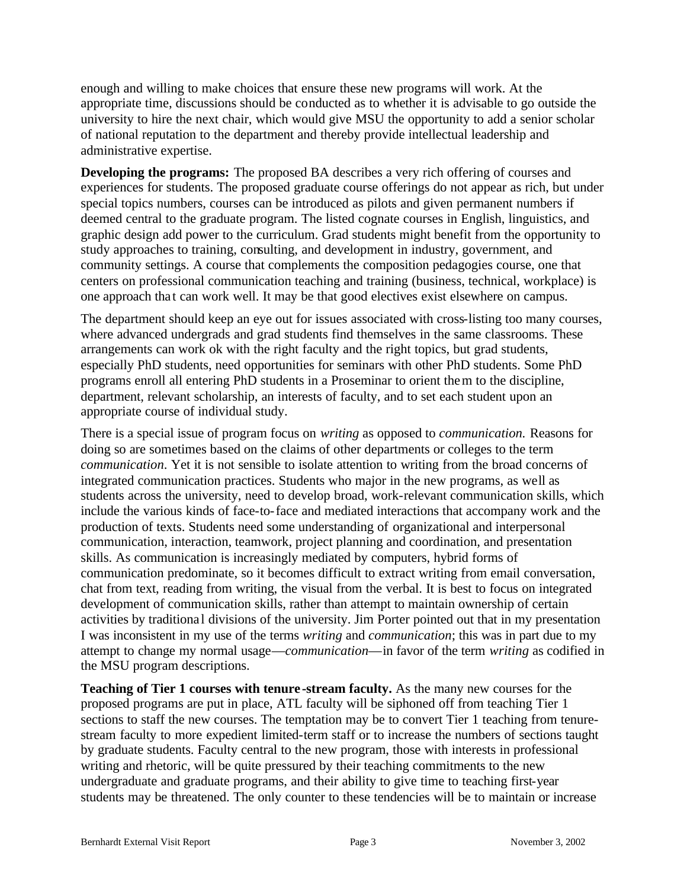enough and willing to make choices that ensure these new programs will work. At the appropriate time, discussions should be conducted as to whether it is advisable to go outside the university to hire the next chair, which would give MSU the opportunity to add a senior scholar of national reputation to the department and thereby provide intellectual leadership and administrative expertise.

**Developing the programs:** The proposed BA describes a very rich offering of courses and experiences for students. The proposed graduate course offerings do not appear as rich, but under special topics numbers, courses can be introduced as pilots and given permanent numbers if deemed central to the graduate program. The listed cognate courses in English, linguistics, and graphic design add power to the curriculum. Grad students might benefit from the opportunity to study approaches to training, consulting, and development in industry, government, and community settings. A course that complements the composition pedagogies course, one that centers on professional communication teaching and training (business, technical, workplace) is one approach that can work well. It may be that good electives exist elsewhere on campus.

The department should keep an eye out for issues associated with cross-listing too many courses, where advanced undergrads and grad students find themselves in the same classrooms. These arrangements can work ok with the right faculty and the right topics, but grad students, especially PhD students, need opportunities for seminars with other PhD students. Some PhD programs enroll all entering PhD students in a Proseminar to orient them to the discipline, department, relevant scholarship, an interests of faculty, and to set each student upon an appropriate course of individual study.

There is a special issue of program focus on *writing* as opposed to *communication.* Reasons for doing so are sometimes based on the claims of other departments or colleges to the term *communication*. Yet it is not sensible to isolate attention to writing from the broad concerns of integrated communication practices. Students who major in the new programs, as well as students across the university, need to develop broad, work-relevant communication skills, which include the various kinds of face-to-face and mediated interactions that accompany work and the production of texts. Students need some understanding of organizational and interpersonal communication, interaction, teamwork, project planning and coordination, and presentation skills. As communication is increasingly mediated by computers, hybrid forms of communication predominate, so it becomes difficult to extract writing from email conversation, chat from text, reading from writing, the visual from the verbal. It is best to focus on integrated development of communication skills, rather than attempt to maintain ownership of certain activities by traditional divisions of the university. Jim Porter pointed out that in my presentation I was inconsistent in my use of the terms *writing* and *communication*; this was in part due to my attempt to change my normal usage—*communication*—in favor of the term *writing* as codified in the MSU program descriptions.

**Teaching of Tier 1 courses with tenure-stream faculty.** As the many new courses for the proposed programs are put in place, ATL faculty will be siphoned off from teaching Tier 1 sections to staff the new courses. The temptation may be to convert Tier 1 teaching from tenure-stream faculty to more expedient limited-term staff or to increase the numbers of sections taught by graduate students. Faculty central to the new program, those with interests in professional writing and rhetoric, will be quite pressured by their teaching commitments to the new undergraduate and graduate programs, and their ability to give time to teaching first-year students may be threatened. The only counter to these tendencies will be to maintain or increase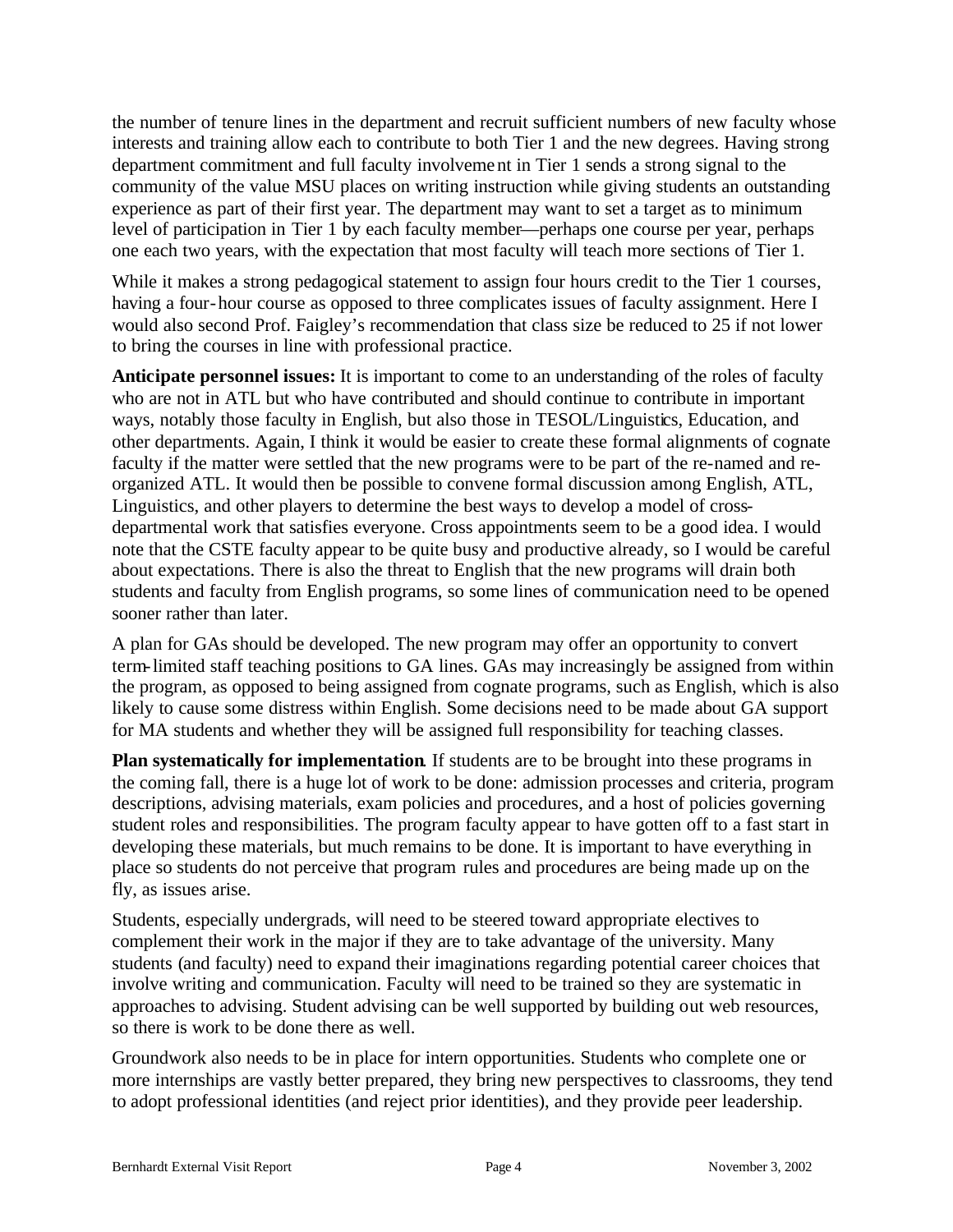the number of tenure lines in the department and recruit sufficient numbers of new faculty whose interests and training allow each to contribute to both Tier 1 and the new degrees. Having strong department commitment and full faculty involvement in Tier 1 sends a strong signal to the community of the value MSU places on writing instruction while giving students an outstanding experience as part of their first year. The department may want to set a target as to minimum level of participation in Tier 1 by each faculty member—perhaps one course per year, perhaps one each two years, with the expectation that most faculty will teach more sections of Tier 1.

While it makes a strong pedagogical statement to assign four hours credit to the Tier 1 courses, having a four-hour course as opposed to three complicates issues of faculty assignment. Here I would also second Prof. Faigley's recommendation that class size be reduced to 25 if not lower to bring the courses in line with professional practice.

**Anticipate personnel issues:** It is important to come to an understanding of the roles of faculty who are not in ATL but who have contributed and should continue to contribute in important ways, notably those faculty in English, but also those in TESOL/Linguistics, Education, and other departments. Again, I think it would be easier to create these formal alignments of cognate faculty if the matter were settled that the new programs were to be part of the re-named and re-organized ATL. It would then be possible to convene formal discussion among English, ATL, Linguistics, and other players to determine the best ways to develop a model of cross-departmental work that satisfies everyone. Cross appointments seem to be a good idea. I would note that the CSTE faculty appear to be quite busy and productive already, so I would be careful about expectations. There is also the threat to English that the new programs will drain both students and faculty from English programs, so some lines of communication need to be opened sooner rather than later.

A plan for GAs should be developed. The new program may offer an opportunity to convert term-limited staff teaching positions to GA lines. GAs may increasingly be assigned from within the program, as opposed to being assigned from cognate programs, such as English, which is also likely to cause some distress within English. Some decisions need to be made about GA support for MA students and whether they will be assigned full responsibility for teaching classes.

**Plan systematically for implementation.** If students are to be brought into these programs in the coming fall, there is a huge lot of work to be done: admission processes and criteria, program descriptions, advising materials, exam policies and procedures, and a host of policies governing student roles and responsibilities. The program faculty appear to have gotten off to a fast start in developing these materials, but much remains to be done. It is important to have everything in place so students do not perceive that program rules and procedures are being made up on the fly, as issues arise.

Students, especially undergrads, will need to be steered toward appropriate electives to complement their work in the major if they are to take advantage of the university. Many students (and faculty) need to expand their imaginations regarding potential career choices that involve writing and communication. Faculty will need to be trained so they are systematic in approaches to advising. Student advising can be well supported by building out web resources, so there is work to be done there as well.

Groundwork also needs to be in place for intern opportunities. Students who complete one or more internships are vastly better prepared, they bring new perspectives to classrooms, they tend to adopt professional identities (and reject prior identities), and they provide peer leadership.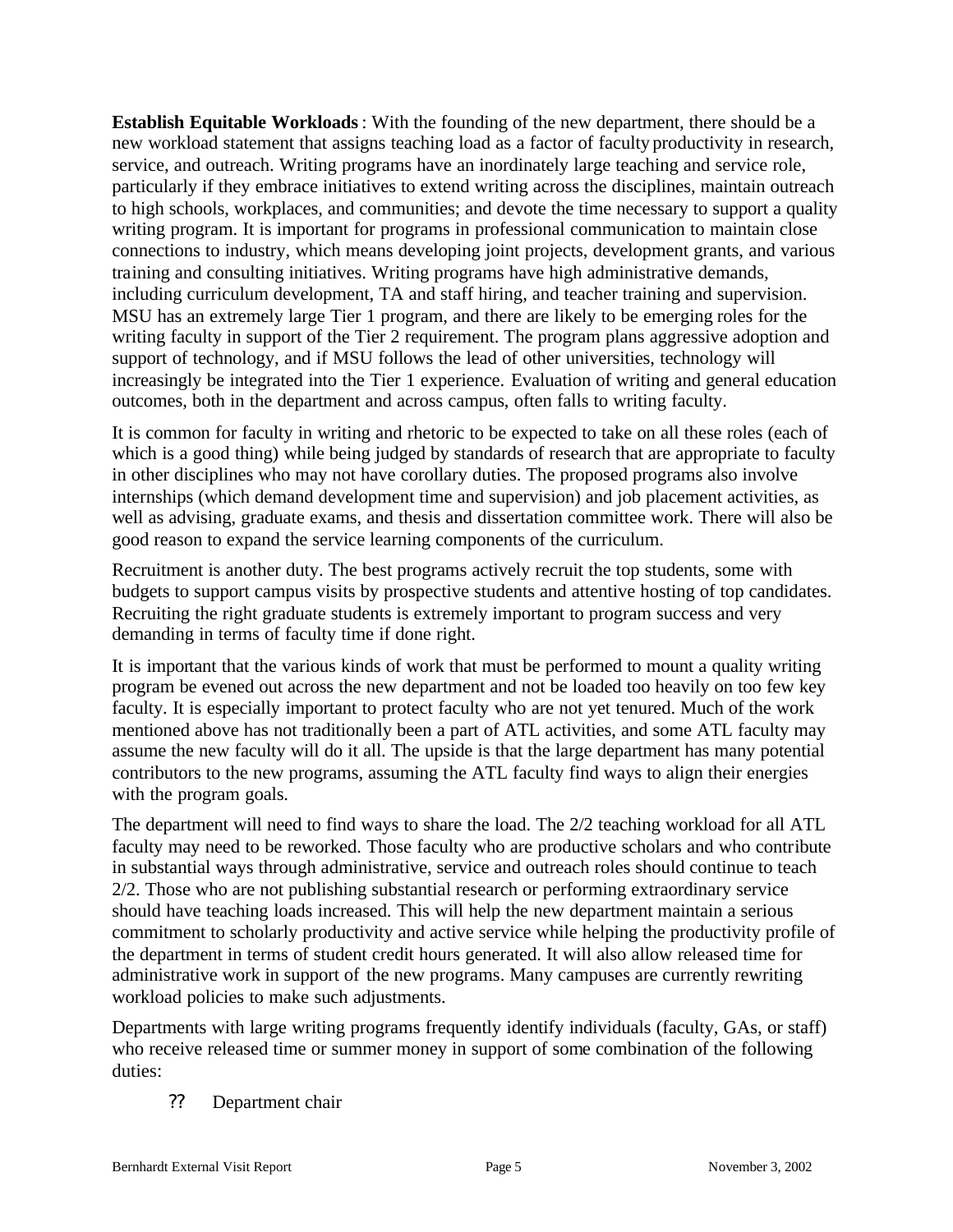**Establish Equitable Workloads**: With the founding of the new department, there should be a new workload statement that assigns teaching load as a factor of faculty productivity in research, service, and outreach. Writing programs have an inordinately large teaching and service role, particularly if they embrace initiatives to extend writing across the disciplines, maintain outreach to high schools, workplaces, and communities; and devote the time necessary to support a quality writing program. It is important for programs in professional communication to maintain close connections to industry, which means developing joint projects, development grants, and various training and consulting initiatives. Writing programs have high administrative demands, including curriculum development, TA and staff hiring, and teacher training and supervision. MSU has an extremely large Tier 1 program, and there are likely to be emerging roles for the writing faculty in support of the Tier 2 requirement. The program plans aggressive adoption and support of technology, and if MSU follows the lead of other universities, technology will increasingly be integrated into the Tier 1 experience. Evaluation of writing and general education outcomes, both in the department and across campus, often falls to writing faculty.

It is common for faculty in writing and rhetoric to be expected to take on all these roles (each of which is a good thing) while being judged by standards of research that are appropriate to faculty in other disciplines who may not have corollary duties. The proposed programs also involve internships (which demand development time and supervision) and job placement activities, as well as advising, graduate exams, and thesis and dissertation committee work. There will also be good reason to expand the service learning components of the curriculum.

Recruitment is another duty. The best programs actively recruit the top students, some with budgets to support campus visits by prospective students and attentive hosting of top candidates. Recruiting the right graduate students is extremely important to program success and very demanding in terms of faculty time if done right.

It is important that the various kinds of work that must be performed to mount a quality writing program be evened out across the new department and not be loaded too heavily on too few key faculty. It is especially important to protect faculty who are not yet tenured. Much of the work mentioned above has not traditionally been a part of ATL activities, and some ATL faculty may assume the new faculty will do it all. The upside is that the large department has many potential contributors to the new programs, assuming the ATL faculty find ways to align their energies with the program goals.

The department will need to find ways to share the load. The 2/2 teaching workload for all ATL faculty may need to be reworked. Those faculty who are productive scholars and who contribute in substantial ways through administrative, service and outreach roles should continue to teach 2/2. Those who are not publishing substantial research or performing extraordinary service should have teaching loads increased. This will help the new department maintain a serious commitment to scholarly productivity and active service while helping the productivity profile of the department in terms of student credit hours generated. It will also allow released time for administrative work in support of the new programs. Many campuses are currently rewriting workload policies to make such adjustments.

Departments with large writing programs frequently identify individuals (faculty, GAs, or staff) who receive released time or summer money in support of some combination of the following duties:

- Department chair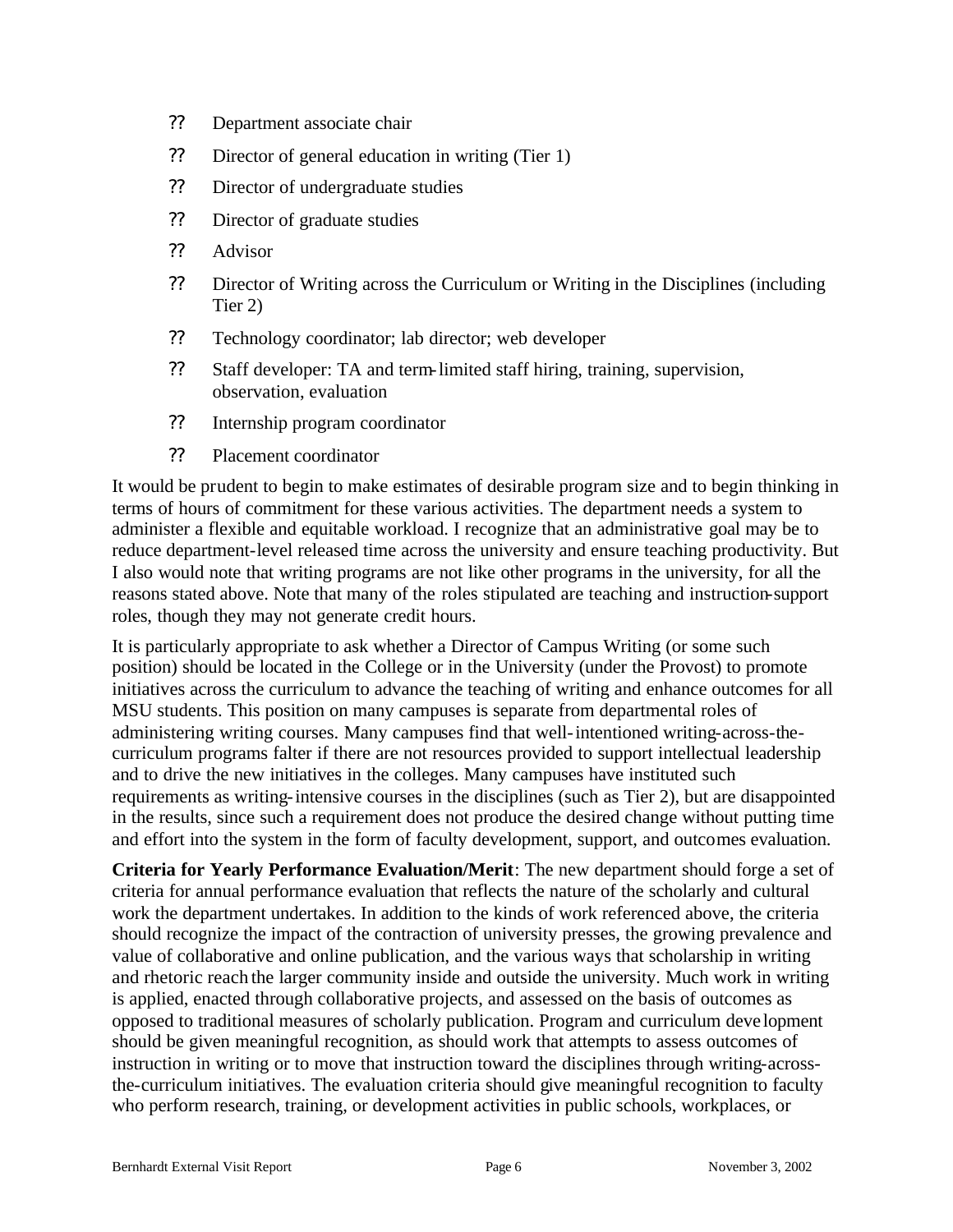- Department associate chair
- Director of general education in writing (Tier 1)
- Director of undergraduate studies
- Director of graduate studies
- Advisor
- Director of Writing across the Curriculum or Writing in the Disciplines (including Tier 2)
- Technology coordinator; lab director; web developer
- Staff developer: TA and term-limited staff hiring, training, supervision, observation, evaluation
- Internship program coordinator
- Placement coordinator

It would be prudent to begin to make estimates of desirable program size and to begin thinking in terms of hours of commitment for these various activities. The department needs a system to administer a flexible and equitable workload. I recognize that an administrative goal may be to reduce department-level released time across the university and ensure teaching productivity. But I also would note that writing programs are not like other programs in the university, for all the reasons stated above. Note that many of the roles stipulated are teaching and instruction-support roles, though they may not generate credit hours.

It is particularly appropriate to ask whether a Director of Campus Writing (or some such position) should be located in the College or in the University (under the Provost) to promote initiatives across the curriculum to advance the teaching of writing and enhance outcomes for all MSU students. This position on many campuses is separate from departmental roles of administering writing courses. Many campuses find that well-intentioned writing-across-the-curriculum programs falter if there are not resources provided to support intellectual leadership and to drive the new initiatives in the colleges. Many campuses have instituted such requirements as writing-intensive courses in the disciplines (such as Tier 2), but are disappointed in the results, since such a requirement does not produce the desired change without putting time and effort into the system in the form of faculty development, support, and outcomes evaluation.

**Criteria for Yearly Performance Evaluation/Merit**: The new department should forge a set of criteria for annual performance evaluation that reflects the nature of the scholarly and cultural work the department undertakes. In addition to the kinds of work referenced above, the criteria should recognize the impact of the contraction of university presses, the growing prevalence and value of collaborative and online publication, and the various ways that scholarship in writing and rhetoric reach the larger community inside and outside the university. Much work in writing is applied, enacted through collaborative projects, and assessed on the basis of outcomes as opposed to traditional measures of scholarly publication. Program and curriculum development should be given meaningful recognition, as should work that attempts to assess outcomes of instruction in writing or to move that instruction toward the disciplines through writing-across-the-curriculum initiatives. The evaluation criteria should give meaningful recognition to faculty who perform research, training, or development activities in public schools, workplaces, or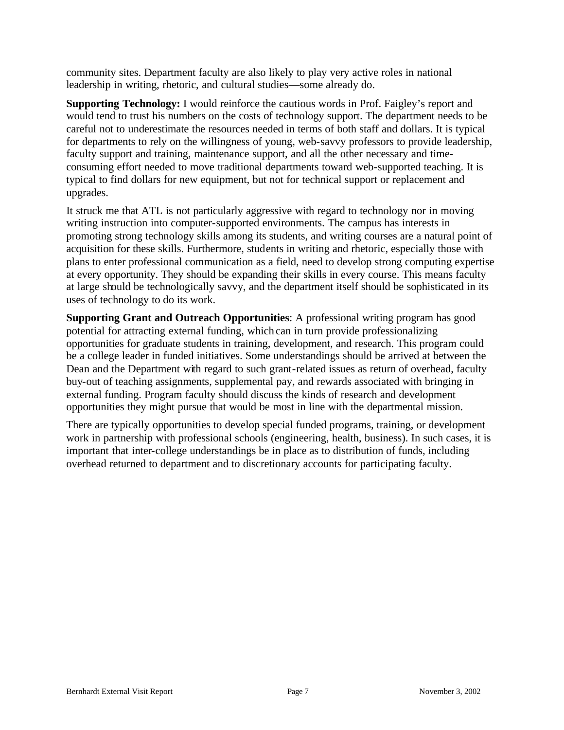community sites. Department faculty are also likely to play very active roles in national leadership in writing, rhetoric, and cultural studies—some already do.

**Supporting Technology:** I would reinforce the cautious words in Prof. Faigley's report and would tend to trust his numbers on the costs of technology support. The department needs to be careful not to underestimate the resources needed in terms of both staff and dollars. It is typical for departments to rely on the willingness of young, web-savvy professors to provide leadership, faculty support and training, maintenance support, and all the other necessary and time-consuming effort needed to move traditional departments toward web-supported teaching. It is typical to find dollars for new equipment, but not for technical support or replacement and upgrades.

It struck me that ATL is not particularly aggressive with regard to technology nor in moving writing instruction into computer-supported environments. The campus has interests in promoting strong technology skills among its students, and writing courses are a natural point of acquisition for these skills. Furthermore, students in writing and rhetoric, especially those with plans to enter professional communication as a field, need to develop strong computing expertise at every opportunity. They should be expanding their skills in every course. This means faculty at large should be technologically savvy, and the department itself should be sophisticated in its uses of technology to do its work.

**Supporting Grant and Outreach Opportunities**: A professional writing program has good potential for attracting external funding, which can in turn provide professionalizing opportunities for graduate students in training, development, and research. This program could be a college leader in funded initiatives. Some understandings should be arrived at between the Dean and the Department with regard to such grant-related issues as return of overhead, faculty buy-out of teaching assignments, supplemental pay, and rewards associated with bringing in external funding. Program faculty should discuss the kinds of research and development opportunities they might pursue that would be most in line with the departmental mission.

There are typically opportunities to develop special funded programs, training, or development work in partnership with professional schools (engineering, health, business). In such cases, it is important that inter-college understandings be in place as to distribution of funds, including overhead returned to department and to discretionary accounts for participating faculty.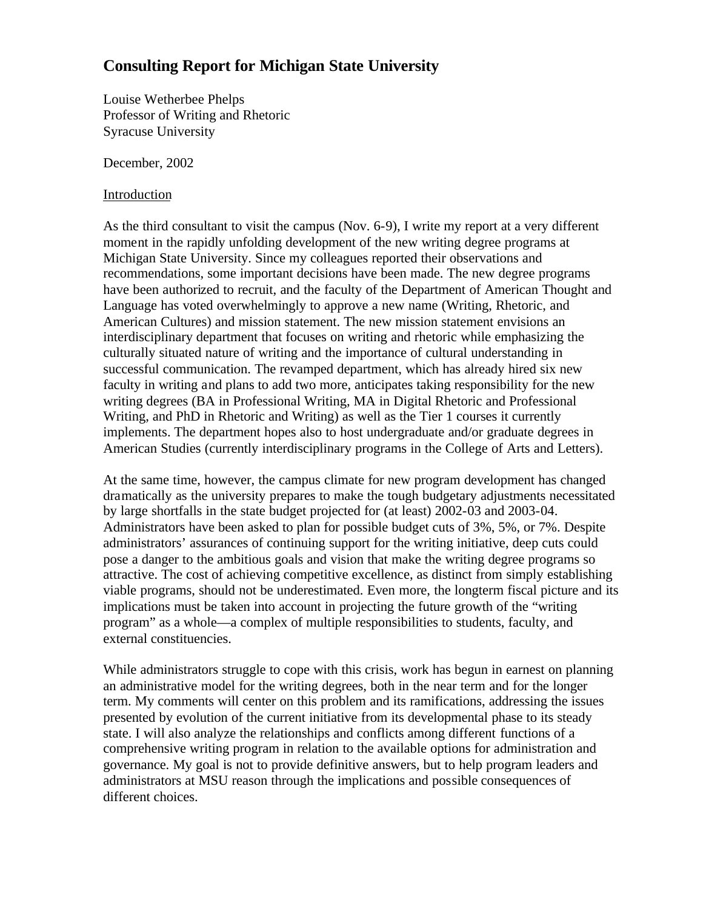# Consulting Report for Michigan State University

Louise Wetherbee Phelps
Professor of Writing and Rhetoric
Syracuse University

December, 2002

## Introduction

As the third consultant to visit the campus (Nov. 6-9), I write my report at a very different moment in the rapidly unfolding development of the new writing degree programs at Michigan State University. Since my colleagues reported their observations and recommendations, some important decisions have been made. The new degree programs have been authorized to recruit, and the faculty of the Department of American Thought and Language has voted overwhelmingly to approve a new name (Writing, Rhetoric, and American Cultures) and mission statement. The new mission statement envisions an interdisciplinary department that focuses on writing and rhetoric while emphasizing the culturally situated nature of writing and the importance of cultural understanding in successful communication. The revamped department, which has already hired six new faculty in writing and plans to add two more, anticipates taking responsibility for the new writing degrees (BA in Professional Writing, MA in Digital Rhetoric and Professional Writing, and PhD in Rhetoric and Writing) as well as the Tier 1 courses it currently implements. The department hopes also to host undergraduate and/or graduate degrees in American Studies (currently interdisciplinary programs in the College of Arts and Letters).

At the same time, however, the campus climate for new program development has changed dramatically as the university prepares to make the tough budgetary adjustments necessitated by large shortfalls in the state budget projected for (at least) 2002-03 and 2003-04. Administrators have been asked to plan for possible budget cuts of 3%, 5%, or 7%. Despite administrators' assurances of continuing support for the writing initiative, deep cuts could pose a danger to the ambitious goals and vision that make the writing degree programs so attractive. The cost of achieving competitive excellence, as distinct from simply establishing viable programs, should not be underestimated. Even more, the longterm fiscal picture and its implications must be taken into account in projecting the future growth of the "writing program" as a whole—a complex of multiple responsibilities to students, faculty, and external constituencies.

While administrators struggle to cope with this crisis, work has begun in earnest on planning an administrative model for the writing degrees, both in the near term and for the longer term. My comments will center on this problem and its ramifications, addressing the issues presented by evolution of the current initiative from its developmental phase to its steady state. I will also analyze the relationships and conflicts among different functions of a comprehensive writing program in relation to the available options for administration and governance. My goal is not to provide definitive answers, but to help program leaders and administrators at MSU reason through the implications and possible consequences of different choices.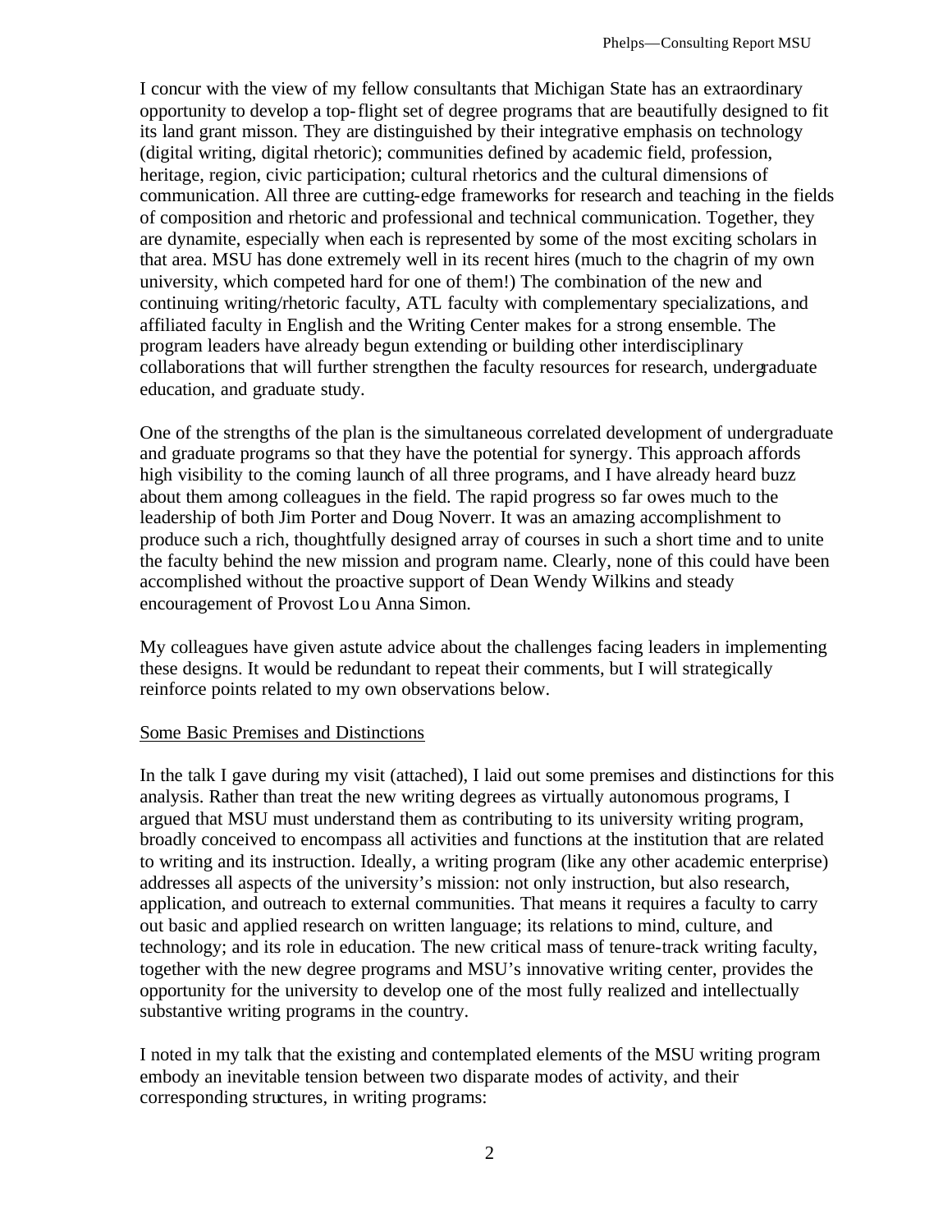I concur with the view of my fellow consultants that Michigan State has an extraordinary opportunity to develop a top-flight set of degree programs that are beautifully designed to fit its land grant misson. They are distinguished by their integrative emphasis on technology (digital writing, digital rhetoric); communities defined by academic field, profession, heritage, region, civic participation; cultural rhetorics and the cultural dimensions of communication. All three are cutting-edge frameworks for research and teaching in the fields of composition and rhetoric and professional and technical communication. Together, they are dynamite, especially when each is represented by some of the most exciting scholars in that area. MSU has done extremely well in its recent hires (much to the chagrin of my own university, which competed hard for one of them!) The combination of the new and continuing writing/rhetoric faculty, ATL faculty with complementary specializations, and affiliated faculty in English and the Writing Center makes for a strong ensemble. The program leaders have already begun extending or building other interdisciplinary collaborations that will further strengthen the faculty resources for research, undergraduate education, and graduate study.

One of the strengths of the plan is the simultaneous correlated development of undergraduate and graduate programs so that they have the potential for synergy. This approach affords high visibility to the coming launch of all three programs, and I have already heard buzz about them among colleagues in the field. The rapid progress so far owes much to the leadership of both Jim Porter and Doug Noverr. It was an amazing accomplishment to produce such a rich, thoughtfully designed array of courses in such a short time and to unite the faculty behind the new mission and program name. Clearly, none of this could have been accomplished without the proactive support of Dean Wendy Wilkins and steady encouragement of Provost Lou Anna Simon.

My colleagues have given astute advice about the challenges facing leaders in implementing these designs. It would be redundant to repeat their comments, but I will strategically reinforce points related to my own observations below.

## Some Basic Premises and Distinctions

In the talk I gave during my visit (attached), I laid out some premises and distinctions for this analysis. Rather than treat the new writing degrees as virtually autonomous programs, I argued that MSU must understand them as contributing to its university writing program, broadly conceived to encompass all activities and functions at the institution that are related to writing and its instruction. Ideally, a writing program (like any other academic enterprise) addresses all aspects of the university's mission: not only instruction, but also research, application, and outreach to external communities. That means it requires a faculty to carry out basic and applied research on written language; its relations to mind, culture, and technology; and its role in education. The new critical mass of tenure-track writing faculty, together with the new degree programs and MSU's innovative writing center, provides the opportunity for the university to develop one of the most fully realized and intellectually substantive writing programs in the country.

I noted in my talk that the existing and contemplated elements of the MSU writing program embody an inevitable tension between two disparate modes of activity, and their corresponding structures, in writing programs: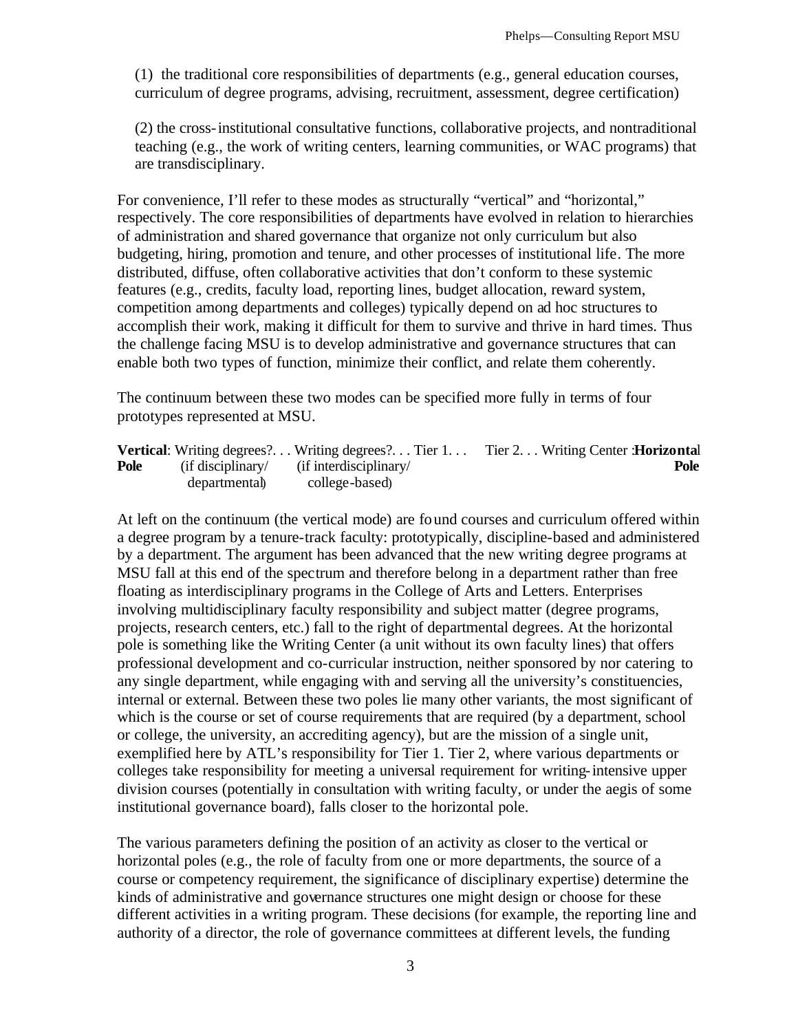(1) the traditional core responsibilities of departments (e.g., general education courses, curriculum of degree programs, advising, recruitment, assessment, degree certification)

(2) the cross-institutional consultative functions, collaborative projects, and nontraditional teaching (e.g., the work of writing centers, learning communities, or WAC programs) that are transdisciplinary.

For convenience, I'll refer to these modes as structurally "vertical" and "horizontal," respectively. The core responsibilities of departments have evolved in relation to hierarchies of administration and shared governance that organize not only curriculum but also budgeting, hiring, promotion and tenure, and other processes of institutional life. The more distributed, diffuse, often collaborative activities that don't conform to these systemic features (e.g., credits, faculty load, reporting lines, budget allocation, reward system, competition among departments and colleges) typically depend on ad hoc structures to accomplish their work, making it difficult for them to survive and thrive in hard times. Thus the challenge facing MSU is to develop administrative and governance structures that can enable both two types of function, minimize their conflict, and relate them coherently.

The continuum between these two modes can be specified more fully in terms of four prototypes represented at MSU.

| **Vertical Pole**: | Writing degrees?. . . (if disciplinary/ departmental) | Writing degrees?. . . (if interdisciplinary/ college-based) | Tier 1. . . | Tier 2. . . | Writing Center : | **Horizontal Pole** |
|---|---|---|---|---|---|---|

At left on the continuum (the vertical mode) are found courses and curriculum offered within a degree program by a tenure-track faculty: prototypically, discipline-based and administered by a department. The argument has been advanced that the new writing degree programs at MSU fall at this end of the spectrum and therefore belong in a department rather than free floating as interdisciplinary programs in the College of Arts and Letters. Enterprises involving multidisciplinary faculty responsibility and subject matter (degree programs, projects, research centers, etc.) fall to the right of departmental degrees. At the horizontal pole is something like the Writing Center (a unit without its own faculty lines) that offers professional development and co-curricular instruction, neither sponsored by nor catering to any single department, while engaging with and serving all the university's constituencies, internal or external. Between these two poles lie many other variants, the most significant of which is the course or set of course requirements that are required (by a department, school or college, the university, an accrediting agency), but are the mission of a single unit, exemplified here by ATL's responsibility for Tier 1. Tier 2, where various departments or colleges take responsibility for meeting a universal requirement for writing-intensive upper division courses (potentially in consultation with writing faculty, or under the aegis of some institutional governance board), falls closer to the horizontal pole.

The various parameters defining the position of an activity as closer to the vertical or horizontal poles (e.g., the role of faculty from one or more departments, the source of a course or competency requirement, the significance of disciplinary expertise) determine the kinds of administrative and governance structures one might design or choose for these different activities in a writing program. These decisions (for example, the reporting line and authority of a director, the role of governance committees at different levels, the funding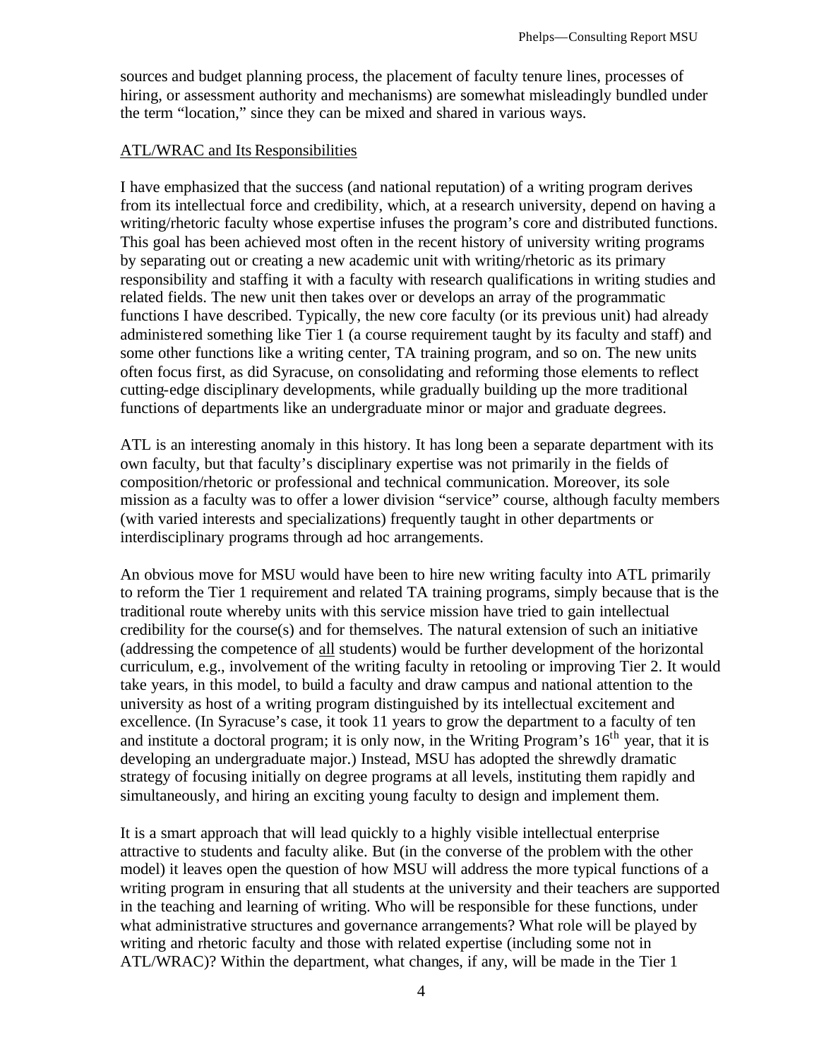sources and budget planning process, the placement of faculty tenure lines, processes of hiring, or assessment authority and mechanisms) are somewhat misleadingly bundled under the term "location," since they can be mixed and shared in various ways.

## ATL/WRAC and Its Responsibilities

I have emphasized that the success (and national reputation) of a writing program derives from its intellectual force and credibility, which, at a research university, depend on having a writing/rhetoric faculty whose expertise infuses the program's core and distributed functions. This goal has been achieved most often in the recent history of university writing programs by separating out or creating a new academic unit with writing/rhetoric as its primary responsibility and staffing it with a faculty with research qualifications in writing studies and related fields. The new unit then takes over or develops an array of the programmatic functions I have described. Typically, the new core faculty (or its previous unit) had already administered something like Tier 1 (a course requirement taught by its faculty and staff) and some other functions like a writing center, TA training program, and so on. The new units often focus first, as did Syracuse, on consolidating and reforming those elements to reflect cutting-edge disciplinary developments, while gradually building up the more traditional functions of departments like an undergraduate minor or major and graduate degrees.

ATL is an interesting anomaly in this history. It has long been a separate department with its own faculty, but that faculty's disciplinary expertise was not primarily in the fields of composition/rhetoric or professional and technical communication. Moreover, its sole mission as a faculty was to offer a lower division "service" course, although faculty members (with varied interests and specializations) frequently taught in other departments or interdisciplinary programs through ad hoc arrangements.

An obvious move for MSU would have been to hire new writing faculty into ATL primarily to reform the Tier 1 requirement and related TA training programs, simply because that is the traditional route whereby units with this service mission have tried to gain intellectual credibility for the course(s) and for themselves. The natural extension of such an initiative (addressing the competence of <u>all</u> students) would be further development of the horizontal curriculum, e.g., involvement of the writing faculty in retooling or improving Tier 2. It would take years, in this model, to build a faculty and draw campus and national attention to the university as host of a writing program distinguished by its intellectual excitement and excellence. (In Syracuse's case, it took 11 years to grow the department to a faculty of ten and institute a doctoral program; it is only now, in the Writing Program's 16th year, that it is developing an undergraduate major.) Instead, MSU has adopted the shrewdly dramatic strategy of focusing initially on degree programs at all levels, instituting them rapidly and simultaneously, and hiring an exciting young faculty to design and implement them.

It is a smart approach that will lead quickly to a highly visible intellectual enterprise attractive to students and faculty alike. But (in the converse of the problem with the other model) it leaves open the question of how MSU will address the more typical functions of a writing program in ensuring that all students at the university and their teachers are supported in the teaching and learning of writing. Who will be responsible for these functions, under what administrative structures and governance arrangements? What role will be played by writing and rhetoric faculty and those with related expertise (including some not in ATL/WRAC)? Within the department, what changes, if any, will be made in the Tier 1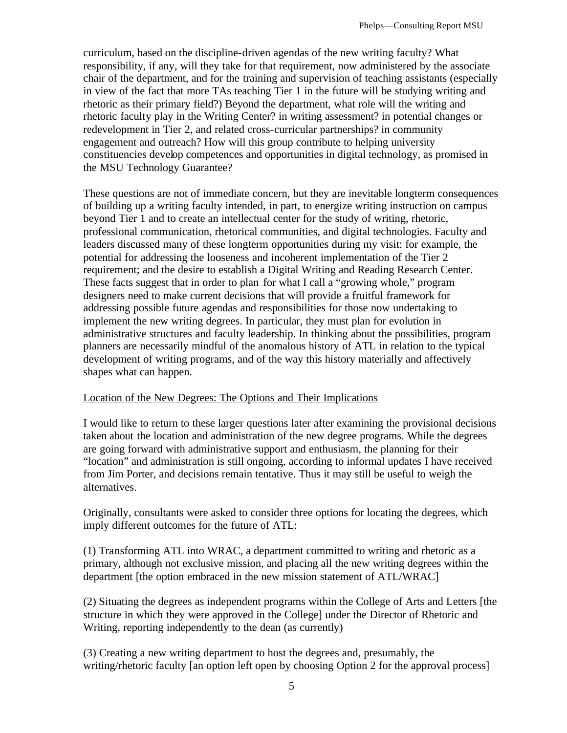curriculum, based on the discipline-driven agendas of the new writing faculty? What responsibility, if any, will they take for that requirement, now administered by the associate chair of the department, and for the training and supervision of teaching assistants (especially in view of the fact that more TAs teaching Tier 1 in the future will be studying writing and rhetoric as their primary field?) Beyond the department, what role will the writing and rhetoric faculty play in the Writing Center? in writing assessment? in potential changes or redevelopment in Tier 2, and related cross-curricular partnerships? in community engagement and outreach? How will this group contribute to helping university constituencies develop competences and opportunities in digital technology, as promised in the MSU Technology Guarantee?

These questions are not of immediate concern, but they are inevitable longterm consequences of building up a writing faculty intended, in part, to energize writing instruction on campus beyond Tier 1 and to create an intellectual center for the study of writing, rhetoric, professional communication, rhetorical communities, and digital technologies. Faculty and leaders discussed many of these longterm opportunities during my visit: for example, the potential for addressing the looseness and incoherent implementation of the Tier 2 requirement; and the desire to establish a Digital Writing and Reading Research Center. These facts suggest that in order to plan for what I call a "growing whole," program designers need to make current decisions that will provide a fruitful framework for addressing possible future agendas and responsibilities for those now undertaking to implement the new writing degrees. In particular, they must plan for evolution in administrative structures and faculty leadership. In thinking about the possibilities, program planners are necessarily mindful of the anomalous history of ATL in relation to the typical development of writing programs, and of the way this history materially and affectively shapes what can happen.

Location of the New Degrees: The Options and Their Implications

I would like to return to these larger questions later after examining the provisional decisions taken about the location and administration of the new degree programs. While the degrees are going forward with administrative support and enthusiasm, the planning for their "location" and administration is still ongoing, according to informal updates I have received from Jim Porter, and decisions remain tentative. Thus it may still be useful to weigh the alternatives.

Originally, consultants were asked to consider three options for locating the degrees, which imply different outcomes for the future of ATL:

(1) Transforming ATL into WRAC, a department committed to writing and rhetoric as a primary, although not exclusive mission, and placing all the new writing degrees within the department [the option embraced in the new mission statement of ATL/WRAC]

(2) Situating the degrees as independent programs within the College of Arts and Letters [the structure in which they were approved in the College] under the Director of Rhetoric and Writing, reporting independently to the dean (as currently)

(3) Creating a new writing department to host the degrees and, presumably, the writing/rhetoric faculty [an option left open by choosing Option 2 for the approval process]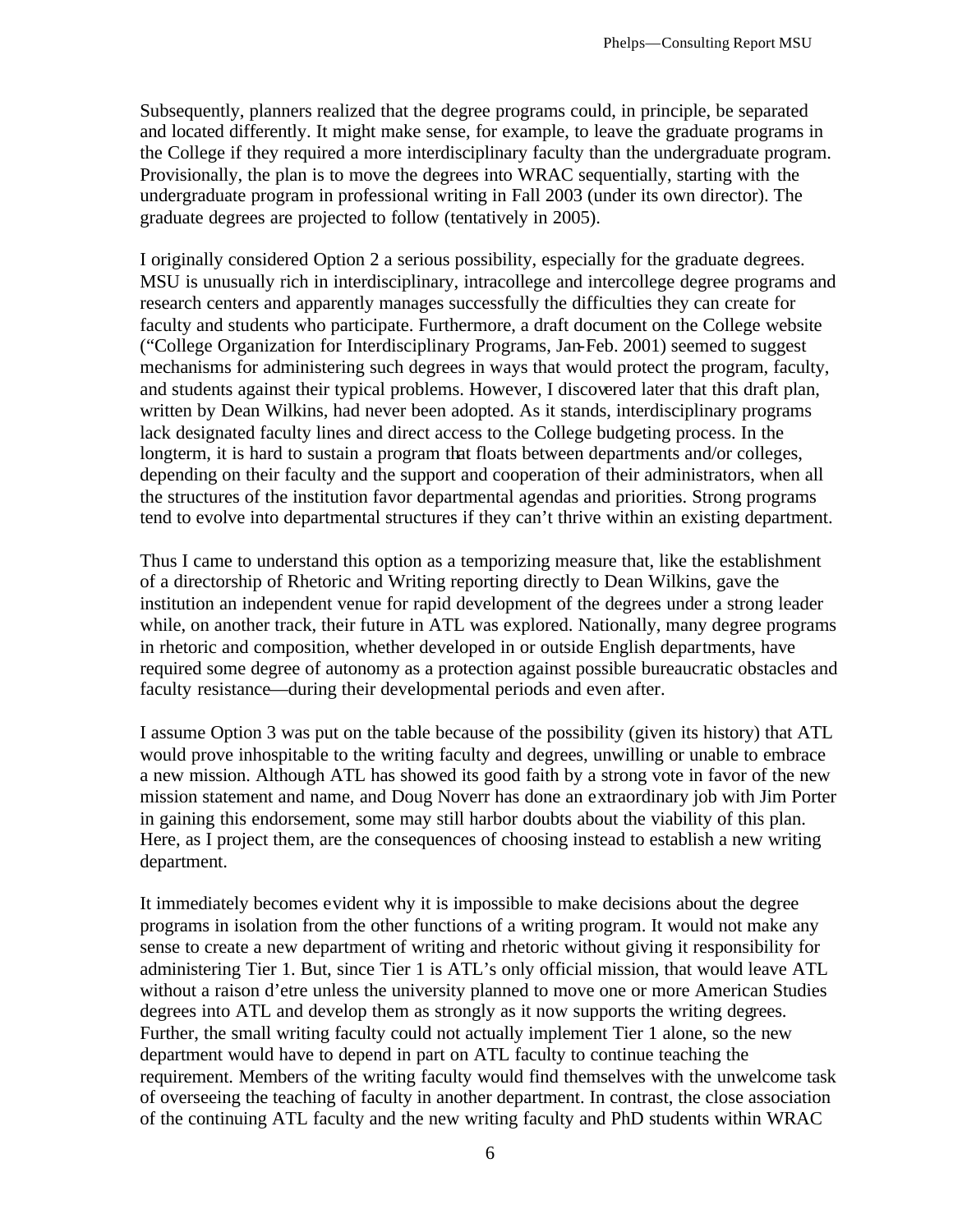Subsequently, planners realized that the degree programs could, in principle, be separated and located differently. It might make sense, for example, to leave the graduate programs in the College if they required a more interdisciplinary faculty than the undergraduate program. Provisionally, the plan is to move the degrees into WRAC sequentially, starting with the undergraduate program in professional writing in Fall 2003 (under its own director). The graduate degrees are projected to follow (tentatively in 2005).

I originally considered Option 2 a serious possibility, especially for the graduate degrees. MSU is unusually rich in interdisciplinary, intracollege and intercollege degree programs and research centers and apparently manages successfully the difficulties they can create for faculty and students who participate. Furthermore, a draft document on the College website ("College Organization for Interdisciplinary Programs, Jan-Feb. 2001) seemed to suggest mechanisms for administering such degrees in ways that would protect the program, faculty, and students against their typical problems. However, I discovered later that this draft plan, written by Dean Wilkins, had never been adopted. As it stands, interdisciplinary programs lack designated faculty lines and direct access to the College budgeting process. In the longterm, it is hard to sustain a program that floats between departments and/or colleges, depending on their faculty and the support and cooperation of their administrators, when all the structures of the institution favor departmental agendas and priorities. Strong programs tend to evolve into departmental structures if they can't thrive within an existing department.

Thus I came to understand this option as a temporizing measure that, like the establishment of a directorship of Rhetoric and Writing reporting directly to Dean Wilkins, gave the institution an independent venue for rapid development of the degrees under a strong leader while, on another track, their future in ATL was explored. Nationally, many degree programs in rhetoric and composition, whether developed in or outside English departments, have required some degree of autonomy as a protection against possible bureaucratic obstacles and faculty resistance—during their developmental periods and even after.

I assume Option 3 was put on the table because of the possibility (given its history) that ATL would prove inhospitable to the writing faculty and degrees, unwilling or unable to embrace a new mission. Although ATL has showed its good faith by a strong vote in favor of the new mission statement and name, and Doug Noverr has done an extraordinary job with Jim Porter in gaining this endorsement, some may still harbor doubts about the viability of this plan. Here, as I project them, are the consequences of choosing instead to establish a new writing department.

It immediately becomes evident why it is impossible to make decisions about the degree programs in isolation from the other functions of a writing program. It would not make any sense to create a new department of writing and rhetoric without giving it responsibility for administering Tier 1. But, since Tier 1 is ATL's only official mission, that would leave ATL without a raison d'etre unless the university planned to move one or more American Studies degrees into ATL and develop them as strongly as it now supports the writing degrees. Further, the small writing faculty could not actually implement Tier 1 alone, so the new department would have to depend in part on ATL faculty to continue teaching the requirement. Members of the writing faculty would find themselves with the unwelcome task of overseeing the teaching of faculty in another department. In contrast, the close association of the continuing ATL faculty and the new writing faculty and PhD students within WRAC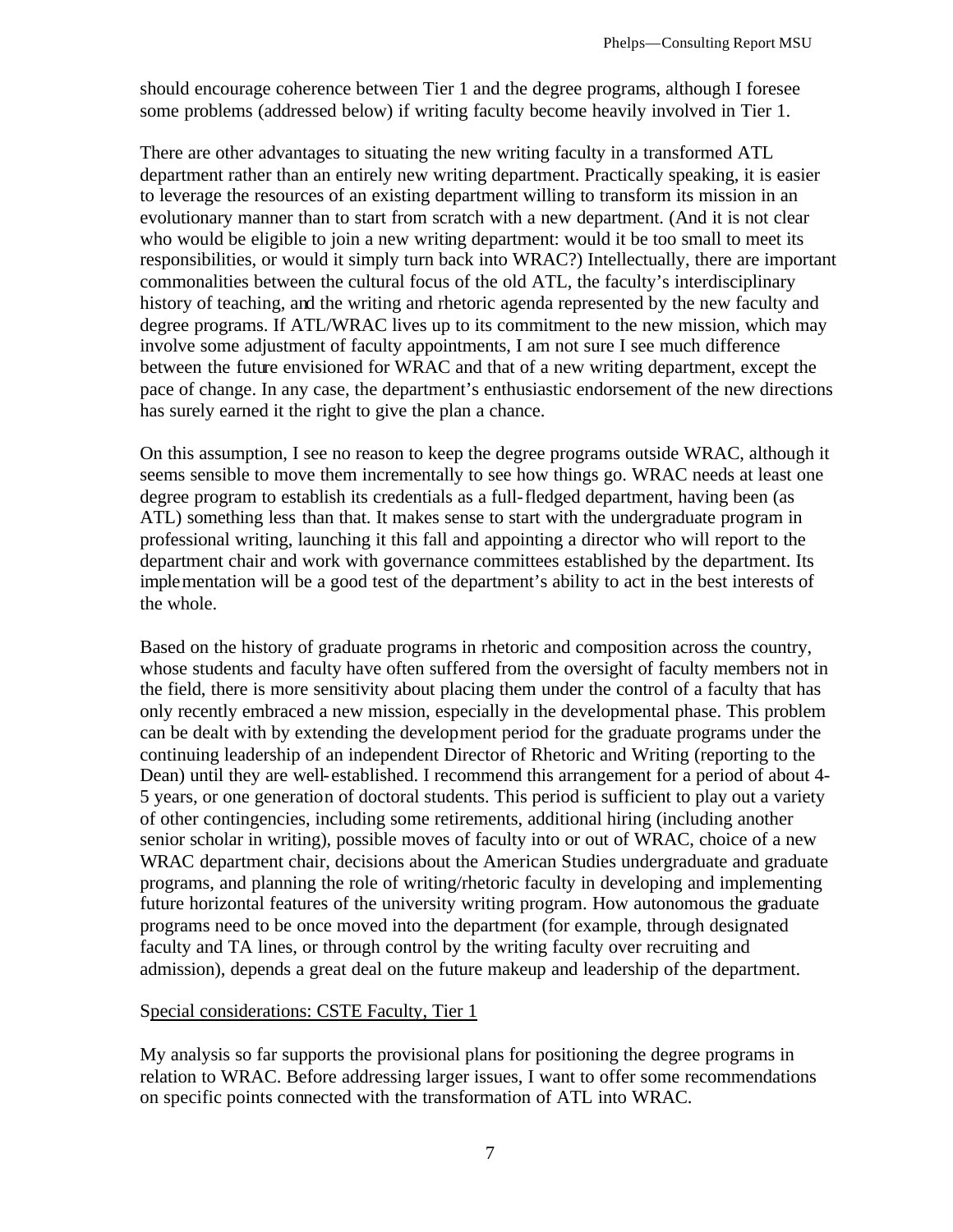should encourage coherence between Tier 1 and the degree programs, although I foresee some problems (addressed below) if writing faculty become heavily involved in Tier 1.

There are other advantages to situating the new writing faculty in a transformed ATL department rather than an entirely new writing department. Practically speaking, it is easier to leverage the resources of an existing department willing to transform its mission in an evolutionary manner than to start from scratch with a new department. (And it is not clear who would be eligible to join a new writing department: would it be too small to meet its responsibilities, or would it simply turn back into WRAC?) Intellectually, there are important commonalities between the cultural focus of the old ATL, the faculty's interdisciplinary history of teaching, and the writing and rhetoric agenda represented by the new faculty and degree programs. If ATL/WRAC lives up to its commitment to the new mission, which may involve some adjustment of faculty appointments, I am not sure I see much difference between the future envisioned for WRAC and that of a new writing department, except the pace of change. In any case, the department's enthusiastic endorsement of the new directions has surely earned it the right to give the plan a chance.

On this assumption, I see no reason to keep the degree programs outside WRAC, although it seems sensible to move them incrementally to see how things go. WRAC needs at least one degree program to establish its credentials as a full-fledged department, having been (as ATL) something less than that. It makes sense to start with the undergraduate program in professional writing, launching it this fall and appointing a director who will report to the department chair and work with governance committees established by the department. Its implementation will be a good test of the department's ability to act in the best interests of the whole.

Based on the history of graduate programs in rhetoric and composition across the country, whose students and faculty have often suffered from the oversight of faculty members not in the field, there is more sensitivity about placing them under the control of a faculty that has only recently embraced a new mission, especially in the developmental phase. This problem can be dealt with by extending the development period for the graduate programs under the continuing leadership of an independent Director of Rhetoric and Writing (reporting to the Dean) until they are well-established. I recommend this arrangement for a period of about 4-5 years, or one generation of doctoral students. This period is sufficient to play out a variety of other contingencies, including some retirements, additional hiring (including another senior scholar in writing), possible moves of faculty into or out of WRAC, choice of a new WRAC department chair, decisions about the American Studies undergraduate and graduate programs, and planning the role of writing/rhetoric faculty in developing and implementing future horizontal features of the university writing program. How autonomous the graduate programs need to be once moved into the department (for example, through designated faculty and TA lines, or through control by the writing faculty over recruiting and admission), depends a great deal on the future makeup and leadership of the department.

Special considerations: CSTE Faculty, Tier 1

My analysis so far supports the provisional plans for positioning the degree programs in relation to WRAC. Before addressing larger issues, I want to offer some recommendations on specific points connected with the transformation of ATL into WRAC.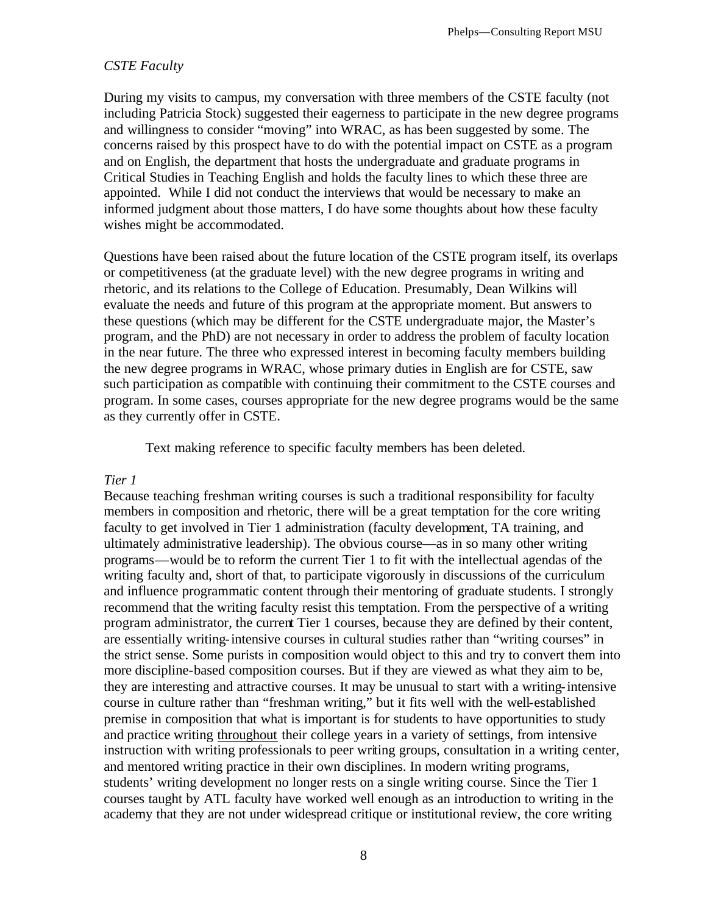*CSTE Faculty*

During my visits to campus, my conversation with three members of the CSTE faculty (not including Patricia Stock) suggested their eagerness to participate in the new degree programs and willingness to consider "moving" into WRAC, as has been suggested by some. The concerns raised by this prospect have to do with the potential impact on CSTE as a program and on English, the department that hosts the undergraduate and graduate programs in Critical Studies in Teaching English and holds the faculty lines to which these three are appointed. While I did not conduct the interviews that would be necessary to make an informed judgment about those matters, I do have some thoughts about how these faculty wishes might be accommodated.

Questions have been raised about the future location of the CSTE program itself, its overlaps or competitiveness (at the graduate level) with the new degree programs in writing and rhetoric, and its relations to the College of Education. Presumably, Dean Wilkins will evaluate the needs and future of this program at the appropriate moment. But answers to these questions (which may be different for the CSTE undergraduate major, the Master's program, and the PhD) are not necessary in order to address the problem of faculty location in the near future. The three who expressed interest in becoming faculty members building the new degree programs in WRAC, whose primary duties in English are for CSTE, saw such participation as compatible with continuing their commitment to the CSTE courses and program. In some cases, courses appropriate for the new degree programs would be the same as they currently offer in CSTE.

Text making reference to specific faculty members has been deleted.

*Tier 1*

Because teaching freshman writing courses is such a traditional responsibility for faculty members in composition and rhetoric, there will be a great temptation for the core writing faculty to get involved in Tier 1 administration (faculty development, TA training, and ultimately administrative leadership). The obvious course—as in so many other writing programs—would be to reform the current Tier 1 to fit with the intellectual agendas of the writing faculty and, short of that, to participate vigorously in discussions of the curriculum and influence programmatic content through their mentoring of graduate students. I strongly recommend that the writing faculty resist this temptation. From the perspective of a writing program administrator, the current Tier 1 courses, because they are defined by their content, are essentially writing-intensive courses in cultural studies rather than "writing courses" in the strict sense. Some purists in composition would object to this and try to convert them into more discipline-based composition courses. But if they are viewed as what they aim to be, they are interesting and attractive courses. It may be unusual to start with a writing-intensive course in culture rather than "freshman writing," but it fits well with the well-established premise in composition that what is important is for students to have opportunities to study and practice writing throughout their college years in a variety of settings, from intensive instruction with writing professionals to peer writing groups, consultation in a writing center, and mentored writing practice in their own disciplines. In modern writing programs, students' writing development no longer rests on a single writing course. Since the Tier 1 courses taught by ATL faculty have worked well enough as an introduction to writing in the academy that they are not under widespread critique or institutional review, the core writing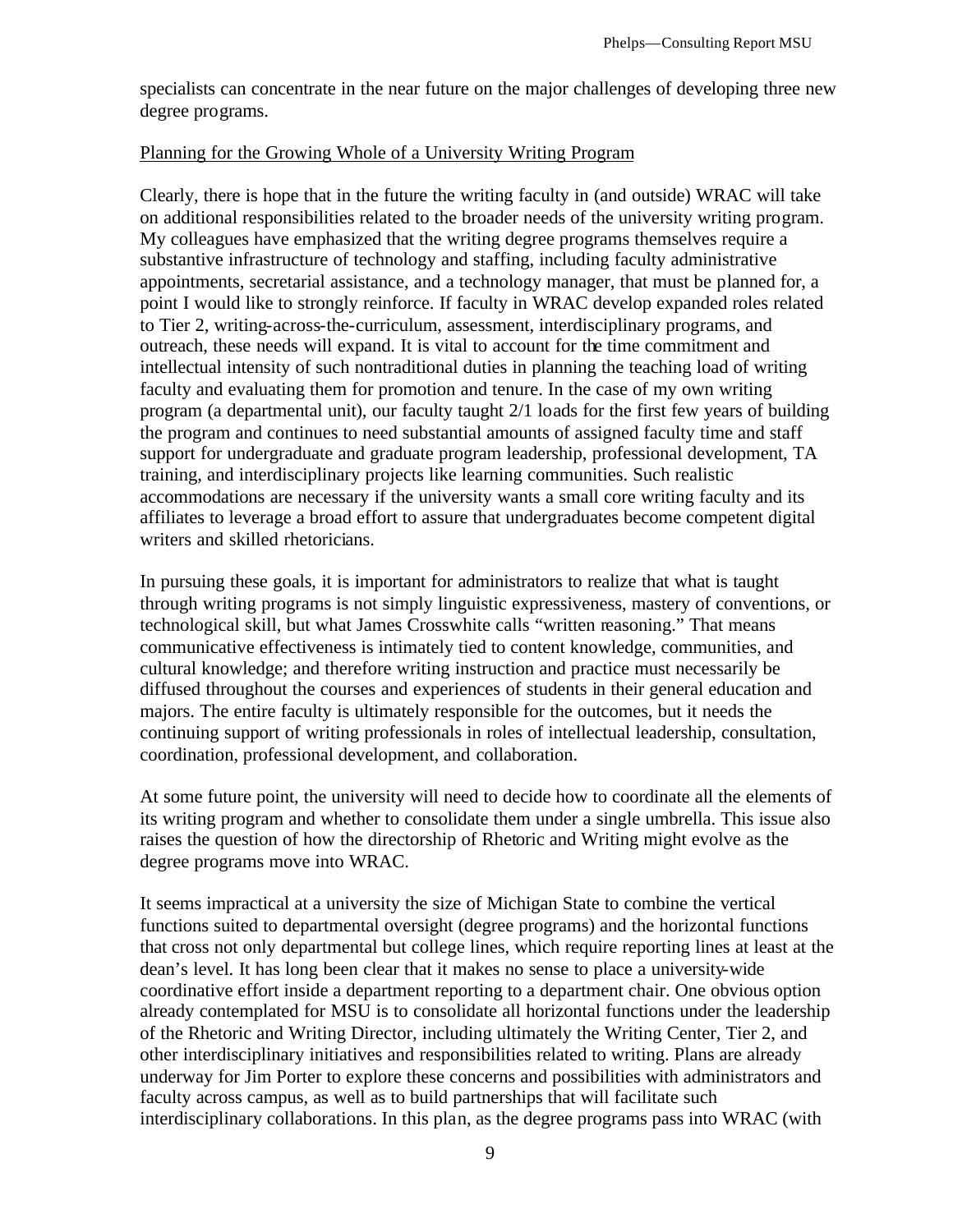specialists can concentrate in the near future on the major challenges of developing three new degree programs.

Planning for the Growing Whole of a University Writing Program

Clearly, there is hope that in the future the writing faculty in (and outside) WRAC will take on additional responsibilities related to the broader needs of the university writing program. My colleagues have emphasized that the writing degree programs themselves require a substantive infrastructure of technology and staffing, including faculty administrative appointments, secretarial assistance, and a technology manager, that must be planned for, a point I would like to strongly reinforce. If faculty in WRAC develop expanded roles related to Tier 2, writing-across-the-curriculum, assessment, interdisciplinary programs, and outreach, these needs will expand. It is vital to account for the time commitment and intellectual intensity of such nontraditional duties in planning the teaching load of writing faculty and evaluating them for promotion and tenure. In the case of my own writing program (a departmental unit), our faculty taught 2/1 loads for the first few years of building the program and continues to need substantial amounts of assigned faculty time and staff support for undergraduate and graduate program leadership, professional development, TA training, and interdisciplinary projects like learning communities. Such realistic accommodations are necessary if the university wants a small core writing faculty and its affiliates to leverage a broad effort to assure that undergraduates become competent digital writers and skilled rhetoricians.

In pursuing these goals, it is important for administrators to realize that what is taught through writing programs is not simply linguistic expressiveness, mastery of conventions, or technological skill, but what James Crosswhite calls "written reasoning." That means communicative effectiveness is intimately tied to content knowledge, communities, and cultural knowledge; and therefore writing instruction and practice must necessarily be diffused throughout the courses and experiences of students in their general education and majors. The entire faculty is ultimately responsible for the outcomes, but it needs the continuing support of writing professionals in roles of intellectual leadership, consultation, coordination, professional development, and collaboration.

At some future point, the university will need to decide how to coordinate all the elements of its writing program and whether to consolidate them under a single umbrella. This issue also raises the question of how the directorship of Rhetoric and Writing might evolve as the degree programs move into WRAC.

It seems impractical at a university the size of Michigan State to combine the vertical functions suited to departmental oversight (degree programs) and the horizontal functions that cross not only departmental but college lines, which require reporting lines at least at the dean's level. It has long been clear that it makes no sense to place a university-wide coordinative effort inside a department reporting to a department chair. One obvious option already contemplated for MSU is to consolidate all horizontal functions under the leadership of the Rhetoric and Writing Director, including ultimately the Writing Center, Tier 2, and other interdisciplinary initiatives and responsibilities related to writing. Plans are already underway for Jim Porter to explore these concerns and possibilities with administrators and faculty across campus, as well as to build partnerships that will facilitate such interdisciplinary collaborations. In this plan, as the degree programs pass into WRAC (with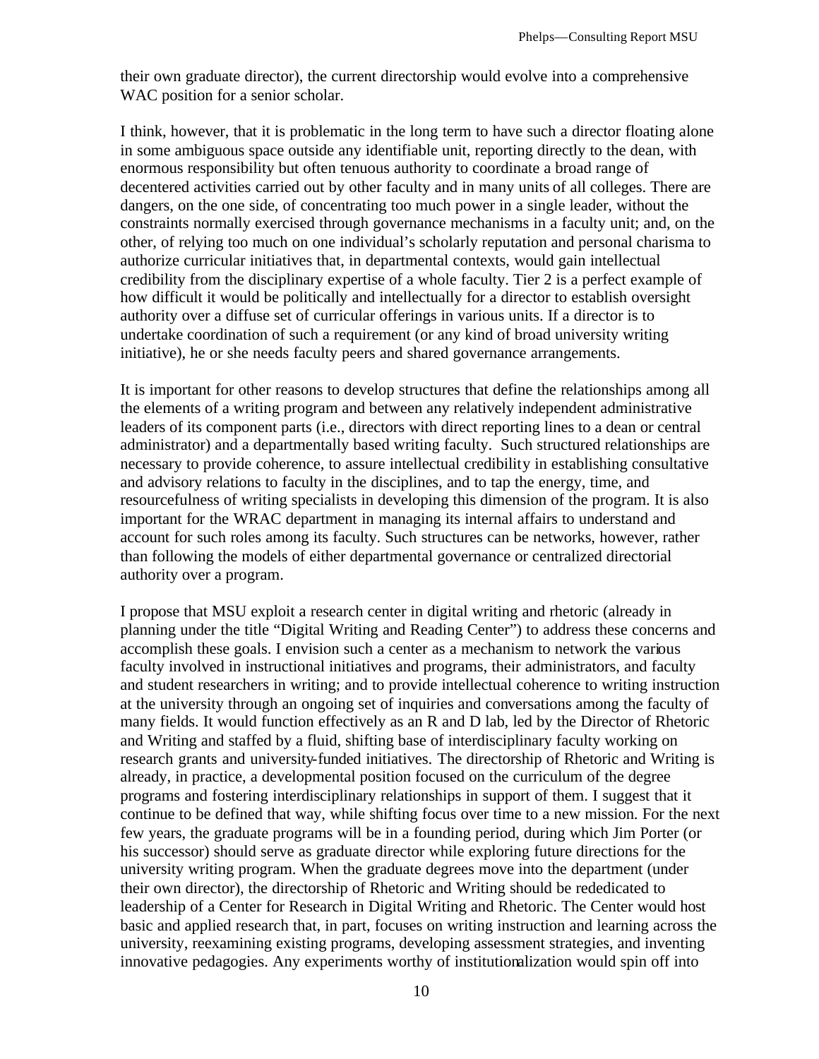their own graduate director), the current directorship would evolve into a comprehensive WAC position for a senior scholar.

I think, however, that it is problematic in the long term to have such a director floating alone in some ambiguous space outside any identifiable unit, reporting directly to the dean, with enormous responsibility but often tenuous authority to coordinate a broad range of decentered activities carried out by other faculty and in many units of all colleges. There are dangers, on the one side, of concentrating too much power in a single leader, without the constraints normally exercised through governance mechanisms in a faculty unit; and, on the other, of relying too much on one individual's scholarly reputation and personal charisma to authorize curricular initiatives that, in departmental contexts, would gain intellectual credibility from the disciplinary expertise of a whole faculty. Tier 2 is a perfect example of how difficult it would be politically and intellectually for a director to establish oversight authority over a diffuse set of curricular offerings in various units. If a director is to undertake coordination of such a requirement (or any kind of broad university writing initiative), he or she needs faculty peers and shared governance arrangements.

It is important for other reasons to develop structures that define the relationships among all the elements of a writing program and between any relatively independent administrative leaders of its component parts (i.e., directors with direct reporting lines to a dean or central administrator) and a departmentally based writing faculty. Such structured relationships are necessary to provide coherence, to assure intellectual credibility in establishing consultative and advisory relations to faculty in the disciplines, and to tap the energy, time, and resourcefulness of writing specialists in developing this dimension of the program. It is also important for the WRAC department in managing its internal affairs to understand and account for such roles among its faculty. Such structures can be networks, however, rather than following the models of either departmental governance or centralized directorial authority over a program.

I propose that MSU exploit a research center in digital writing and rhetoric (already in planning under the title "Digital Writing and Reading Center") to address these concerns and accomplish these goals. I envision such a center as a mechanism to network the various faculty involved in instructional initiatives and programs, their administrators, and faculty and student researchers in writing; and to provide intellectual coherence to writing instruction at the university through an ongoing set of inquiries and conversations among the faculty of many fields. It would function effectively as an R and D lab, led by the Director of Rhetoric and Writing and staffed by a fluid, shifting base of interdisciplinary faculty working on research grants and university-funded initiatives. The directorship of Rhetoric and Writing is already, in practice, a developmental position focused on the curriculum of the degree programs and fostering interdisciplinary relationships in support of them. I suggest that it continue to be defined that way, while shifting focus over time to a new mission. For the next few years, the graduate programs will be in a founding period, during which Jim Porter (or his successor) should serve as graduate director while exploring future directions for the university writing program. When the graduate degrees move into the department (under their own director), the directorship of Rhetoric and Writing should be rededicated to leadership of a Center for Research in Digital Writing and Rhetoric. The Center would host basic and applied research that, in part, focuses on writing instruction and learning across the university, reexamining existing programs, developing assessment strategies, and inventing innovative pedagogies. Any experiments worthy of institutionalization would spin off into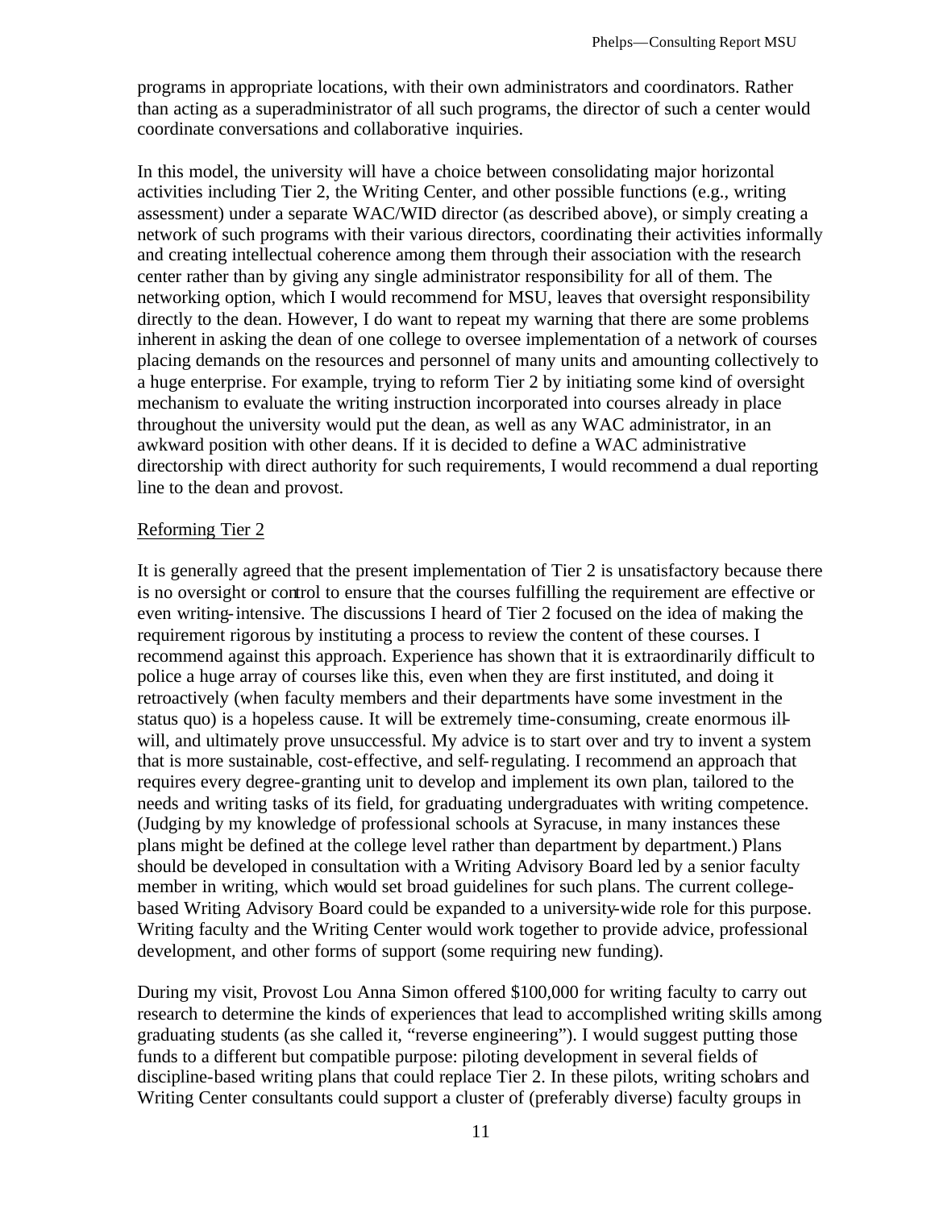programs in appropriate locations, with their own administrators and coordinators. Rather than acting as a superadministrator of all such programs, the director of such a center would coordinate conversations and collaborative inquiries.

In this model, the university will have a choice between consolidating major horizontal activities including Tier 2, the Writing Center, and other possible functions (e.g., writing assessment) under a separate WAC/WID director (as described above), or simply creating a network of such programs with their various directors, coordinating their activities informally and creating intellectual coherence among them through their association with the research center rather than by giving any single administrator responsibility for all of them. The networking option, which I would recommend for MSU, leaves that oversight responsibility directly to the dean. However, I do want to repeat my warning that there are some problems inherent in asking the dean of one college to oversee implementation of a network of courses placing demands on the resources and personnel of many units and amounting collectively to a huge enterprise. For example, trying to reform Tier 2 by initiating some kind of oversight mechanism to evaluate the writing instruction incorporated into courses already in place throughout the university would put the dean, as well as any WAC administrator, in an awkward position with other deans. If it is decided to define a WAC administrative directorship with direct authority for such requirements, I would recommend a dual reporting line to the dean and provost.

## Reforming Tier 2

It is generally agreed that the present implementation of Tier 2 is unsatisfactory because there is no oversight or control to ensure that the courses fulfilling the requirement are effective or even writing-intensive. The discussions I heard of Tier 2 focused on the idea of making the requirement rigorous by instituting a process to review the content of these courses. I recommend against this approach. Experience has shown that it is extraordinarily difficult to police a huge array of courses like this, even when they are first instituted, and doing it retroactively (when faculty members and their departments have some investment in the status quo) is a hopeless cause. It will be extremely time-consuming, create enormous ill-will, and ultimately prove unsuccessful. My advice is to start over and try to invent a system that is more sustainable, cost-effective, and self-regulating. I recommend an approach that requires every degree-granting unit to develop and implement its own plan, tailored to the needs and writing tasks of its field, for graduating undergraduates with writing competence. (Judging by my knowledge of professional schools at Syracuse, in many instances these plans might be defined at the college level rather than department by department.) Plans should be developed in consultation with a Writing Advisory Board led by a senior faculty member in writing, which would set broad guidelines for such plans. The current college-based Writing Advisory Board could be expanded to a university-wide role for this purpose. Writing faculty and the Writing Center would work together to provide advice, professional development, and other forms of support (some requiring new funding).

During my visit, Provost Lou Anna Simon offered $100,000 for writing faculty to carry out research to determine the kinds of experiences that lead to accomplished writing skills among graduating students (as she called it, "reverse engineering"). I would suggest putting those funds to a different but compatible purpose: piloting development in several fields of discipline-based writing plans that could replace Tier 2. In these pilots, writing scholars and Writing Center consultants could support a cluster of (preferably diverse) faculty groups in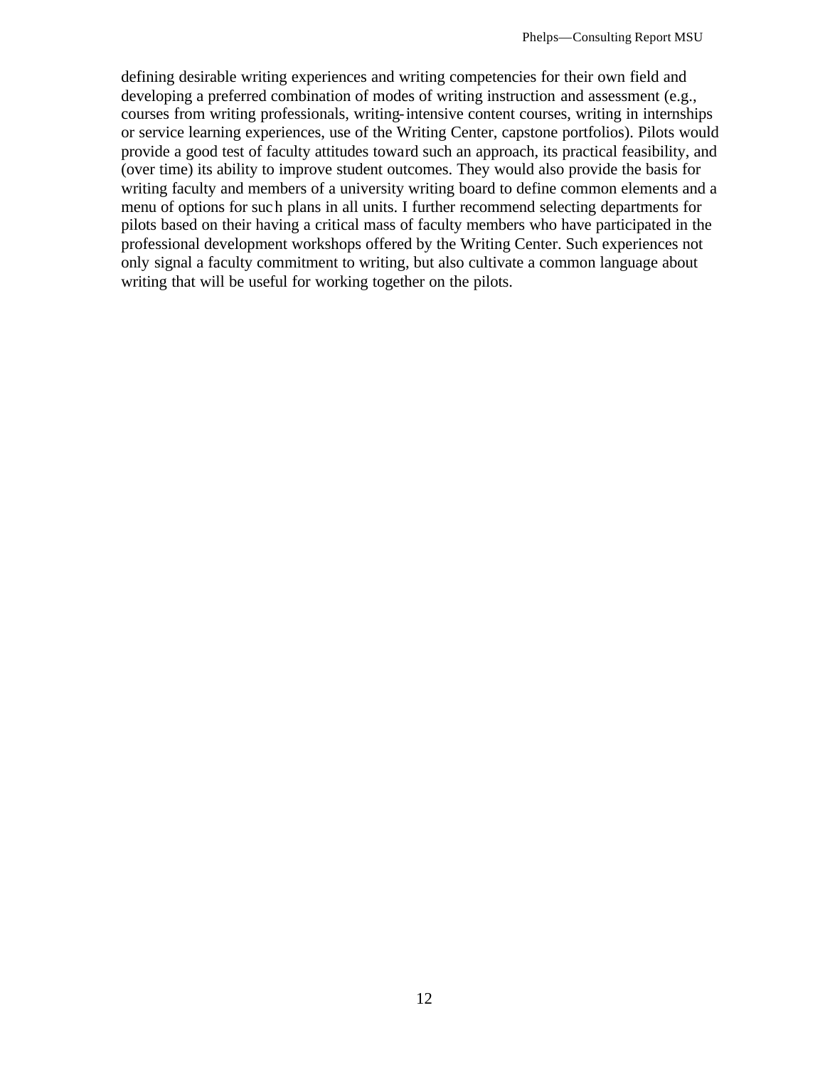defining desirable writing experiences and writing competencies for their own field and developing a preferred combination of modes of writing instruction and assessment (e.g., courses from writing professionals, writing-intensive content courses, writing in internships or service learning experiences, use of the Writing Center, capstone portfolios). Pilots would provide a good test of faculty attitudes toward such an approach, its practical feasibility, and (over time) its ability to improve student outcomes. They would also provide the basis for writing faculty and members of a university writing board to define common elements and a menu of options for such plans in all units. I further recommend selecting departments for pilots based on their having a critical mass of faculty members who have participated in the professional development workshops offered by the Writing Center. Such experiences not only signal a faculty commitment to writing, but also cultivate a common language about writing that will be useful for working together on the pilots.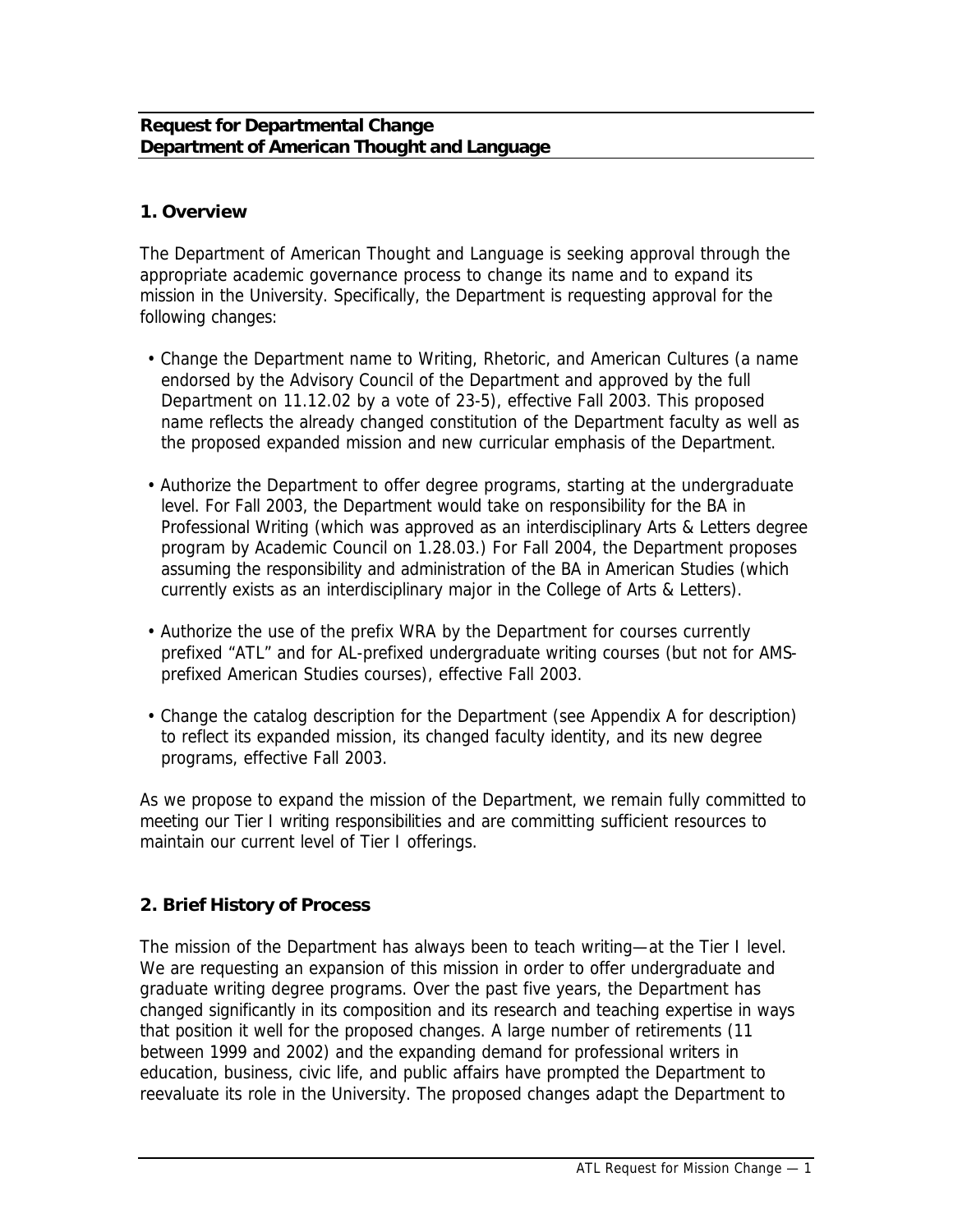**Request for Departmental Change**
**Department of American Thought and Language**

## 1. Overview

The Department of American Thought and Language is seeking approval through the appropriate academic governance process to change its name and to expand its mission in the University. Specifically, the Department is requesting approval for the following changes:

- Change the Department name to Writing, Rhetoric, and American Cultures (a name endorsed by the Advisory Council of the Department and approved by the full Department on 11.12.02 by a vote of 23-5), effective Fall 2003. This proposed name reflects the already changed constitution of the Department faculty as well as the proposed expanded mission and new curricular emphasis of the Department.

- Authorize the Department to offer degree programs, starting at the undergraduate level. For Fall 2003, the Department would take on responsibility for the BA in Professional Writing (which was approved as an interdisciplinary Arts & Letters degree program by Academic Council on 1.28.03.) For Fall 2004, the Department proposes assuming the responsibility and administration of the BA in American Studies (which currently exists as an interdisciplinary major in the College of Arts & Letters).

- Authorize the use of the prefix WRA by the Department for courses currently prefixed "ATL" and for AL-prefixed undergraduate writing courses (but not for AMS-prefixed American Studies courses), effective Fall 2003.

- Change the catalog description for the Department (see Appendix A for description) to reflect its expanded mission, its changed faculty identity, and its new degree programs, effective Fall 2003.

As we propose to expand the mission of the Department, we remain fully committed to meeting our Tier I writing responsibilities and are committing sufficient resources to maintain our current level of Tier I offerings.

## 2. Brief History of Process

The mission of the Department has always been to teach writing—at the Tier I level. We are requesting an expansion of this mission in order to offer undergraduate and graduate writing degree programs. Over the past five years, the Department has changed significantly in its composition and its research and teaching expertise in ways that position it well for the proposed changes. A large number of retirements (11 between 1999 and 2002) and the expanding demand for professional writers in education, business, civic life, and public affairs have prompted the Department to reevaluate its role in the University. The proposed changes adapt the Department to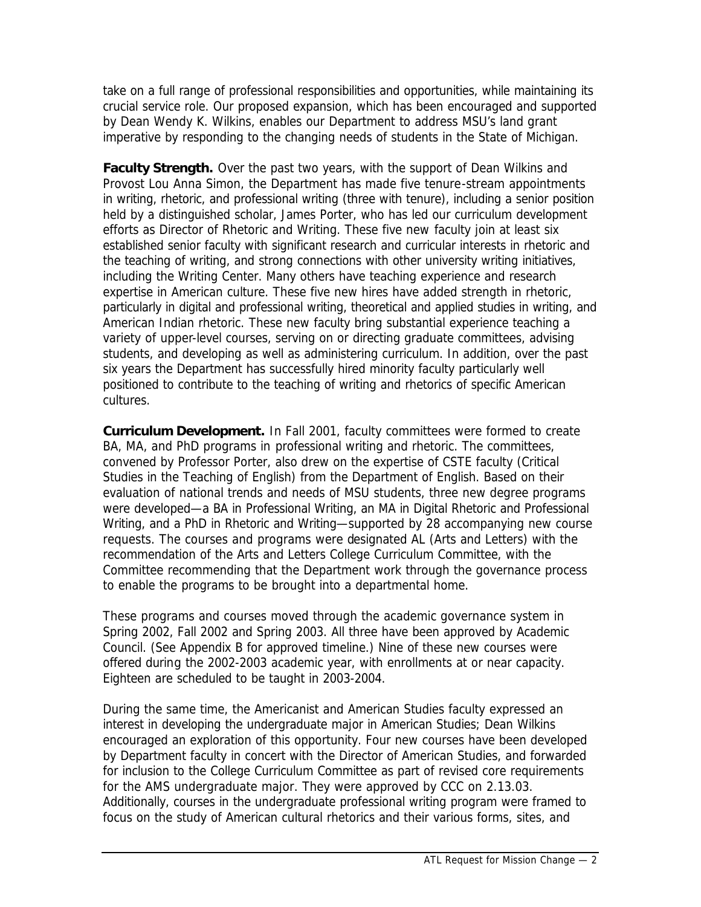take on a full range of professional responsibilities and opportunities, while maintaining its crucial service role. Our proposed expansion, which has been encouraged and supported by Dean Wendy K. Wilkins, enables our Department to address MSU's land grant imperative by responding to the changing needs of students in the State of Michigan.

**Faculty Strength.** Over the past two years, with the support of Dean Wilkins and Provost Lou Anna Simon, the Department has made five tenure-stream appointments in writing, rhetoric, and professional writing (three with tenure), including a senior position held by a distinguished scholar, James Porter, who has led our curriculum development efforts as Director of Rhetoric and Writing. These five new faculty join at least six established senior faculty with significant research and curricular interests in rhetoric and the teaching of writing, and strong connections with other university writing initiatives, including the Writing Center. Many others have teaching experience and research expertise in American culture. These five new hires have added strength in rhetoric, particularly in digital and professional writing, theoretical and applied studies in writing, and American Indian rhetoric. These new faculty bring substantial experience teaching a variety of upper-level courses, serving on or directing graduate committees, advising students, and developing as well as administering curriculum. In addition, over the past six years the Department has successfully hired minority faculty particularly well positioned to contribute to the teaching of writing and rhetorics of specific American cultures.

**Curriculum Development.** In Fall 2001, faculty committees were formed to create BA, MA, and PhD programs in professional writing and rhetoric. The committees, convened by Professor Porter, also drew on the expertise of CSTE faculty (Critical Studies in the Teaching of English) from the Department of English. Based on their evaluation of national trends and needs of MSU students, three new degree programs were developed—a BA in Professional Writing, an MA in Digital Rhetoric and Professional Writing, and a PhD in Rhetoric and Writing—supported by 28 accompanying new course requests. The courses and programs were designated AL (Arts and Letters) with the recommendation of the Arts and Letters College Curriculum Committee, with the Committee recommending that the Department work through the governance process to enable the programs to be brought into a departmental home.

These programs and courses moved through the academic governance system in Spring 2002, Fall 2002 and Spring 2003. All three have been approved by Academic Council. (See Appendix B for approved timeline.) Nine of these new courses were offered during the 2002-2003 academic year, with enrollments at or near capacity. Eighteen are scheduled to be taught in 2003-2004.

During the same time, the Americanist and American Studies faculty expressed an interest in developing the undergraduate major in American Studies; Dean Wilkins encouraged an exploration of this opportunity. Four new courses have been developed by Department faculty in concert with the Director of American Studies, and forwarded for inclusion to the College Curriculum Committee as part of revised core requirements for the AMS undergraduate major. They were approved by CCC on 2.13.03. Additionally, courses in the undergraduate professional writing program were framed to focus on the study of American cultural rhetorics and their various forms, sites, and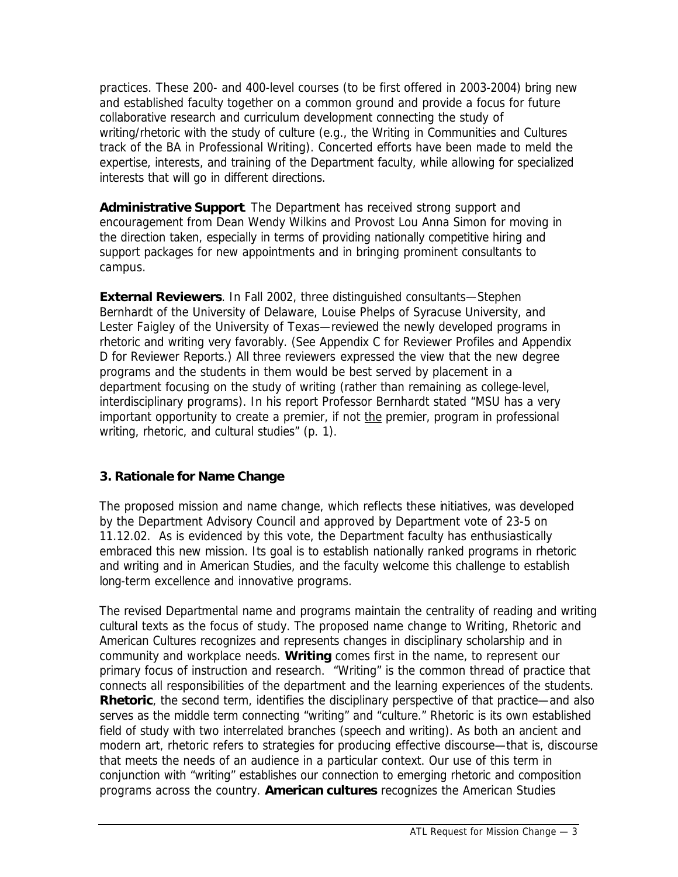practices. These 200- and 400-level courses (to be first offered in 2003-2004) bring new and established faculty together on a common ground and provide a focus for future collaborative research and curriculum development connecting the study of writing/rhetoric with the study of culture (e.g., the Writing in Communities and Cultures track of the BA in Professional Writing). Concerted efforts have been made to meld the expertise, interests, and training of the Department faculty, while allowing for specialized interests that will go in different directions.

**Administrative Support**. The Department has received strong support and encouragement from Dean Wendy Wilkins and Provost Lou Anna Simon for moving in the direction taken, especially in terms of providing nationally competitive hiring and support packages for new appointments and in bringing prominent consultants to campus.

**External Reviewers**. In Fall 2002, three distinguished consultants—Stephen Bernhardt of the University of Delaware, Louise Phelps of Syracuse University, and Lester Faigley of the University of Texas—reviewed the newly developed programs in rhetoric and writing very favorably. (See Appendix C for Reviewer Profiles and Appendix D for Reviewer Reports.) All three reviewers expressed the view that the new degree programs and the students in them would be best served by placement in a department focusing on the study of writing (rather than remaining as college-level, interdisciplinary programs). In his report Professor Bernhardt stated "MSU has a very important opportunity to create a premier, if not the premier, program in professional writing, rhetoric, and cultural studies" (p. 1).

### 3. Rationale for Name Change

The proposed mission and name change, which reflects these initiatives, was developed by the Department Advisory Council and approved by Department vote of 23-5 on 11.12.02. As is evidenced by this vote, the Department faculty has enthusiastically embraced this new mission. Its goal is to establish nationally ranked programs in rhetoric and writing and in American Studies, and the faculty welcome this challenge to establish long-term excellence and innovative programs.

The revised Departmental name and programs maintain the centrality of reading and writing cultural texts as the focus of study. The proposed name change to Writing, Rhetoric and American Cultures recognizes and represents changes in disciplinary scholarship and in community and workplace needs. **Writing** comes first in the name, to represent our primary focus of instruction and research. "Writing" is the common thread of practice that connects all responsibilities of the department and the learning experiences of the students. **Rhetoric**, the second term, identifies the disciplinary perspective of that practice—and also serves as the middle term connecting "writing" and "culture." Rhetoric is its own established field of study with two interrelated branches (speech and writing). As both an ancient and modern art, rhetoric refers to strategies for producing effective discourse—that is, discourse that meets the needs of an audience in a particular context. Our use of this term in conjunction with "writing" establishes our connection to emerging rhetoric and composition programs across the country. **American cultures** recognizes the American Studies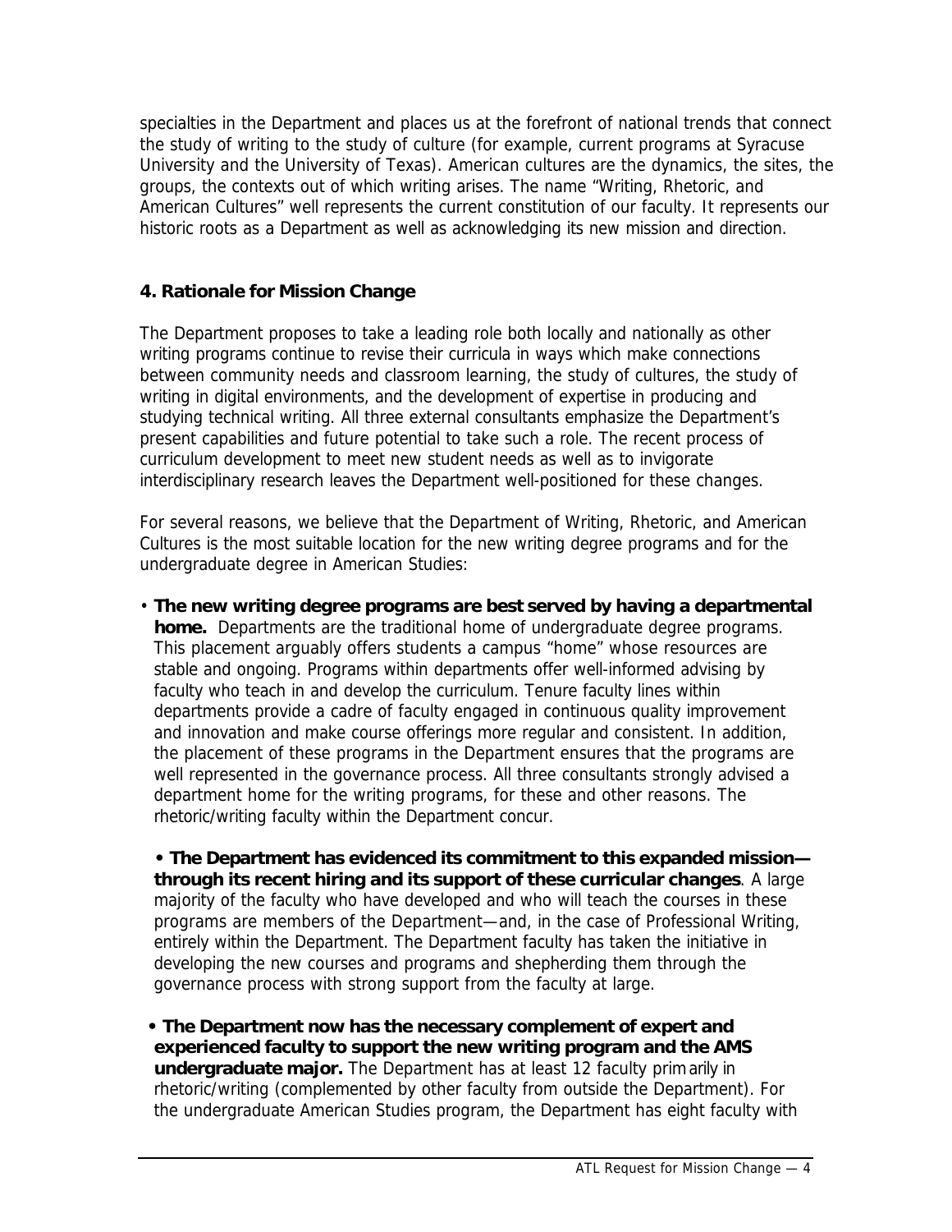specialties in the Department and places us at the forefront of national trends that connect the study of writing to the study of culture (for example, current programs at Syracuse University and the University of Texas). American cultures are the dynamics, the sites, the groups, the contexts out of which writing arises. The name "Writing, Rhetoric, and American Cultures" well represents the current constitution of our faculty. It represents our historic roots as a Department as well as acknowledging its new mission and direction.

## 4. Rationale for Mission Change

The Department proposes to take a leading role both locally and nationally as other writing programs continue to revise their curricula in ways which make connections between community needs and classroom learning, the study of cultures, the study of writing in digital environments, and the development of expertise in producing and studying technical writing. All three external consultants emphasize the Department's present capabilities and future potential to take such a role. The recent process of curriculum development to meet new student needs as well as to invigorate interdisciplinary research leaves the Department well-positioned for these changes.

For several reasons, we believe that the Department of Writing, Rhetoric, and American Cultures is the most suitable location for the new writing degree programs and for the undergraduate degree in American Studies:

- **The new writing degree programs are best served by having a departmental home.** Departments are the traditional home of undergraduate degree programs. This placement arguably offers students a campus "home" whose resources are stable and ongoing. Programs within departments offer well-informed advising by faculty who teach in and develop the curriculum. Tenure faculty lines within departments provide a cadre of faculty engaged in continuous quality improvement and innovation and make course offerings more regular and consistent. In addition, the placement of these programs in the Department ensures that the programs are well represented in the governance process. All three consultants strongly advised a department home for the writing programs, for these and other reasons. The rhetoric/writing faculty within the Department concur.

- **The Department has evidenced its commitment to this expanded mission—through its recent hiring and its support of these curricular changes**. A large majority of the faculty who have developed and who will teach the courses in these programs are members of the Department—and, in the case of Professional Writing, entirely within the Department. The Department faculty has taken the initiative in developing the new courses and programs and shepherding them through the governance process with strong support from the faculty at large.

- **The Department now has the necessary complement of expert and experienced faculty to support the new writing program and the AMS undergraduate major.** The Department has at least 12 faculty primarily in rhetoric/writing (complemented by other faculty from outside the Department). For the undergraduate American Studies program, the Department has eight faculty with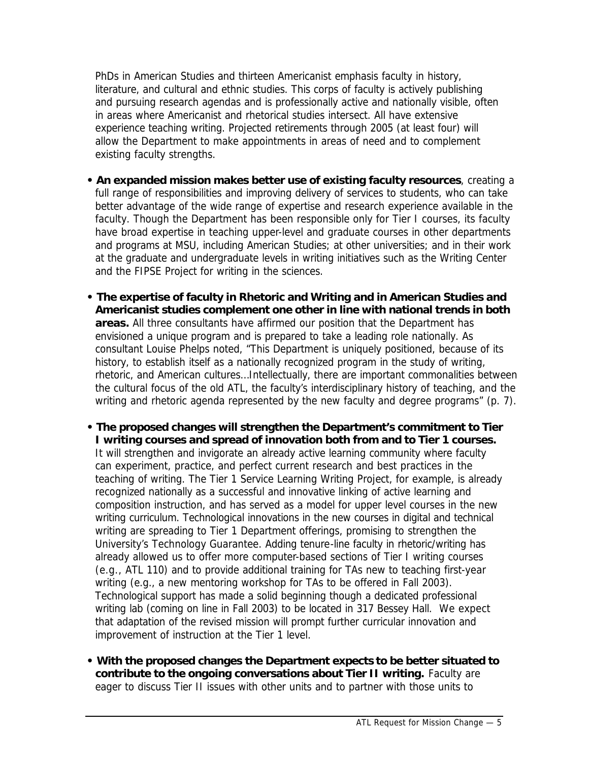PhDs in American Studies and thirteen Americanist emphasis faculty in history, literature, and cultural and ethnic studies. This corps of faculty is actively publishing and pursuing research agendas and is professionally active and nationally visible, often in areas where Americanist and rhetorical studies intersect. All have extensive experience teaching writing. Projected retirements through 2005 (at least four) will allow the Department to make appointments in areas of need and to complement existing faculty strengths.

- **An expanded mission makes better use of existing faculty resources**, creating a full range of responsibilities and improving delivery of services to students, who can take better advantage of the wide range of expertise and research experience available in the faculty. Though the Department has been responsible only for Tier I courses, its faculty have broad expertise in teaching upper-level and graduate courses in other departments and programs at MSU, including American Studies; at other universities; and in their work at the graduate and undergraduate levels in writing initiatives such as the Writing Center and the FIPSE Project for writing in the sciences.

- **The expertise of faculty in Rhetoric and Writing and in American Studies and Americanist studies complement one other in line with national trends in both areas.** All three consultants have affirmed our position that the Department has envisioned a unique program and is prepared to take a leading role nationally. As consultant Louise Phelps noted, "This Department is uniquely positioned, because of its history, to establish itself as a nationally recognized program in the study of writing, rhetoric, and American cultures…Intellectually, there are important commonalities between the cultural focus of the old ATL, the faculty's interdisciplinary history of teaching, and the writing and rhetoric agenda represented by the new faculty and degree programs" (p. 7).

- **The proposed changes will strengthen the Department's commitment to Tier I writing courses and spread of innovation both from and to Tier 1 courses.** It will strengthen and invigorate an already active learning community where faculty can experiment, practice, and perfect current research and best practices in the teaching of writing. The Tier 1 Service Learning Writing Project, for example, is already recognized nationally as a successful and innovative linking of active learning and composition instruction, and has served as a model for upper level courses in the new writing curriculum. Technological innovations in the new courses in digital and technical writing are spreading to Tier 1 Department offerings, promising to strengthen the University's Technology Guarantee. Adding tenure-line faculty in rhetoric/writing has already allowed us to offer more computer-based sections of Tier I writing courses (e.g., ATL 110) and to provide additional training for TAs new to teaching first-year writing (e.g., a new mentoring workshop for TAs to be offered in Fall 2003). Technological support has made a solid beginning though a dedicated professional writing lab (coming on line in Fall 2003) to be located in 317 Bessey Hall. We expect that adaptation of the revised mission will prompt further curricular innovation and improvement of instruction at the Tier 1 level.

- **With the proposed changes the Department expects to be better situated to contribute to the ongoing conversations about Tier II writing.** Faculty are eager to discuss Tier II issues with other units and to partner with those units to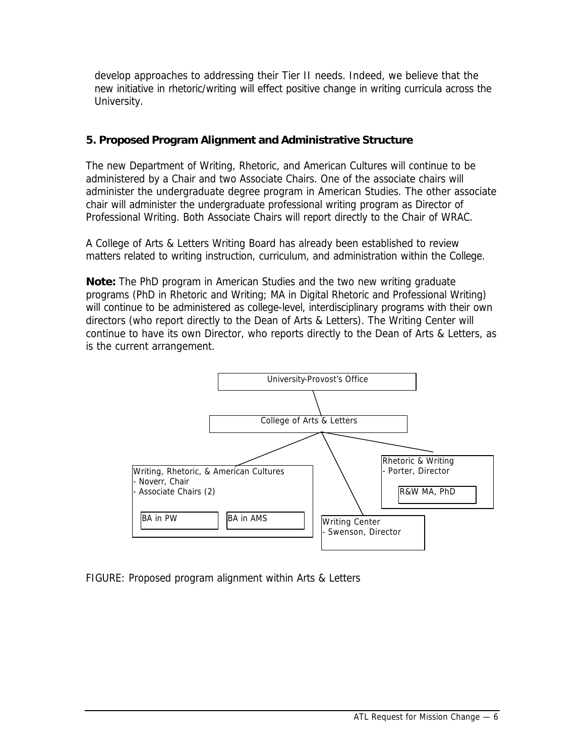develop approaches to addressing their Tier II needs. Indeed, we believe that the new initiative in rhetoric/writing will effect positive change in writing curricula across the University.

### 5. Proposed Program Alignment and Administrative Structure

The new Department of Writing, Rhetoric, and American Cultures will continue to be administered by a Chair and two Associate Chairs. One of the associate chairs will administer the undergraduate degree program in American Studies. The other associate chair will administer the undergraduate professional writing program as Director of Professional Writing. Both Associate Chairs will report directly to the Chair of WRAC.

A College of Arts & Letters Writing Board has already been established to review matters related to writing instruction, curriculum, and administration within the College.

**Note:** The PhD program in American Studies and the two new writing graduate programs (PhD in Rhetoric and Writing; MA in Digital Rhetoric and Professional Writing) will continue to be administered as college-level, interdisciplinary programs with their own directors (who report directly to the Dean of Arts & Letters). The Writing Center will continue to have its own Director, who reports directly to the Dean of Arts & Letters, as is the current arrangement.

University-Provost's Office

College of Arts & Letters

Writing, Rhetoric, & American Cultures
- Noverr, Chair
- Associate Chairs (2)

BA in PW

BA in AMS

Writing Center
- Swenson, Director

Rhetoric & Writing
- Porter, Director

R&W MA, PhD

FIGURE: Proposed program alignment within Arts & Letters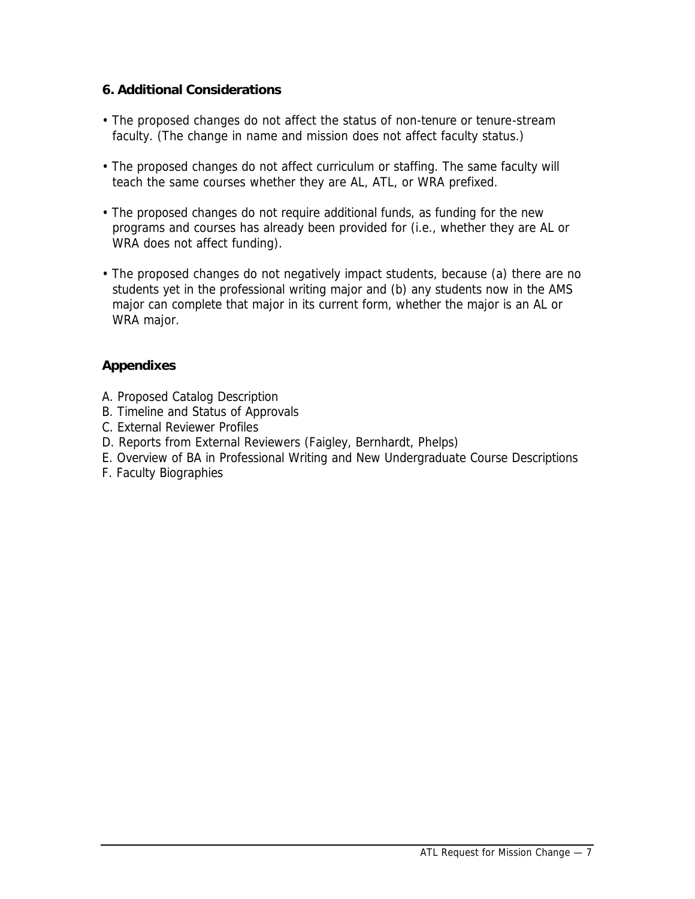### 6. Additional Considerations

- The proposed changes do not affect the status of non-tenure or tenure-stream faculty. (The change in name and mission does not affect faculty status.)
- The proposed changes do not affect curriculum or staffing. The same faculty will teach the same courses whether they are AL, ATL, or WRA prefixed.
- The proposed changes do not require additional funds, as funding for the new programs and courses has already been provided for (i.e., whether they are AL or WRA does not affect funding).
- The proposed changes do not negatively impact students, because (a) there are no students yet in the professional writing major and (b) any students now in the AMS major can complete that major in its current form, whether the major is an AL or WRA major.

### Appendixes

A. Proposed Catalog Description
B. Timeline and Status of Approvals
C. External Reviewer Profiles
D. Reports from External Reviewers (Faigley, Bernhardt, Phelps)
E. Overview of BA in Professional Writing and New Undergraduate Course Descriptions
F. Faculty Biographies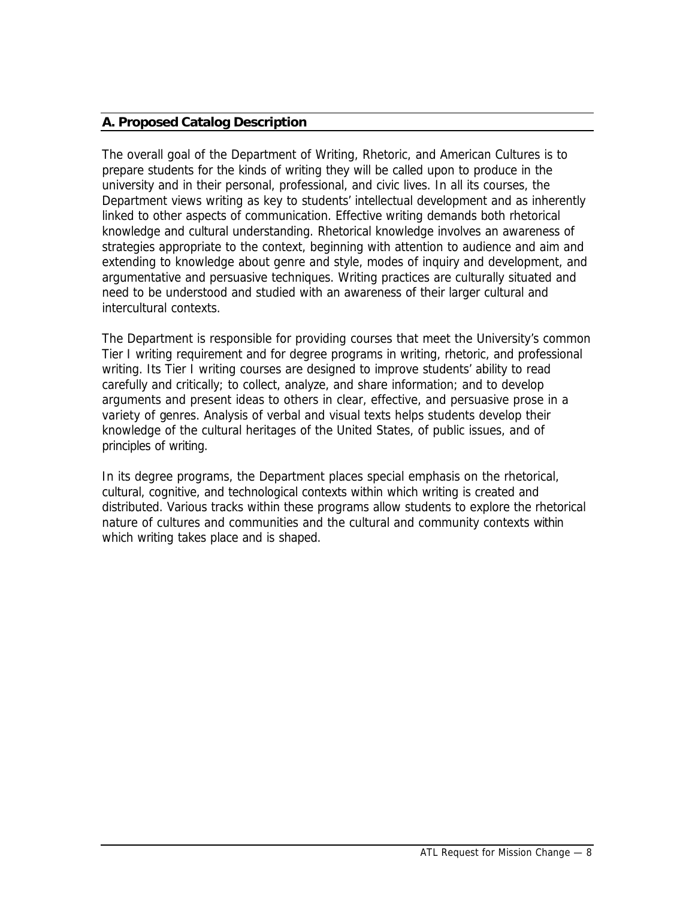## A. Proposed Catalog Description

The overall goal of the Department of Writing, Rhetoric, and American Cultures is to prepare students for the kinds of writing they will be called upon to produce in the university and in their personal, professional, and civic lives. In all its courses, the Department views writing as key to students' intellectual development and as inherently linked to other aspects of communication. Effective writing demands both rhetorical knowledge and cultural understanding. Rhetorical knowledge involves an awareness of strategies appropriate to the context, beginning with attention to audience and aim and extending to knowledge about genre and style, modes of inquiry and development, and argumentative and persuasive techniques. Writing practices are culturally situated and need to be understood and studied with an awareness of their larger cultural and intercultural contexts.

The Department is responsible for providing courses that meet the University's common Tier I writing requirement and for degree programs in writing, rhetoric, and professional writing. Its Tier I writing courses are designed to improve students' ability to read carefully and critically; to collect, analyze, and share information; and to develop arguments and present ideas to others in clear, effective, and persuasive prose in a variety of genres. Analysis of verbal and visual texts helps students develop their knowledge of the cultural heritages of the United States, of public issues, and of principles of writing.

In its degree programs, the Department places special emphasis on the rhetorical, cultural, cognitive, and technological contexts within which writing is created and distributed. Various tracks within these programs allow students to explore the rhetorical nature of cultures and communities and the cultural and community contexts within which writing takes place and is shaped.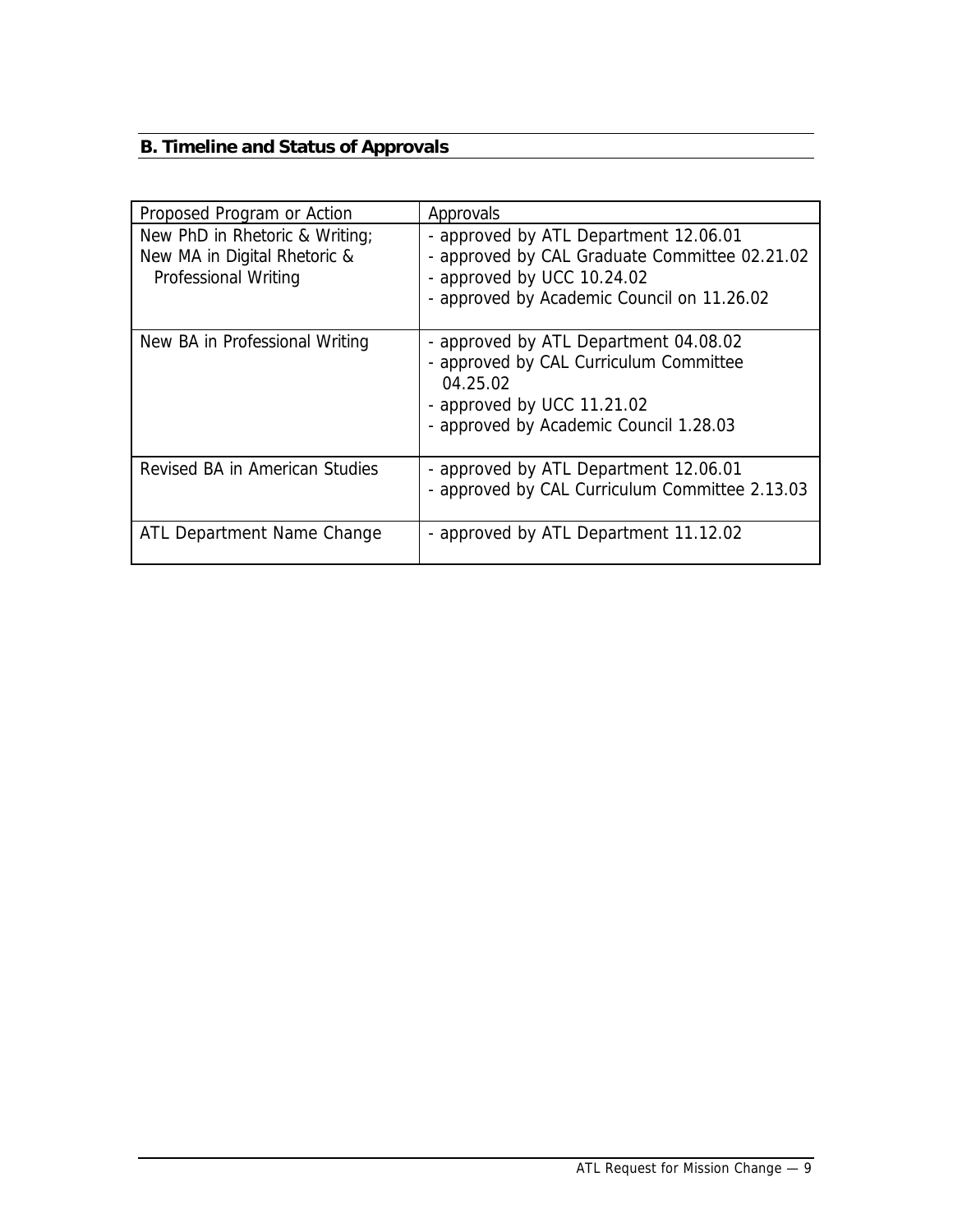## B. Timeline and Status of Approvals

| Proposed Program or Action | Approvals |
|---|---|
| New PhD in Rhetoric & Writing; New MA in Digital Rhetoric & Professional Writing | - approved by ATL Department 12.06.01<br>- approved by CAL Graduate Committee 02.21.02<br>- approved by UCC 10.24.02<br>- approved by Academic Council on 11.26.02 |
| New BA in Professional Writing | - approved by ATL Department 04.08.02<br>- approved by CAL Curriculum Committee 04.25.02<br>- approved by UCC 11.21.02<br>- approved by Academic Council 1.28.03 |
| Revised BA in American Studies | - approved by ATL Department 12.06.01<br>- approved by CAL Curriculum Committee 2.13.03 |
| ATL Department Name Change | - approved by ATL Department 11.12.02 |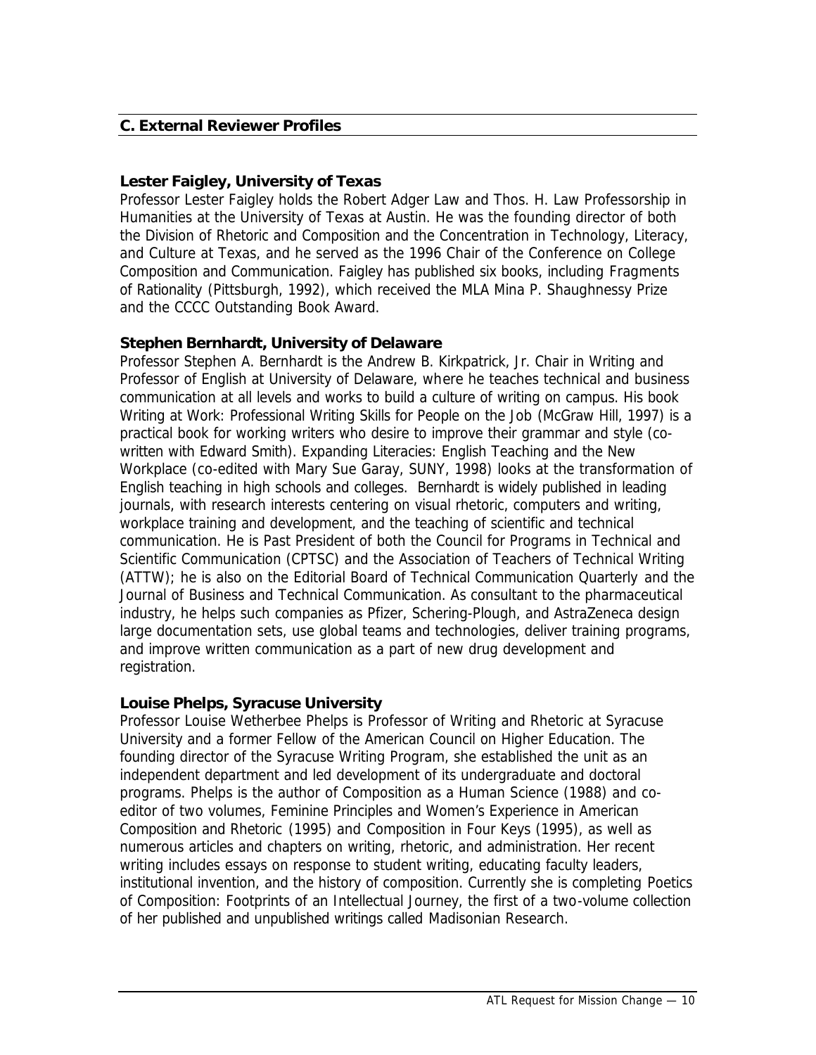## C. External Reviewer Profiles

### Lester Faigley, University of Texas

Professor Lester Faigley holds the Robert Adger Law and Thos. H. Law Professorship in Humanities at the University of Texas at Austin. He was the founding director of both the Division of Rhetoric and Composition and the Concentration in Technology, Literacy, and Culture at Texas, and he served as the 1996 Chair of the Conference on College Composition and Communication. Faigley has published six books, including Fragments of Rationality (Pittsburgh, 1992), which received the MLA Mina P. Shaughnessy Prize and the CCCC Outstanding Book Award.

### Stephen Bernhardt, University of Delaware

Professor Stephen A. Bernhardt is the Andrew B. Kirkpatrick, Jr. Chair in Writing and Professor of English at University of Delaware, where he teaches technical and business communication at all levels and works to build a culture of writing on campus. His book Writing at Work: Professional Writing Skills for People on the Job (McGraw Hill, 1997) is a practical book for working writers who desire to improve their grammar and style (co-written with Edward Smith). Expanding Literacies: English Teaching and the New Workplace (co-edited with Mary Sue Garay, SUNY, 1998) looks at the transformation of English teaching in high schools and colleges. Bernhardt is widely published in leading journals, with research interests centering on visual rhetoric, computers and writing, workplace training and development, and the teaching of scientific and technical communication. He is Past President of both the Council for Programs in Technical and Scientific Communication (CPTSC) and the Association of Teachers of Technical Writing (ATTW); he is also on the Editorial Board of Technical Communication Quarterly and the Journal of Business and Technical Communication. As consultant to the pharmaceutical industry, he helps such companies as Pfizer, Schering-Plough, and AstraZeneca design large documentation sets, use global teams and technologies, deliver training programs, and improve written communication as a part of new drug development and registration.

### Louise Phelps, Syracuse University

Professor Louise Wetherbee Phelps is Professor of Writing and Rhetoric at Syracuse University and a former Fellow of the American Council on Higher Education. The founding director of the Syracuse Writing Program, she established the unit as an independent department and led development of its undergraduate and doctoral programs. Phelps is the author of Composition as a Human Science (1988) and co-editor of two volumes, Feminine Principles and Women's Experience in American Composition and Rhetoric (1995) and Composition in Four Keys (1995), as well as numerous articles and chapters on writing, rhetoric, and administration. Her recent writing includes essays on response to student writing, educating faculty leaders, institutional invention, and the history of composition. Currently she is completing Poetics of Composition: Footprints of an Intellectual Journey, the first of a two-volume collection of her published and unpublished writings called Madisonian Research.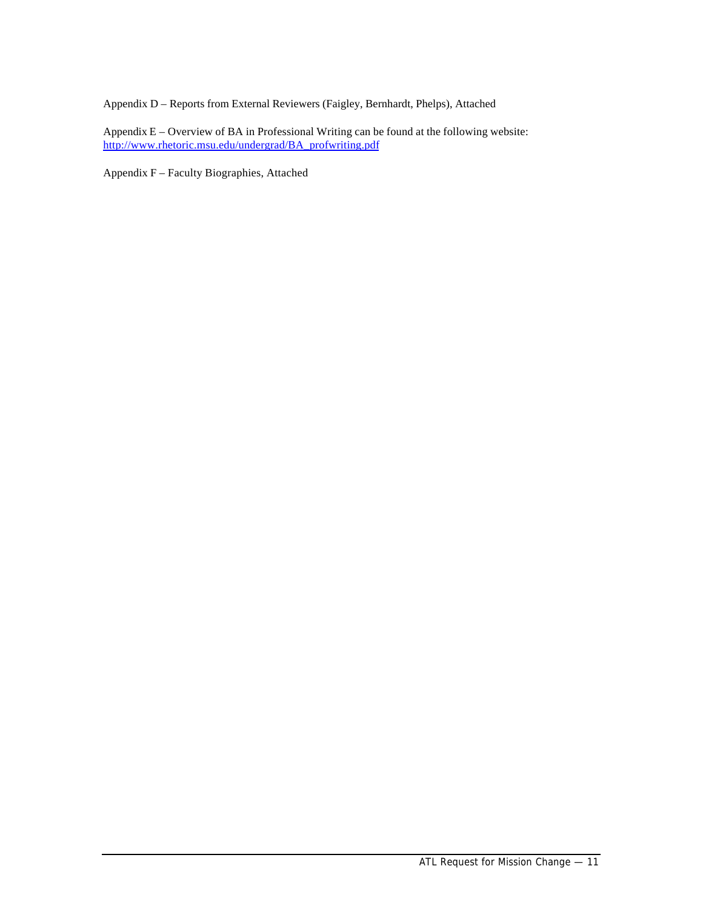Appendix D – Reports from External Reviewers (Faigley, Bernhardt, Phelps), Attached

Appendix E – Overview of BA in Professional Writing can be found at the following website: http://www.rhetoric.msu.edu/undergrad/BA_profwriting.pdf

Appendix F – Faculty Biographies, Attached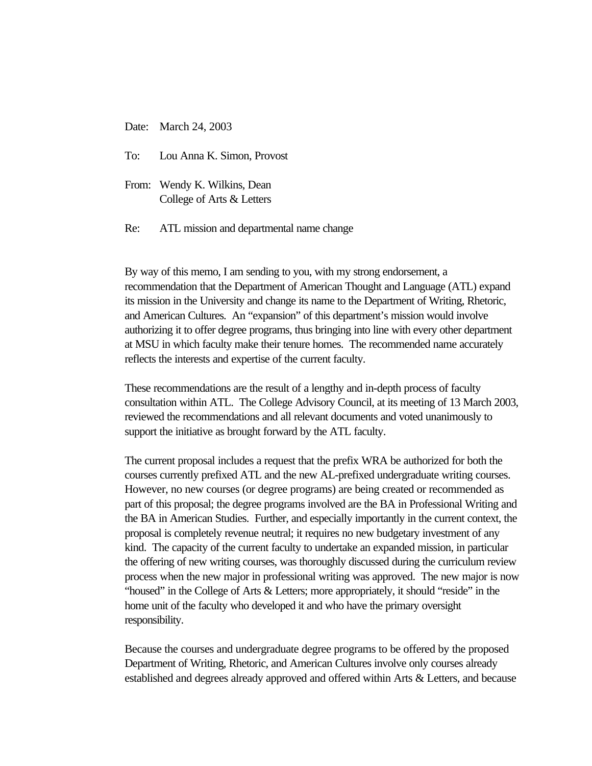Date: March 24, 2003

To: Lou Anna K. Simon, Provost

From: Wendy K. Wilkins, Dean
College of Arts & Letters

Re: ATL mission and departmental name change

By way of this memo, I am sending to you, with my strong endorsement, a recommendation that the Department of American Thought and Language (ATL) expand its mission in the University and change its name to the Department of Writing, Rhetoric, and American Cultures. An "expansion" of this department's mission would involve authorizing it to offer degree programs, thus bringing into line with every other department at MSU in which faculty make their tenure homes. The recommended name accurately reflects the interests and expertise of the current faculty.

These recommendations are the result of a lengthy and in-depth process of faculty consultation within ATL. The College Advisory Council, at its meeting of 13 March 2003, reviewed the recommendations and all relevant documents and voted unanimously to support the initiative as brought forward by the ATL faculty.

The current proposal includes a request that the prefix WRA be authorized for both the courses currently prefixed ATL and the new AL-prefixed undergraduate writing courses. However, no new courses (or degree programs) are being created or recommended as part of this proposal; the degree programs involved are the BA in Professional Writing and the BA in American Studies. Further, and especially importantly in the current context, the proposal is completely revenue neutral; it requires no new budgetary investment of any kind. The capacity of the current faculty to undertake an expanded mission, in particular the offering of new writing courses, was thoroughly discussed during the curriculum review process when the new major in professional writing was approved. The new major is now "housed" in the College of Arts & Letters; more appropriately, it should "reside" in the home unit of the faculty who developed it and who have the primary oversight responsibility.

Because the courses and undergraduate degree programs to be offered by the proposed Department of Writing, Rhetoric, and American Cultures involve only courses already established and degrees already approved and offered within Arts & Letters, and because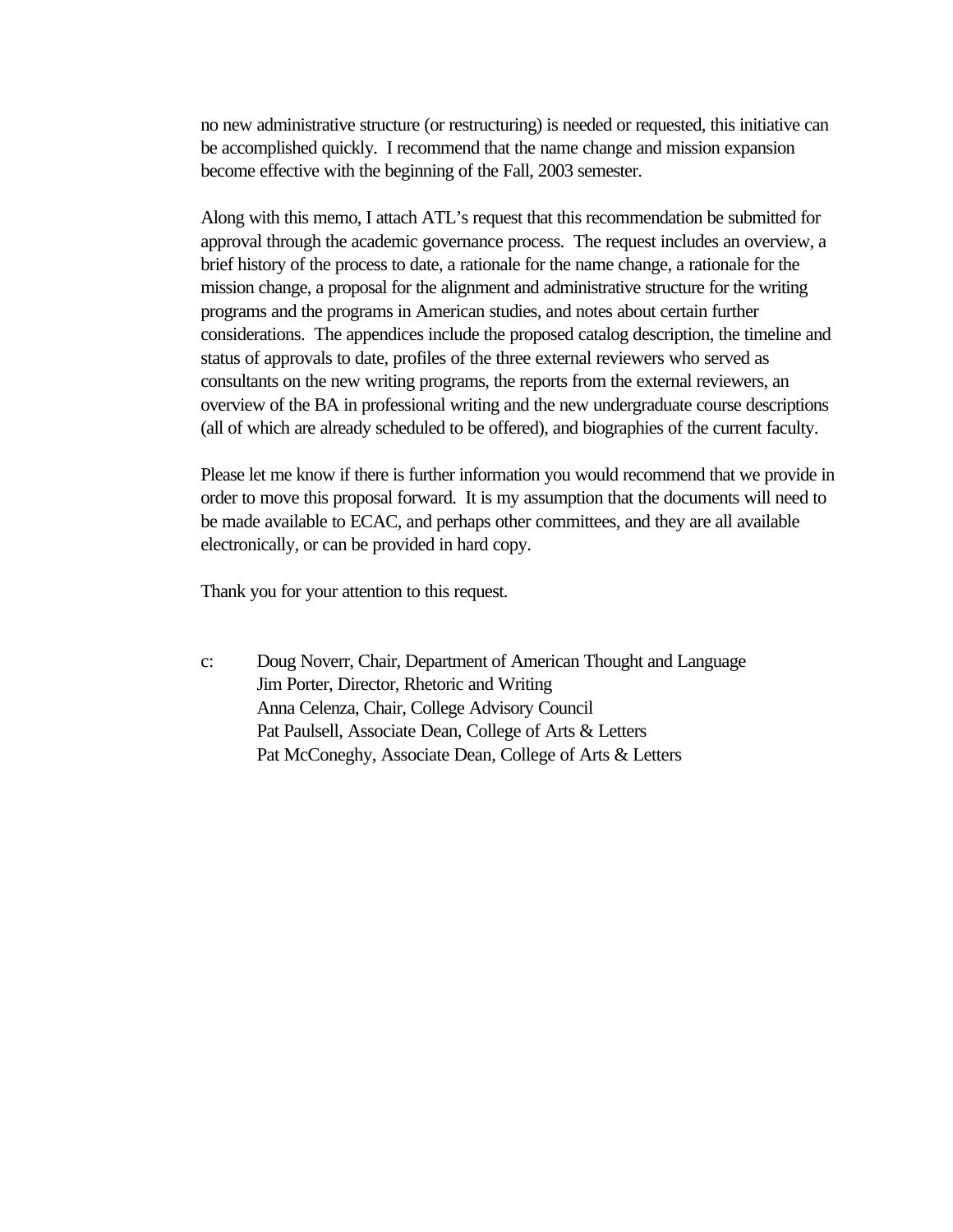no new administrative structure (or restructuring) is needed or requested, this initiative can be accomplished quickly. I recommend that the name change and mission expansion become effective with the beginning of the Fall, 2003 semester.

Along with this memo, I attach ATL's request that this recommendation be submitted for approval through the academic governance process. The request includes an overview, a brief history of the process to date, a rationale for the name change, a rationale for the mission change, a proposal for the alignment and administrative structure for the writing programs and the programs in American studies, and notes about certain further considerations. The appendices include the proposed catalog description, the timeline and status of approvals to date, profiles of the three external reviewers who served as consultants on the new writing programs, the reports from the external reviewers, an overview of the BA in professional writing and the new undergraduate course descriptions (all of which are already scheduled to be offered), and biographies of the current faculty.

Please let me know if there is further information you would recommend that we provide in order to move this proposal forward. It is my assumption that the documents will need to be made available to ECAC, and perhaps other committees, and they are all available electronically, or can be provided in hard copy.

Thank you for your attention to this request.

c: Doug Noverr, Chair, Department of American Thought and Language
Jim Porter, Director, Rhetoric and Writing
Anna Celenza, Chair, College Advisory Council
Pat Paulsell, Associate Dean, College of Arts & Letters
Pat McConeghy, Associate Dean, College of Arts & Letters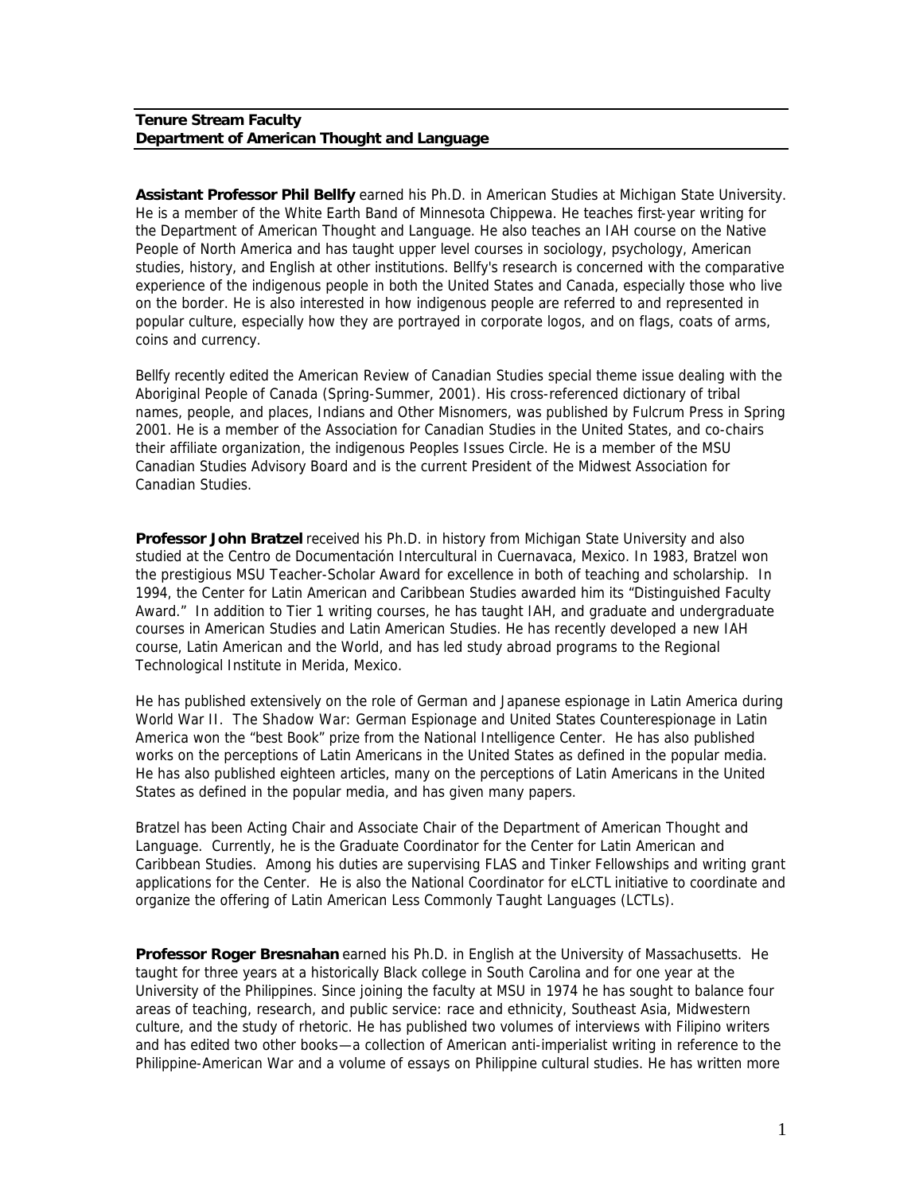**Tenure Stream Faculty**
**Department of American Thought and Language**

**Assistant Professor Phil Bellfy** earned his Ph.D. in American Studies at Michigan State University. He is a member of the White Earth Band of Minnesota Chippewa. He teaches first-year writing for the Department of American Thought and Language. He also teaches an IAH course on the Native People of North America and has taught upper level courses in sociology, psychology, American studies, history, and English at other institutions. Bellfy's research is concerned with the comparative experience of the indigenous people in both the United States and Canada, especially those who live on the border. He is also interested in how indigenous people are referred to and represented in popular culture, especially how they are portrayed in corporate logos, and on flags, coats of arms, coins and currency.

Bellfy recently edited the American Review of Canadian Studies special theme issue dealing with the Aboriginal People of Canada (Spring-Summer, 2001). His cross-referenced dictionary of tribal names, people, and places, Indians and Other Misnomers, was published by Fulcrum Press in Spring 2001. He is a member of the Association for Canadian Studies in the United States, and co-chairs their affiliate organization, the indigenous Peoples Issues Circle. He is a member of the MSU Canadian Studies Advisory Board and is the current President of the Midwest Association for Canadian Studies.

**Professor John Bratzel** received his Ph.D. in history from Michigan State University and also studied at the Centro de Documentación Intercultural in Cuernavaca, Mexico. In 1983, Bratzel won the prestigious MSU Teacher-Scholar Award for excellence in both of teaching and scholarship. In 1994, the Center for Latin American and Caribbean Studies awarded him its "Distinguished Faculty Award." In addition to Tier 1 writing courses, he has taught IAH, and graduate and undergraduate courses in American Studies and Latin American Studies. He has recently developed a new IAH course, Latin American and the World, and has led study abroad programs to the Regional Technological Institute in Merida, Mexico.

He has published extensively on the role of German and Japanese espionage in Latin America during World War II. The Shadow War: German Espionage and United States Counterespionage in Latin America won the "best Book" prize from the National Intelligence Center. He has also published works on the perceptions of Latin Americans in the United States as defined in the popular media. He has also published eighteen articles, many on the perceptions of Latin Americans in the United States as defined in the popular media, and has given many papers.

Bratzel has been Acting Chair and Associate Chair of the Department of American Thought and Language. Currently, he is the Graduate Coordinator for the Center for Latin American and Caribbean Studies. Among his duties are supervising FLAS and Tinker Fellowships and writing grant applications for the Center. He is also the National Coordinator for eLCTL initiative to coordinate and organize the offering of Latin American Less Commonly Taught Languages (LCTLs).

**Professor Roger Bresnahan** earned his Ph.D. in English at the University of Massachusetts. He taught for three years at a historically Black college in South Carolina and for one year at the University of the Philippines. Since joining the faculty at MSU in 1974 he has sought to balance four areas of teaching, research, and public service: race and ethnicity, Southeast Asia, Midwestern culture, and the study of rhetoric. He has published two volumes of interviews with Filipino writers and has edited two other books—a collection of American anti-imperialist writing in reference to the Philippine-American War and a volume of essays on Philippine cultural studies. He has written more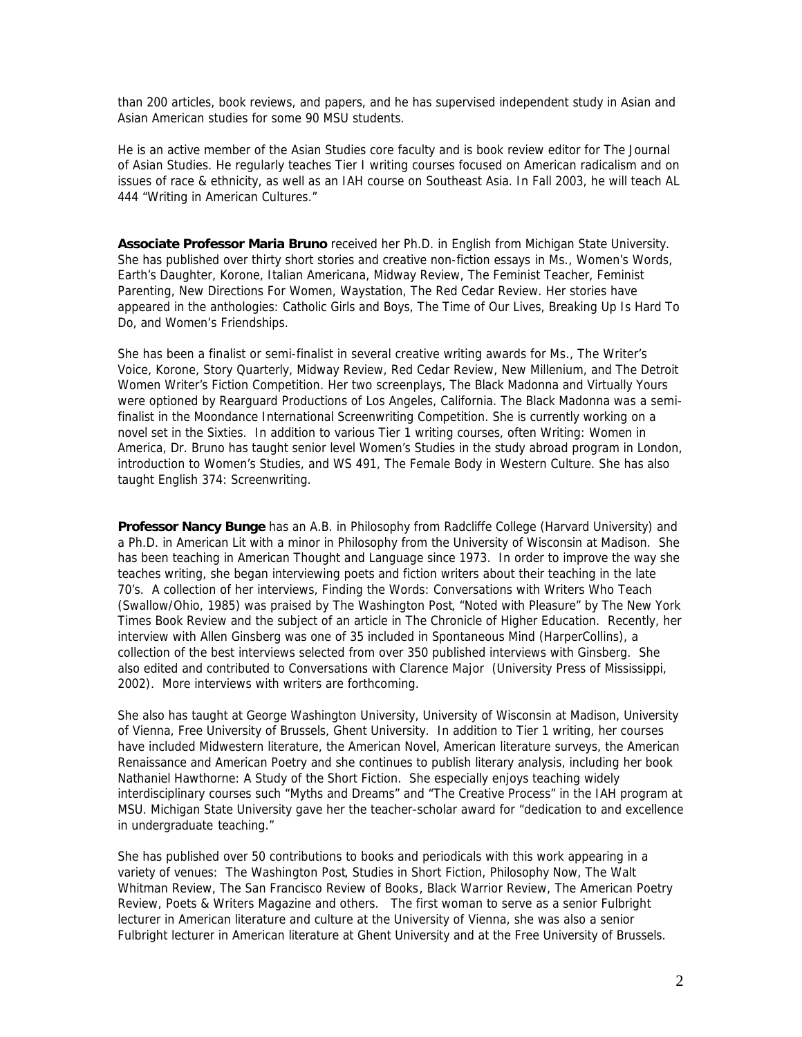than 200 articles, book reviews, and papers, and he has supervised independent study in Asian and Asian American studies for some 90 MSU students.

He is an active member of the Asian Studies core faculty and is book review editor for The Journal of Asian Studies. He regularly teaches Tier I writing courses focused on American radicalism and on issues of race & ethnicity, as well as an IAH course on Southeast Asia. In Fall 2003, he will teach AL 444 "Writing in American Cultures."

**Associate Professor Maria Bruno** received her Ph.D. in English from Michigan State University. She has published over thirty short stories and creative non-fiction essays in Ms., Women's Words, Earth's Daughter, Korone, Italian Americana, Midway Review, The Feminist Teacher, Feminist Parenting, New Directions For Women, Waystation, The Red Cedar Review. Her stories have appeared in the anthologies: Catholic Girls and Boys, The Time of Our Lives, Breaking Up Is Hard To Do, and Women's Friendships.

She has been a finalist or semi-finalist in several creative writing awards for Ms., The Writer's Voice, Korone, Story Quarterly, Midway Review, Red Cedar Review, New Millenium, and The Detroit Women Writer's Fiction Competition. Her two screenplays, The Black Madonna and Virtually Yours were optioned by Rearguard Productions of Los Angeles, California. The Black Madonna was a semi-finalist in the Moondance International Screenwriting Competition. She is currently working on a novel set in the Sixties. In addition to various Tier 1 writing courses, often Writing: Women in America, Dr. Bruno has taught senior level Women's Studies in the study abroad program in London, introduction to Women's Studies, and WS 491, The Female Body in Western Culture. She has also taught English 374: Screenwriting.

**Professor Nancy Bunge** has an A.B. in Philosophy from Radcliffe College (Harvard University) and a Ph.D. in American Lit with a minor in Philosophy from the University of Wisconsin at Madison. She has been teaching in American Thought and Language since 1973. In order to improve the way she teaches writing, she began interviewing poets and fiction writers about their teaching in the late 70's. A collection of her interviews, Finding the Words: Conversations with Writers Who Teach (Swallow/Ohio, 1985) was praised by The Washington Post, "Noted with Pleasure" by The New York Times Book Review and the subject of an article in The Chronicle of Higher Education. Recently, her interview with Allen Ginsberg was one of 35 included in Spontaneous Mind (HarperCollins), a collection of the best interviews selected from over 350 published interviews with Ginsberg. She also edited and contributed to Conversations with Clarence Major (University Press of Mississippi, 2002). More interviews with writers are forthcoming.

She also has taught at George Washington University, University of Wisconsin at Madison, University of Vienna, Free University of Brussels, Ghent University. In addition to Tier 1 writing, her courses have included Midwestern literature, the American Novel, American literature surveys, the American Renaissance and American Poetry and she continues to publish literary analysis, including her book Nathaniel Hawthorne: A Study of the Short Fiction. She especially enjoys teaching widely interdisciplinary courses such "Myths and Dreams" and "The Creative Process" in the IAH program at MSU. Michigan State University gave her the teacher-scholar award for "dedication to and excellence in undergraduate teaching."

She has published over 50 contributions to books and periodicals with this work appearing in a variety of venues: The Washington Post, Studies in Short Fiction, Philosophy Now, The Walt Whitman Review, The San Francisco Review of Books, Black Warrior Review, The American Poetry Review, Poets & Writers Magazine and others. The first woman to serve as a senior Fulbright lecturer in American literature and culture at the University of Vienna, she was also a senior Fulbright lecturer in American literature at Ghent University and at the Free University of Brussels.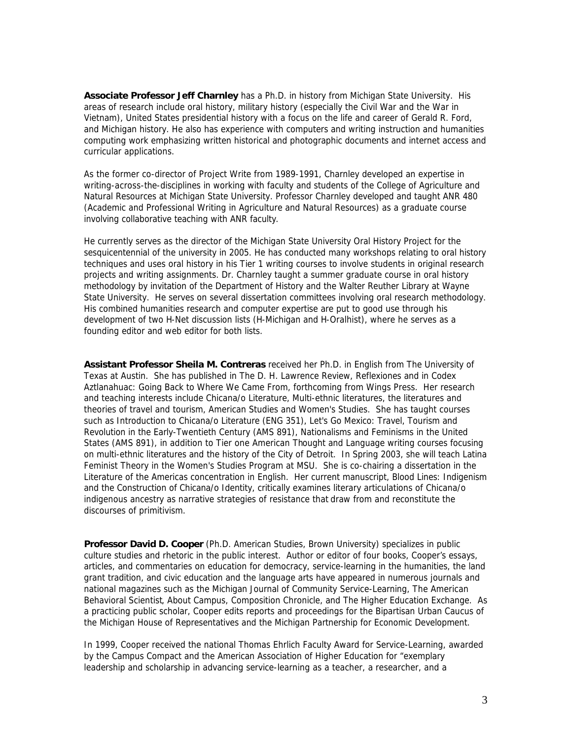**Associate Professor Jeff Charnley** has a Ph.D. in history from Michigan State University. His areas of research include oral history, military history (especially the Civil War and the War in Vietnam), United States presidential history with a focus on the life and career of Gerald R. Ford, and Michigan history. He also has experience with computers and writing instruction and humanities computing work emphasizing written historical and photographic documents and internet access and curricular applications.

As the former co-director of Project Write from 1989-1991, Charnley developed an expertise in writing-across-the-disciplines in working with faculty and students of the College of Agriculture and Natural Resources at Michigan State University. Professor Charnley developed and taught ANR 480 (Academic and Professional Writing in Agriculture and Natural Resources) as a graduate course involving collaborative teaching with ANR faculty.

He currently serves as the director of the Michigan State University Oral History Project for the sesquicentennial of the university in 2005. He has conducted many workshops relating to oral history techniques and uses oral history in his Tier 1 writing courses to involve students in original research projects and writing assignments. Dr. Charnley taught a summer graduate course in oral history methodology by invitation of the Department of History and the Walter Reuther Library at Wayne State University. He serves on several dissertation committees involving oral research methodology. His combined humanities research and computer expertise are put to good use through his development of two H-Net discussion lists (H-Michigan and H-Oralhist), where he serves as a founding editor and web editor for both lists.

**Assistant Professor Sheila M. Contreras** received her Ph.D. in English from The University of Texas at Austin. She has published in The D. H. Lawrence Review, Reflexiones and in Codex Aztlanahuac: Going Back to Where We Came From, forthcoming from Wings Press. Her research and teaching interests include Chicana/o Literature, Multi-ethnic literatures, the literatures and theories of travel and tourism, American Studies and Women's Studies. She has taught courses such as Introduction to Chicana/o Literature (ENG 351), Let's Go Mexico: Travel, Tourism and Revolution in the Early-Twentieth Century (AMS 891), Nationalisms and Feminisms in the United States (AMS 891), in addition to Tier one American Thought and Language writing courses focusing on multi-ethnic literatures and the history of the City of Detroit. In Spring 2003, she will teach Latina Feminist Theory in the Women's Studies Program at MSU. She is co-chairing a dissertation in the Literature of the Americas concentration in English. Her current manuscript, Blood Lines: Indigenism and the Construction of Chicana/o Identity, critically examines literary articulations of Chicana/o indigenous ancestry as narrative strategies of resistance that draw from and reconstitute the discourses of primitivism.

**Professor David D. Cooper** (Ph.D. American Studies, Brown University) specializes in public culture studies and rhetoric in the public interest. Author or editor of four books, Cooper's essays, articles, and commentaries on education for democracy, service-learning in the humanities, the land grant tradition, and civic education and the language arts have appeared in numerous journals and national magazines such as the Michigan Journal of Community Service-Learning, The American Behavioral Scientist, About Campus, Composition Chronicle, and The Higher Education Exchange. As a practicing public scholar, Cooper edits reports and proceedings for the Bipartisan Urban Caucus of the Michigan House of Representatives and the Michigan Partnership for Economic Development.

In 1999, Cooper received the national Thomas Ehrlich Faculty Award for Service-Learning, awarded by the Campus Compact and the American Association of Higher Education for "exemplary leadership and scholarship in advancing service-learning as a teacher, a researcher, and a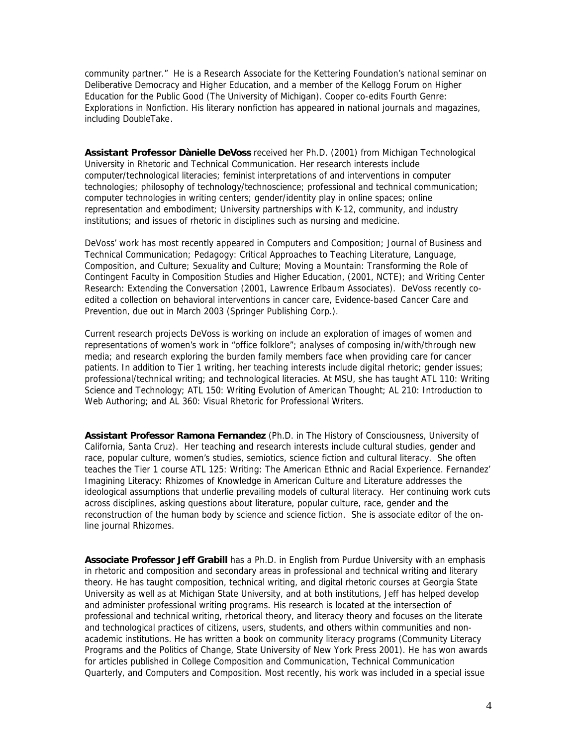community partner." He is a Research Associate for the Kettering Foundation's national seminar on Deliberative Democracy and Higher Education, and a member of the Kellogg Forum on Higher Education for the Public Good (The University of Michigan). Cooper co-edits Fourth Genre: Explorations in Nonfiction. His literary nonfiction has appeared in national journals and magazines, including DoubleTake.

**Assistant Professor Dànielle DeVoss** received her Ph.D. (2001) from Michigan Technological University in Rhetoric and Technical Communication. Her research interests include computer/technological literacies; feminist interpretations of and interventions in computer technologies; philosophy of technology/technoscience; professional and technical communication; computer technologies in writing centers; gender/identity play in online spaces; online representation and embodiment; University partnerships with K-12, community, and industry institutions; and issues of rhetoric in disciplines such as nursing and medicine.

DeVoss' work has most recently appeared in Computers and Composition; Journal of Business and Technical Communication; Pedagogy: Critical Approaches to Teaching Literature, Language, Composition, and Culture; Sexuality and Culture; Moving a Mountain: Transforming the Role of Contingent Faculty in Composition Studies and Higher Education, (2001, NCTE); and Writing Center Research: Extending the Conversation (2001, Lawrence Erlbaum Associates). DeVoss recently co-edited a collection on behavioral interventions in cancer care, Evidence-based Cancer Care and Prevention, due out in March 2003 (Springer Publishing Corp.).

Current research projects DeVoss is working on include an exploration of images of women and representations of women's work in "office folklore"; analyses of composing in/with/through new media; and research exploring the burden family members face when providing care for cancer patients. In addition to Tier 1 writing, her teaching interests include digital rhetoric; gender issues; professional/technical writing; and technological literacies. At MSU, she has taught ATL 110: Writing Science and Technology; ATL 150: Writing Evolution of American Thought; AL 210: Introduction to Web Authoring; and AL 360: Visual Rhetoric for Professional Writers.

**Assistant Professor Ramona Fernandez** (Ph.D. in The History of Consciousness, University of California, Santa Cruz). Her teaching and research interests include cultural studies, gender and race, popular culture, women's studies, semiotics, science fiction and cultural literacy. She often teaches the Tier 1 course ATL 125: Writing: The American Ethnic and Racial Experience. Fernandez' Imagining Literacy: Rhizomes of Knowledge in American Culture and Literature addresses the ideological assumptions that underlie prevailing models of cultural literacy. Her continuing work cuts across disciplines, asking questions about literature, popular culture, race, gender and the reconstruction of the human body by science and science fiction. She is associate editor of the on-line journal Rhizomes.

**Associate Professor Jeff Grabill** has a Ph.D. in English from Purdue University with an emphasis in rhetoric and composition and secondary areas in professional and technical writing and literary theory. He has taught composition, technical writing, and digital rhetoric courses at Georgia State University as well as at Michigan State University, and at both institutions, Jeff has helped develop and administer professional writing programs. His research is located at the intersection of professional and technical writing, rhetorical theory, and literacy theory and focuses on the literate and technological practices of citizens, users, students, and others within communities and non-academic institutions. He has written a book on community literacy programs (Community Literacy Programs and the Politics of Change, State University of New York Press 2001). He has won awards for articles published in College Composition and Communication, Technical Communication Quarterly, and Computers and Composition. Most recently, his work was included in a special issue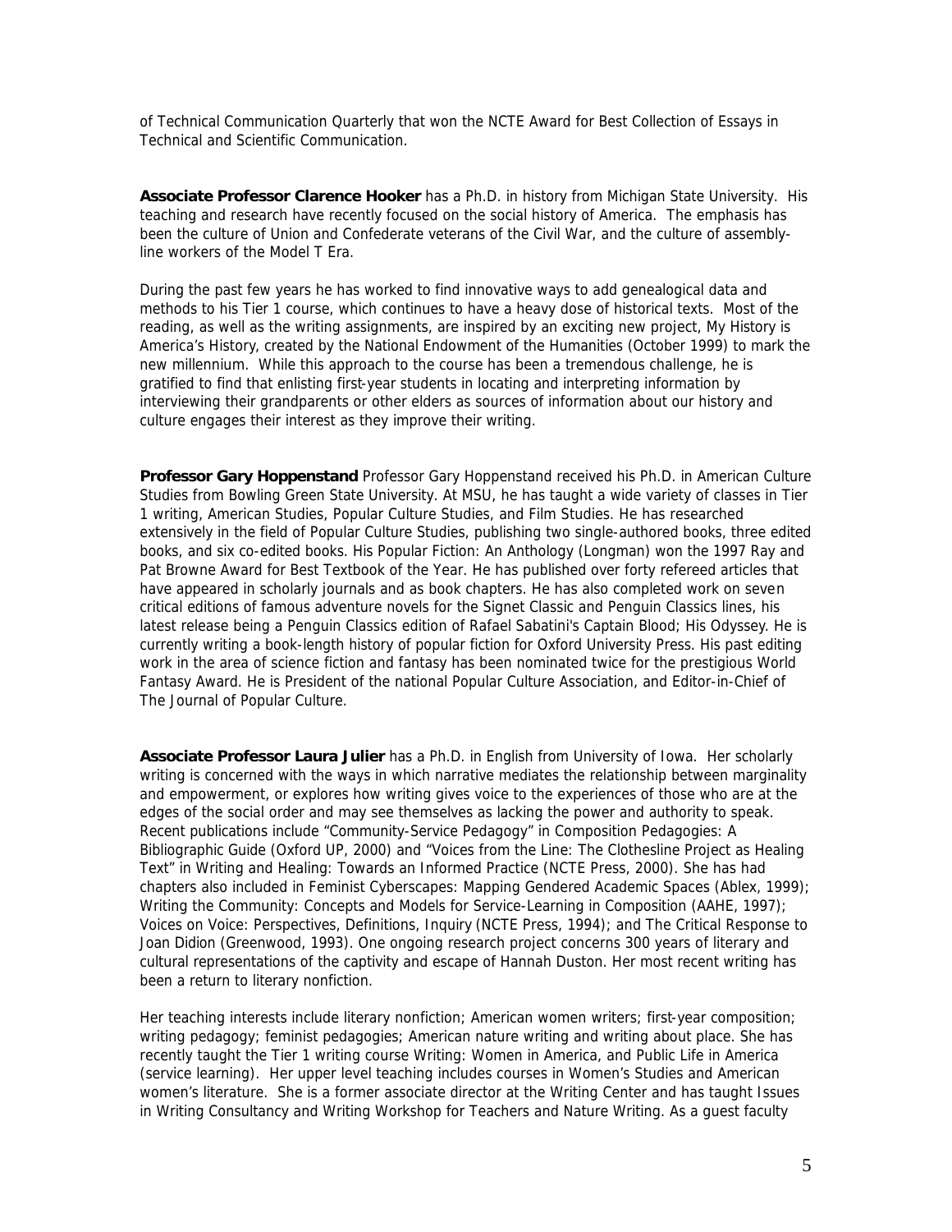of Technical Communication Quarterly that won the NCTE Award for Best Collection of Essays in Technical and Scientific Communication.

**Associate Professor Clarence Hooker** has a Ph.D. in history from Michigan State University. His teaching and research have recently focused on the social history of America. The emphasis has been the culture of Union and Confederate veterans of the Civil War, and the culture of assembly-line workers of the Model T Era.

During the past few years he has worked to find innovative ways to add genealogical data and methods to his Tier 1 course, which continues to have a heavy dose of historical texts. Most of the reading, as well as the writing assignments, are inspired by an exciting new project, My History is America's History, created by the National Endowment of the Humanities (October 1999) to mark the new millennium. While this approach to the course has been a tremendous challenge, he is gratified to find that enlisting first-year students in locating and interpreting information by interviewing their grandparents or other elders as sources of information about our history and culture engages their interest as they improve their writing.

**Professor Gary Hoppenstand** Professor Gary Hoppenstand received his Ph.D. in American Culture Studies from Bowling Green State University. At MSU, he has taught a wide variety of classes in Tier 1 writing, American Studies, Popular Culture Studies, and Film Studies. He has researched extensively in the field of Popular Culture Studies, publishing two single-authored books, three edited books, and six co-edited books. His Popular Fiction: An Anthology (Longman) won the 1997 Ray and Pat Browne Award for Best Textbook of the Year. He has published over forty refereed articles that have appeared in scholarly journals and as book chapters. He has also completed work on seven critical editions of famous adventure novels for the Signet Classic and Penguin Classics lines, his latest release being a Penguin Classics edition of Rafael Sabatini's Captain Blood; His Odyssey. He is currently writing a book-length history of popular fiction for Oxford University Press. His past editing work in the area of science fiction and fantasy has been nominated twice for the prestigious World Fantasy Award. He is President of the national Popular Culture Association, and Editor-in-Chief of The Journal of Popular Culture.

**Associate Professor Laura Julier** has a Ph.D. in English from University of Iowa. Her scholarly writing is concerned with the ways in which narrative mediates the relationship between marginality and empowerment, or explores how writing gives voice to the experiences of those who are at the edges of the social order and may see themselves as lacking the power and authority to speak. Recent publications include "Community-Service Pedagogy" in Composition Pedagogies: A Bibliographic Guide (Oxford UP, 2000) and "Voices from the Line: The Clothesline Project as Healing Text" in Writing and Healing: Towards an Informed Practice (NCTE Press, 2000). She has had chapters also included in Feminist Cyberscapes: Mapping Gendered Academic Spaces (Ablex, 1999); Writing the Community: Concepts and Models for Service-Learning in Composition (AAHE, 1997); Voices on Voice: Perspectives, Definitions, Inquiry (NCTE Press, 1994); and The Critical Response to Joan Didion (Greenwood, 1993). One ongoing research project concerns 300 years of literary and cultural representations of the captivity and escape of Hannah Duston. Her most recent writing has been a return to literary nonfiction.

Her teaching interests include literary nonfiction; American women writers; first-year composition; writing pedagogy; feminist pedagogies; American nature writing and writing about place. She has recently taught the Tier 1 writing course Writing: Women in America, and Public Life in America (service learning). Her upper level teaching includes courses in Women's Studies and American women's literature. She is a former associate director at the Writing Center and has taught Issues in Writing Consultancy and Writing Workshop for Teachers and Nature Writing. As a guest faculty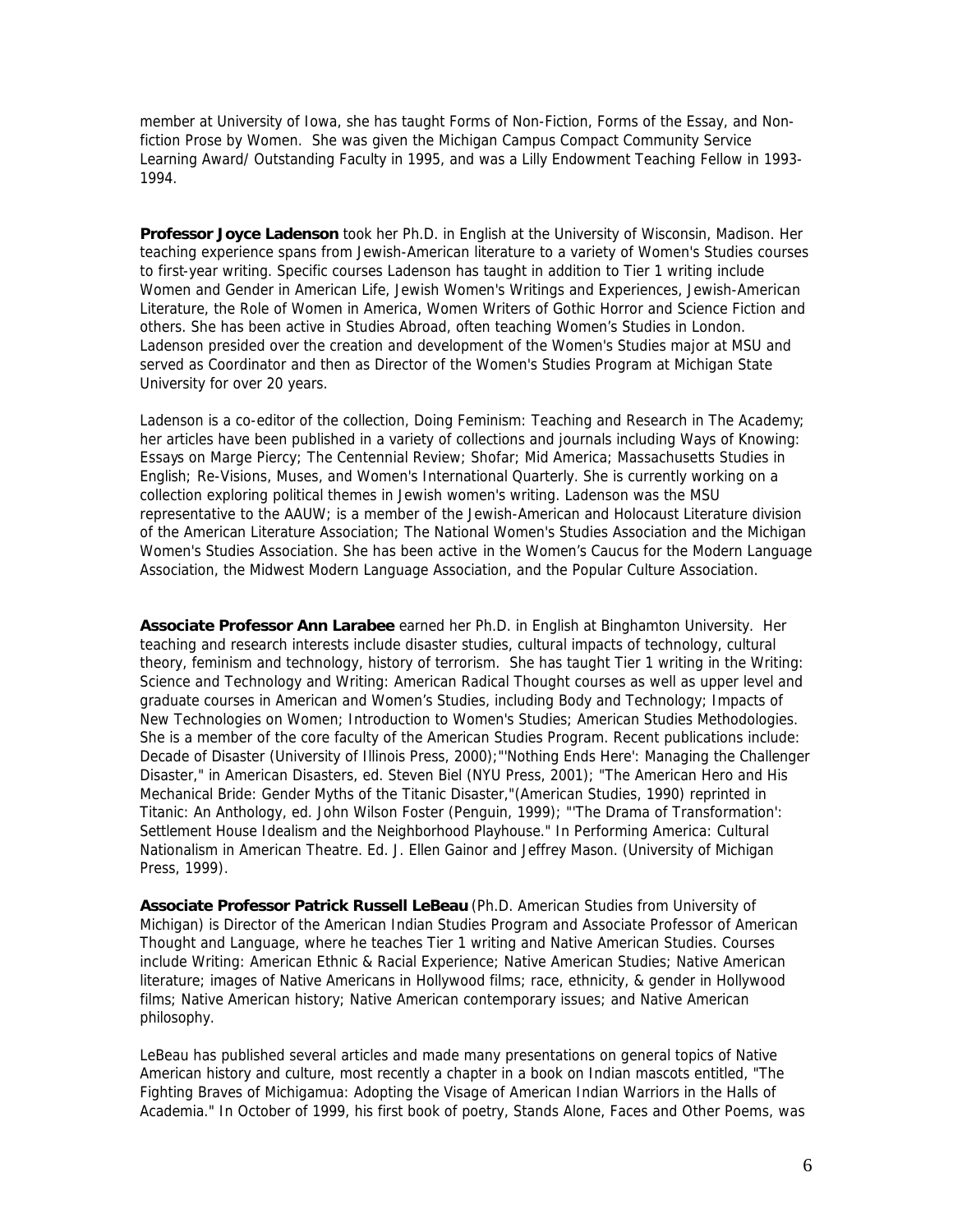member at University of Iowa, she has taught Forms of Non-Fiction, Forms of the Essay, and Non-fiction Prose by Women. She was given the Michigan Campus Compact Community Service Learning Award/ Outstanding Faculty in 1995, and was a Lilly Endowment Teaching Fellow in 1993-1994.

**Professor Joyce Ladenson** took her Ph.D. in English at the University of Wisconsin, Madison. Her teaching experience spans from Jewish-American literature to a variety of Women's Studies courses to first-year writing. Specific courses Ladenson has taught in addition to Tier 1 writing include Women and Gender in American Life, Jewish Women's Writings and Experiences, Jewish-American Literature, the Role of Women in America, Women Writers of Gothic Horror and Science Fiction and others. She has been active in Studies Abroad, often teaching Women's Studies in London. Ladenson presided over the creation and development of the Women's Studies major at MSU and served as Coordinator and then as Director of the Women's Studies Program at Michigan State University for over 20 years.

Ladenson is a co-editor of the collection, Doing Feminism: Teaching and Research in The Academy; her articles have been published in a variety of collections and journals including Ways of Knowing: Essays on Marge Piercy; The Centennial Review; Shofar; Mid America; Massachusetts Studies in English; Re-Visions, Muses, and Women's International Quarterly. She is currently working on a collection exploring political themes in Jewish women's writing. Ladenson was the MSU representative to the AAUW; is a member of the Jewish-American and Holocaust Literature division of the American Literature Association; The National Women's Studies Association and the Michigan Women's Studies Association. She has been active in the Women's Caucus for the Modern Language Association, the Midwest Modern Language Association, and the Popular Culture Association.

**Associate Professor Ann Larabee** earned her Ph.D. in English at Binghamton University. Her teaching and research interests include disaster studies, cultural impacts of technology, cultural theory, feminism and technology, history of terrorism. She has taught Tier 1 writing in the Writing: Science and Technology and Writing: American Radical Thought courses as well as upper level and graduate courses in American and Women's Studies, including Body and Technology; Impacts of New Technologies on Women; Introduction to Women's Studies; American Studies Methodologies. She is a member of the core faculty of the American Studies Program. Recent publications include: Decade of Disaster (University of Illinois Press, 2000);"'Nothing Ends Here': Managing the Challenger Disaster," in American Disasters, ed. Steven Biel (NYU Press, 2001); "The American Hero and His Mechanical Bride: Gender Myths of the Titanic Disaster,"(American Studies, 1990) reprinted in Titanic: An Anthology, ed. John Wilson Foster (Penguin, 1999); "'The Drama of Transformation': Settlement House Idealism and the Neighborhood Playhouse." In Performing America: Cultural Nationalism in American Theatre. Ed. J. Ellen Gainor and Jeffrey Mason. (University of Michigan Press, 1999).

**Associate Professor Patrick Russell LeBeau** (Ph.D. American Studies from University of Michigan) is Director of the American Indian Studies Program and Associate Professor of American Thought and Language, where he teaches Tier 1 writing and Native American Studies. Courses include Writing: American Ethnic & Racial Experience; Native American Studies; Native American literature; images of Native Americans in Hollywood films; race, ethnicity, & gender in Hollywood films; Native American history; Native American contemporary issues; and Native American philosophy.

LeBeau has published several articles and made many presentations on general topics of Native American history and culture, most recently a chapter in a book on Indian mascots entitled, "The Fighting Braves of Michigamua: Adopting the Visage of American Indian Warriors in the Halls of Academia." In October of 1999, his first book of poetry, Stands Alone, Faces and Other Poems, was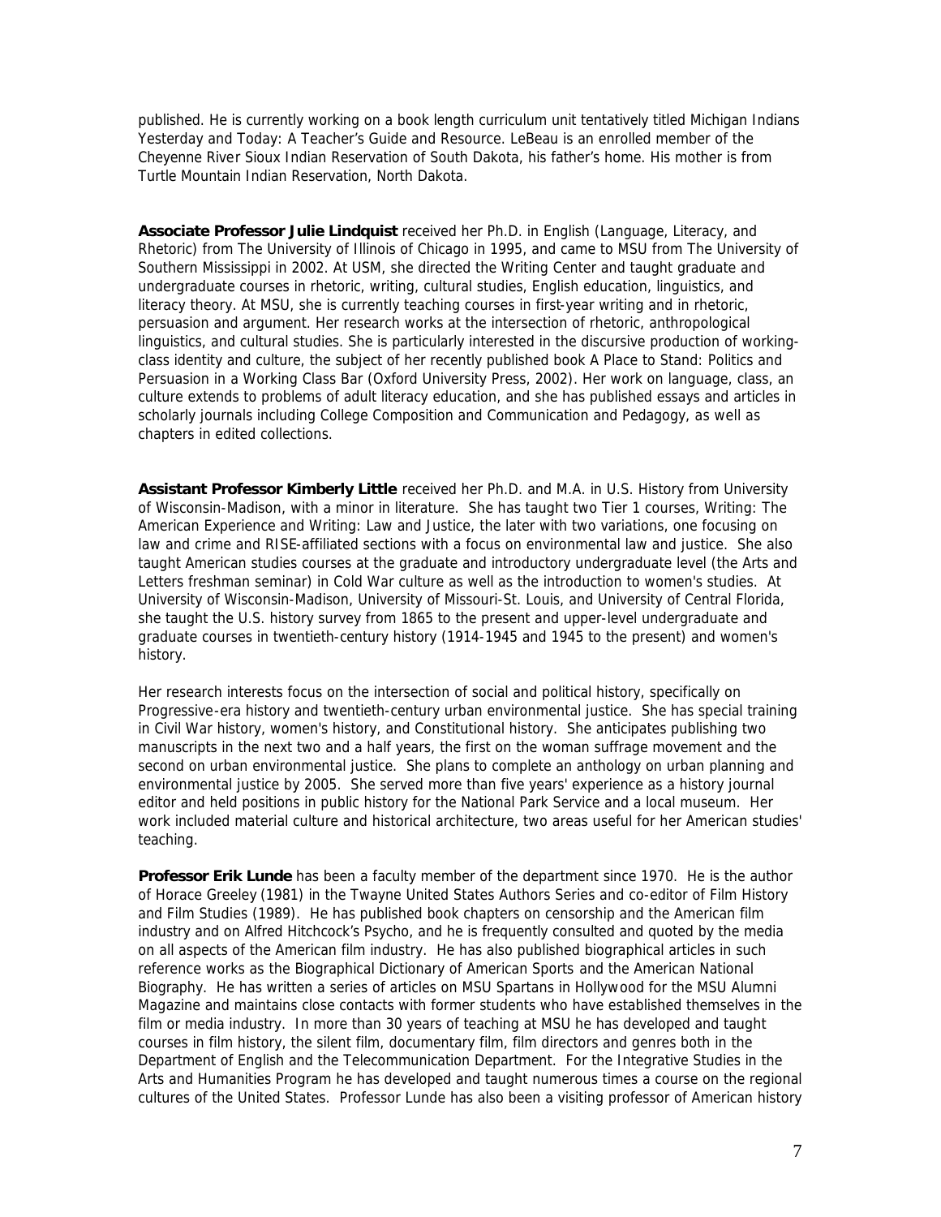published. He is currently working on a book length curriculum unit tentatively titled Michigan Indians Yesterday and Today: A Teacher's Guide and Resource. LeBeau is an enrolled member of the Cheyenne River Sioux Indian Reservation of South Dakota, his father's home. His mother is from Turtle Mountain Indian Reservation, North Dakota.

**Associate Professor Julie Lindquist** received her Ph.D. in English (Language, Literacy, and Rhetoric) from The University of Illinois of Chicago in 1995, and came to MSU from The University of Southern Mississippi in 2002. At USM, she directed the Writing Center and taught graduate and undergraduate courses in rhetoric, writing, cultural studies, English education, linguistics, and literacy theory. At MSU, she is currently teaching courses in first-year writing and in rhetoric, persuasion and argument. Her research works at the intersection of rhetoric, anthropological linguistics, and cultural studies. She is particularly interested in the discursive production of working-class identity and culture, the subject of her recently published book A Place to Stand: Politics and Persuasion in a Working Class Bar (Oxford University Press, 2002). Her work on language, class, an culture extends to problems of adult literacy education, and she has published essays and articles in scholarly journals including College Composition and Communication and Pedagogy, as well as chapters in edited collections.

**Assistant Professor Kimberly Little** received her Ph.D. and M.A. in U.S. History from University of Wisconsin-Madison, with a minor in literature. She has taught two Tier 1 courses, Writing: The American Experience and Writing: Law and Justice, the later with two variations, one focusing on law and crime and RISE-affiliated sections with a focus on environmental law and justice. She also taught American studies courses at the graduate and introductory undergraduate level (the Arts and Letters freshman seminar) in Cold War culture as well as the introduction to women's studies. At University of Wisconsin-Madison, University of Missouri-St. Louis, and University of Central Florida, she taught the U.S. history survey from 1865 to the present and upper-level undergraduate and graduate courses in twentieth-century history (1914-1945 and 1945 to the present) and women's history.

Her research interests focus on the intersection of social and political history, specifically on Progressive-era history and twentieth-century urban environmental justice. She has special training in Civil War history, women's history, and Constitutional history. She anticipates publishing two manuscripts in the next two and a half years, the first on the woman suffrage movement and the second on urban environmental justice. She plans to complete an anthology on urban planning and environmental justice by 2005. She served more than five years' experience as a history journal editor and held positions in public history for the National Park Service and a local museum. Her work included material culture and historical architecture, two areas useful for her American studies' teaching.

**Professor Erik Lunde** has been a faculty member of the department since 1970. He is the author of Horace Greeley (1981) in the Twayne United States Authors Series and co-editor of Film History and Film Studies (1989). He has published book chapters on censorship and the American film industry and on Alfred Hitchcock's Psycho, and he is frequently consulted and quoted by the media on all aspects of the American film industry. He has also published biographical articles in such reference works as the Biographical Dictionary of American Sports and the American National Biography. He has written a series of articles on MSU Spartans in Hollywood for the MSU Alumni Magazine and maintains close contacts with former students who have established themselves in the film or media industry. In more than 30 years of teaching at MSU he has developed and taught courses in film history, the silent film, documentary film, film directors and genres both in the Department of English and the Telecommunication Department. For the Integrative Studies in the Arts and Humanities Program he has developed and taught numerous times a course on the regional cultures of the United States. Professor Lunde has also been a visiting professor of American history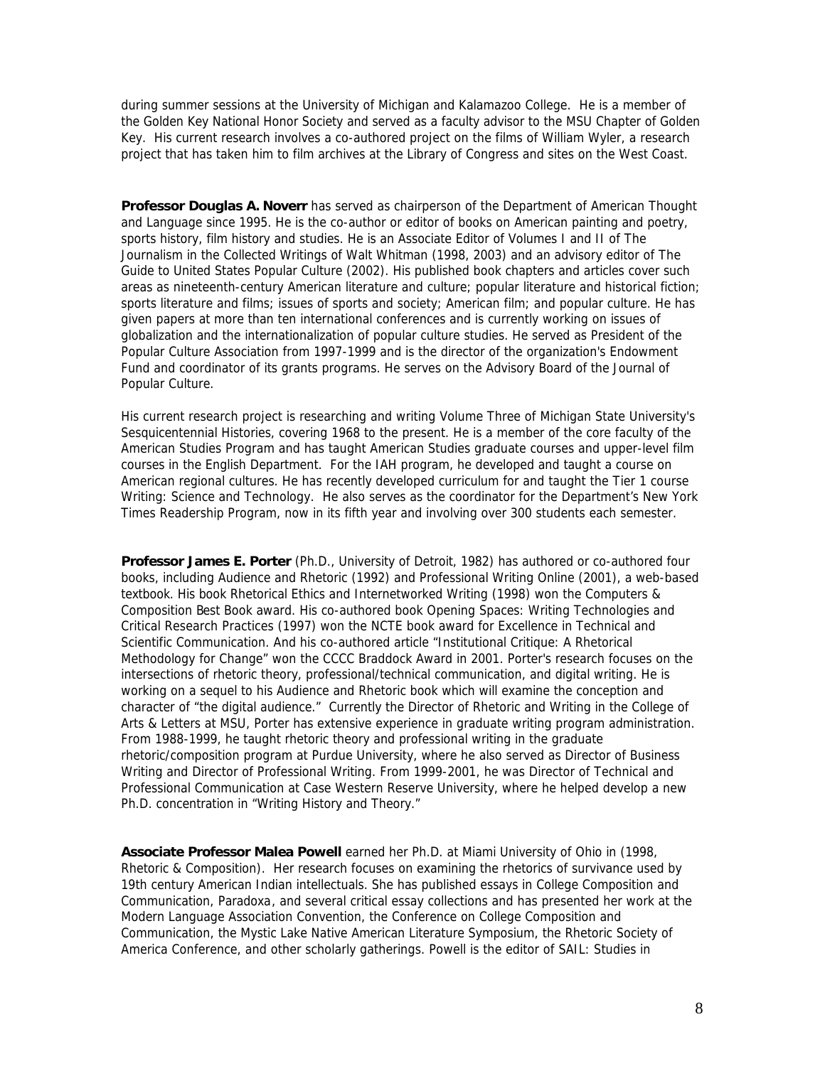during summer sessions at the University of Michigan and Kalamazoo College. He is a member of the Golden Key National Honor Society and served as a faculty advisor to the MSU Chapter of Golden Key. His current research involves a co-authored project on the films of William Wyler, a research project that has taken him to film archives at the Library of Congress and sites on the West Coast.

**Professor Douglas A. Noverr** has served as chairperson of the Department of American Thought and Language since 1995. He is the co-author or editor of books on American painting and poetry, sports history, film history and studies. He is an Associate Editor of Volumes I and II of The Journalism in the Collected Writings of Walt Whitman (1998, 2003) and an advisory editor of The Guide to United States Popular Culture (2002). His published book chapters and articles cover such areas as nineteenth-century American literature and culture; popular literature and historical fiction; sports literature and films; issues of sports and society; American film; and popular culture. He has given papers at more than ten international conferences and is currently working on issues of globalization and the internationalization of popular culture studies. He served as President of the Popular Culture Association from 1997-1999 and is the director of the organization's Endowment Fund and coordinator of its grants programs. He serves on the Advisory Board of the Journal of Popular Culture.

His current research project is researching and writing Volume Three of Michigan State University's Sesquicentennial Histories, covering 1968 to the present. He is a member of the core faculty of the American Studies Program and has taught American Studies graduate courses and upper-level film courses in the English Department. For the IAH program, he developed and taught a course on American regional cultures. He has recently developed curriculum for and taught the Tier 1 course Writing: Science and Technology. He also serves as the coordinator for the Department's New York Times Readership Program, now in its fifth year and involving over 300 students each semester.

**Professor James E. Porter** (Ph.D., University of Detroit, 1982) has authored or co-authored four books, including Audience and Rhetoric (1992) and Professional Writing Online (2001), a web-based textbook. His book Rhetorical Ethics and Internetworked Writing (1998) won the Computers & Composition Best Book award. His co-authored book Opening Spaces: Writing Technologies and Critical Research Practices (1997) won the NCTE book award for Excellence in Technical and Scientific Communication. And his co-authored article "Institutional Critique: A Rhetorical Methodology for Change" won the CCCC Braddock Award in 2001. Porter's research focuses on the intersections of rhetoric theory, professional/technical communication, and digital writing. He is working on a sequel to his Audience and Rhetoric book which will examine the conception and character of "the digital audience." Currently the Director of Rhetoric and Writing in the College of Arts & Letters at MSU, Porter has extensive experience in graduate writing program administration. From 1988-1999, he taught rhetoric theory and professional writing in the graduate rhetoric/composition program at Purdue University, where he also served as Director of Business Writing and Director of Professional Writing. From 1999-2001, he was Director of Technical and Professional Communication at Case Western Reserve University, where he helped develop a new Ph.D. concentration in "Writing History and Theory."

**Associate Professor Malea Powell** earned her Ph.D. at Miami University of Ohio in (1998, Rhetoric & Composition). Her research focuses on examining the rhetorics of survivance used by 19th century American Indian intellectuals. She has published essays in College Composition and Communication, Paradoxa, and several critical essay collections and has presented her work at the Modern Language Association Convention, the Conference on College Composition and Communication, the Mystic Lake Native American Literature Symposium, the Rhetoric Society of America Conference, and other scholarly gatherings. Powell is the editor of SAIL: Studies in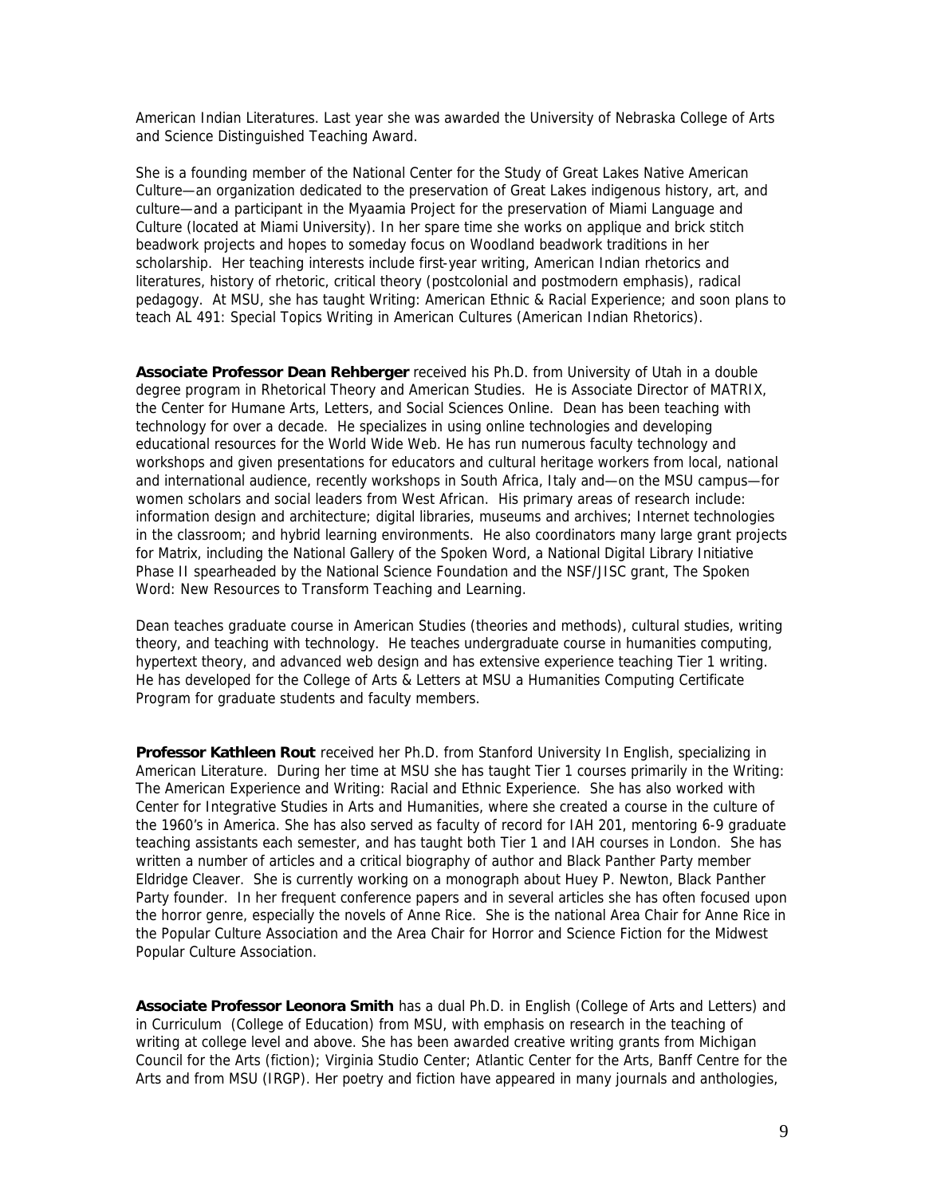American Indian Literatures. Last year she was awarded the University of Nebraska College of Arts and Science Distinguished Teaching Award.

She is a founding member of the National Center for the Study of Great Lakes Native American Culture—an organization dedicated to the preservation of Great Lakes indigenous history, art, and culture—and a participant in the Myaamia Project for the preservation of Miami Language and Culture (located at Miami University). In her spare time she works on applique and brick stitch beadwork projects and hopes to someday focus on Woodland beadwork traditions in her scholarship. Her teaching interests include first-year writing, American Indian rhetorics and literatures, history of rhetoric, critical theory (postcolonial and postmodern emphasis), radical pedagogy. At MSU, she has taught Writing: American Ethnic & Racial Experience; and soon plans to teach AL 491: Special Topics Writing in American Cultures (American Indian Rhetorics).

**Associate Professor Dean Rehberger** received his Ph.D. from University of Utah in a double degree program in Rhetorical Theory and American Studies. He is Associate Director of MATRIX, the Center for Humane Arts, Letters, and Social Sciences Online. Dean has been teaching with technology for over a decade. He specializes in using online technologies and developing educational resources for the World Wide Web. He has run numerous faculty technology and workshops and given presentations for educators and cultural heritage workers from local, national and international audience, recently workshops in South Africa, Italy and—on the MSU campus—for women scholars and social leaders from West African. His primary areas of research include: information design and architecture; digital libraries, museums and archives; Internet technologies in the classroom; and hybrid learning environments. He also coordinators many large grant projects for Matrix, including the National Gallery of the Spoken Word, a National Digital Library Initiative Phase II spearheaded by the National Science Foundation and the NSF/JISC grant, The Spoken Word: New Resources to Transform Teaching and Learning.

Dean teaches graduate course in American Studies (theories and methods), cultural studies, writing theory, and teaching with technology. He teaches undergraduate course in humanities computing, hypertext theory, and advanced web design and has extensive experience teaching Tier 1 writing. He has developed for the College of Arts & Letters at MSU a Humanities Computing Certificate Program for graduate students and faculty members.

**Professor Kathleen Rout** received her Ph.D. from Stanford University In English, specializing in American Literature. During her time at MSU she has taught Tier 1 courses primarily in the Writing: The American Experience and Writing: Racial and Ethnic Experience. She has also worked with Center for Integrative Studies in Arts and Humanities, where she created a course in the culture of the 1960's in America. She has also served as faculty of record for IAH 201, mentoring 6-9 graduate teaching assistants each semester, and has taught both Tier 1 and IAH courses in London. She has written a number of articles and a critical biography of author and Black Panther Party member Eldridge Cleaver. She is currently working on a monograph about Huey P. Newton, Black Panther Party founder. In her frequent conference papers and in several articles she has often focused upon the horror genre, especially the novels of Anne Rice. She is the national Area Chair for Anne Rice in the Popular Culture Association and the Area Chair for Horror and Science Fiction for the Midwest Popular Culture Association.

**Associate Professor Leonora Smith** has a dual Ph.D. in English (College of Arts and Letters) and in Curriculum (College of Education) from MSU, with emphasis on research in the teaching of writing at college level and above. She has been awarded creative writing grants from Michigan Council for the Arts (fiction); Virginia Studio Center; Atlantic Center for the Arts, Banff Centre for the Arts and from MSU (IRGP). Her poetry and fiction have appeared in many journals and anthologies,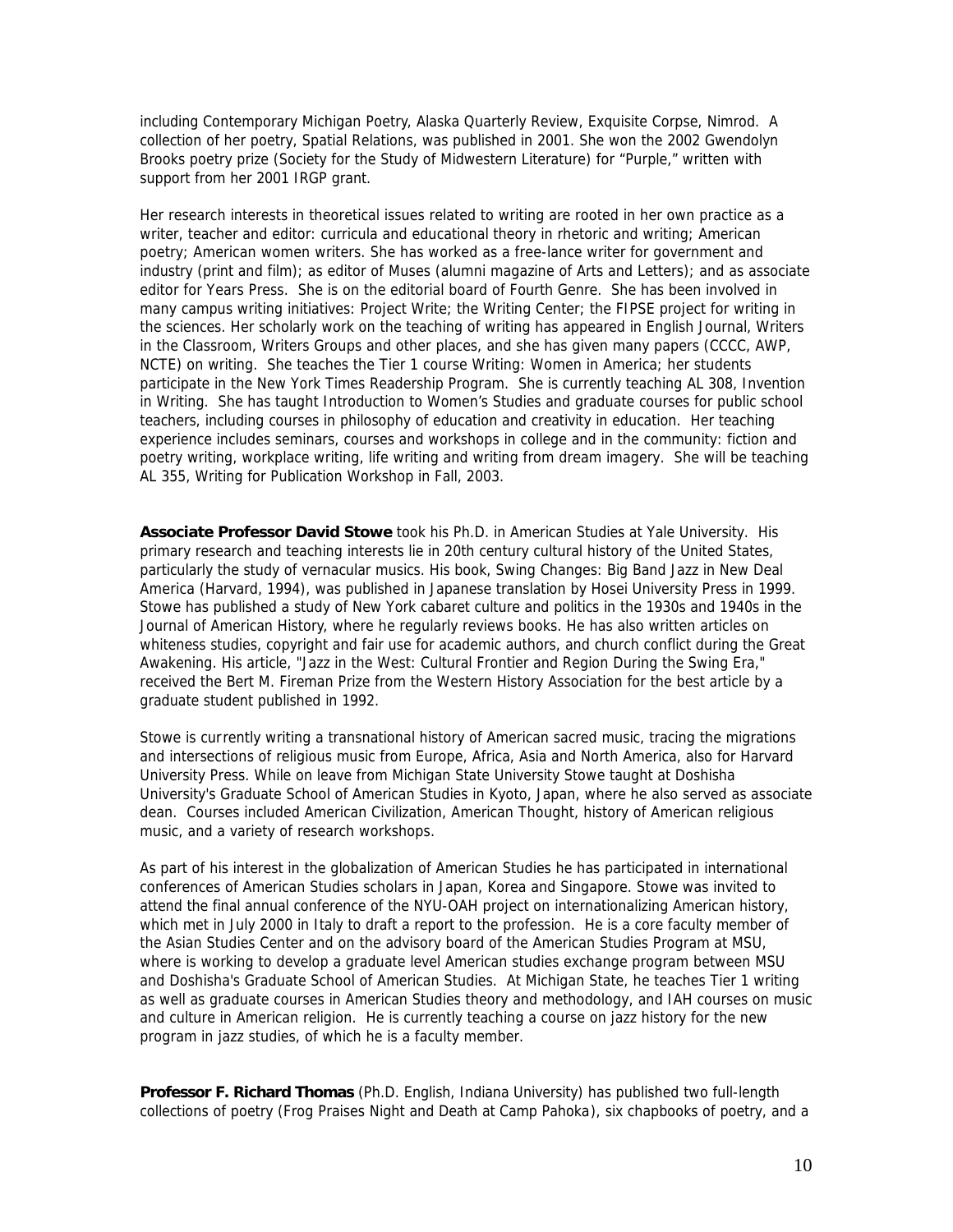including Contemporary Michigan Poetry, Alaska Quarterly Review, Exquisite Corpse, Nimrod. A collection of her poetry, Spatial Relations, was published in 2001. She won the 2002 Gwendolyn Brooks poetry prize (Society for the Study of Midwestern Literature) for "Purple," written with support from her 2001 IRGP grant.

Her research interests in theoretical issues related to writing are rooted in her own practice as a writer, teacher and editor: curricula and educational theory in rhetoric and writing; American poetry; American women writers. She has worked as a free-lance writer for government and industry (print and film); as editor of Muses (alumni magazine of Arts and Letters); and as associate editor for Years Press. She is on the editorial board of Fourth Genre. She has been involved in many campus writing initiatives: Project Write; the Writing Center; the FIPSE project for writing in the sciences. Her scholarly work on the teaching of writing has appeared in English Journal, Writers in the Classroom, Writers Groups and other places, and she has given many papers (CCCC, AWP, NCTE) on writing. She teaches the Tier 1 course Writing: Women in America; her students participate in the New York Times Readership Program. She is currently teaching AL 308, Invention in Writing. She has taught Introduction to Women's Studies and graduate courses for public school teachers, including courses in philosophy of education and creativity in education. Her teaching experience includes seminars, courses and workshops in college and in the community: fiction and poetry writing, workplace writing, life writing and writing from dream imagery. She will be teaching AL 355, Writing for Publication Workshop in Fall, 2003.

**Associate Professor David Stowe** took his Ph.D. in American Studies at Yale University. His primary research and teaching interests lie in 20th century cultural history of the United States, particularly the study of vernacular musics. His book, Swing Changes: Big Band Jazz in New Deal America (Harvard, 1994), was published in Japanese translation by Hosei University Press in 1999. Stowe has published a study of New York cabaret culture and politics in the 1930s and 1940s in the Journal of American History, where he regularly reviews books. He has also written articles on whiteness studies, copyright and fair use for academic authors, and church conflict during the Great Awakening. His article, "Jazz in the West: Cultural Frontier and Region During the Swing Era," received the Bert M. Fireman Prize from the Western History Association for the best article by a graduate student published in 1992.

Stowe is currently writing a transnational history of American sacred music, tracing the migrations and intersections of religious music from Europe, Africa, Asia and North America, also for Harvard University Press. While on leave from Michigan State University Stowe taught at Doshisha University's Graduate School of American Studies in Kyoto, Japan, where he also served as associate dean. Courses included American Civilization, American Thought, history of American religious music, and a variety of research workshops.

As part of his interest in the globalization of American Studies he has participated in international conferences of American Studies scholars in Japan, Korea and Singapore. Stowe was invited to attend the final annual conference of the NYU-OAH project on internationalizing American history, which met in July 2000 in Italy to draft a report to the profession. He is a core faculty member of the Asian Studies Center and on the advisory board of the American Studies Program at MSU, where is working to develop a graduate level American studies exchange program between MSU and Doshisha's Graduate School of American Studies. At Michigan State, he teaches Tier 1 writing as well as graduate courses in American Studies theory and methodology, and IAH courses on music and culture in American religion. He is currently teaching a course on jazz history for the new program in jazz studies, of which he is a faculty member.

**Professor F. Richard Thomas** (Ph.D. English, Indiana University) has published two full-length collections of poetry (Frog Praises Night and Death at Camp Pahoka), six chapbooks of poetry, and a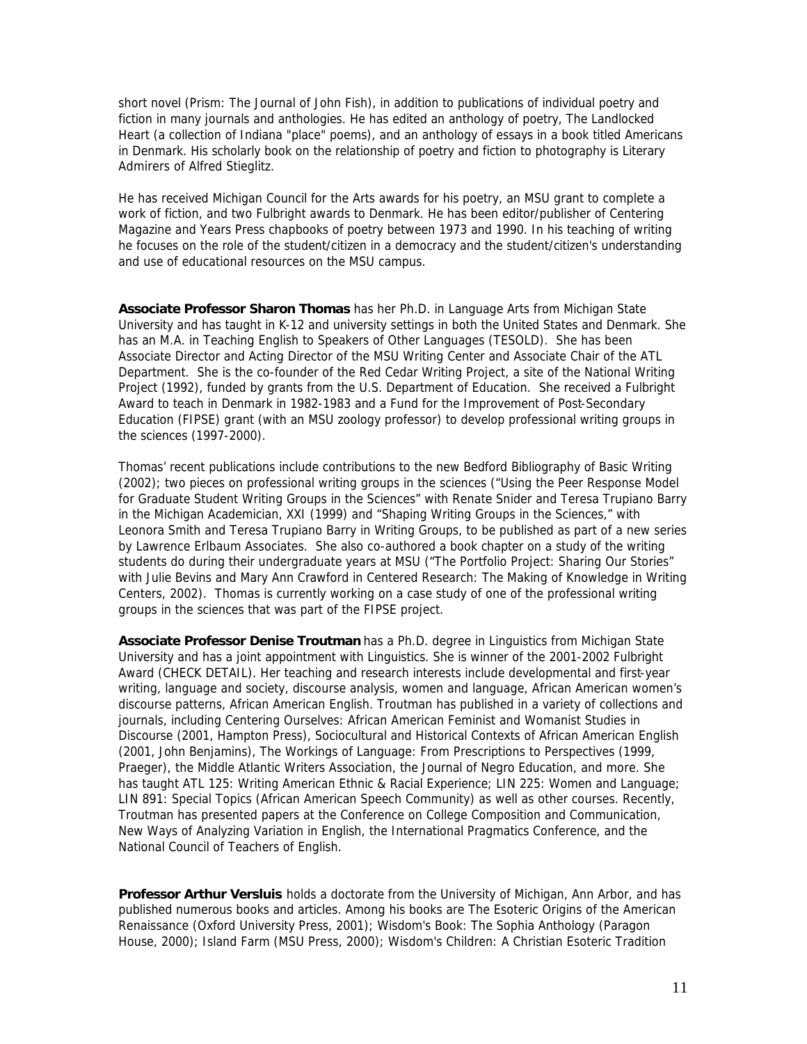short novel (Prism: The Journal of John Fish), in addition to publications of individual poetry and fiction in many journals and anthologies. He has edited an anthology of poetry, The Landlocked Heart (a collection of Indiana "place" poems), and an anthology of essays in a book titled Americans in Denmark. His scholarly book on the relationship of poetry and fiction to photography is Literary Admirers of Alfred Stieglitz.

He has received Michigan Council for the Arts awards for his poetry, an MSU grant to complete a work of fiction, and two Fulbright awards to Denmark. He has been editor/publisher of Centering Magazine and Years Press chapbooks of poetry between 1973 and 1990. In his teaching of writing he focuses on the role of the student/citizen in a democracy and the student/citizen's understanding and use of educational resources on the MSU campus.

**Associate Professor Sharon Thomas** has her Ph.D. in Language Arts from Michigan State University and has taught in K-12 and university settings in both the United States and Denmark. She has an M.A. in Teaching English to Speakers of Other Languages (TESOLD). She has been Associate Director and Acting Director of the MSU Writing Center and Associate Chair of the ATL Department. She is the co-founder of the Red Cedar Writing Project, a site of the National Writing Project (1992), funded by grants from the U.S. Department of Education. She received a Fulbright Award to teach in Denmark in 1982-1983 and a Fund for the Improvement of Post-Secondary Education (FIPSE) grant (with an MSU zoology professor) to develop professional writing groups in the sciences (1997-2000).

Thomas' recent publications include contributions to the new Bedford Bibliography of Basic Writing (2002); two pieces on professional writing groups in the sciences ("Using the Peer Response Model for Graduate Student Writing Groups in the Sciences" with Renate Snider and Teresa Trupiano Barry in the Michigan Academician, XXI (1999) and "Shaping Writing Groups in the Sciences," with Leonora Smith and Teresa Trupiano Barry in Writing Groups, to be published as part of a new series by Lawrence Erlbaum Associates. She also co-authored a book chapter on a study of the writing students do during their undergraduate years at MSU ("The Portfolio Project: Sharing Our Stories" with Julie Bevins and Mary Ann Crawford in Centered Research: The Making of Knowledge in Writing Centers, 2002). Thomas is currently working on a case study of one of the professional writing groups in the sciences that was part of the FIPSE project.

**Associate Professor Denise Troutman** has a Ph.D. degree in Linguistics from Michigan State University and has a joint appointment with Linguistics. She is winner of the 2001-2002 Fulbright Award (CHECK DETAIL). Her teaching and research interests include developmental and first-year writing, language and society, discourse analysis, women and language, African American women's discourse patterns, African American English. Troutman has published in a variety of collections and journals, including Centering Ourselves: African American Feminist and Womanist Studies in Discourse (2001, Hampton Press), Sociocultural and Historical Contexts of African American English (2001, John Benjamins), The Workings of Language: From Prescriptions to Perspectives (1999, Praeger), the Middle Atlantic Writers Association, the Journal of Negro Education, and more. She has taught ATL 125: Writing American Ethnic & Racial Experience; LIN 225: Women and Language; LIN 891: Special Topics (African American Speech Community) as well as other courses. Recently, Troutman has presented papers at the Conference on College Composition and Communication, New Ways of Analyzing Variation in English, the International Pragmatics Conference, and the National Council of Teachers of English.

**Professor Arthur Versluis** holds a doctorate from the University of Michigan, Ann Arbor, and has published numerous books and articles. Among his books are The Esoteric Origins of the American Renaissance (Oxford University Press, 2001); Wisdom's Book: The Sophia Anthology (Paragon House, 2000); Island Farm (MSU Press, 2000); Wisdom's Children: A Christian Esoteric Tradition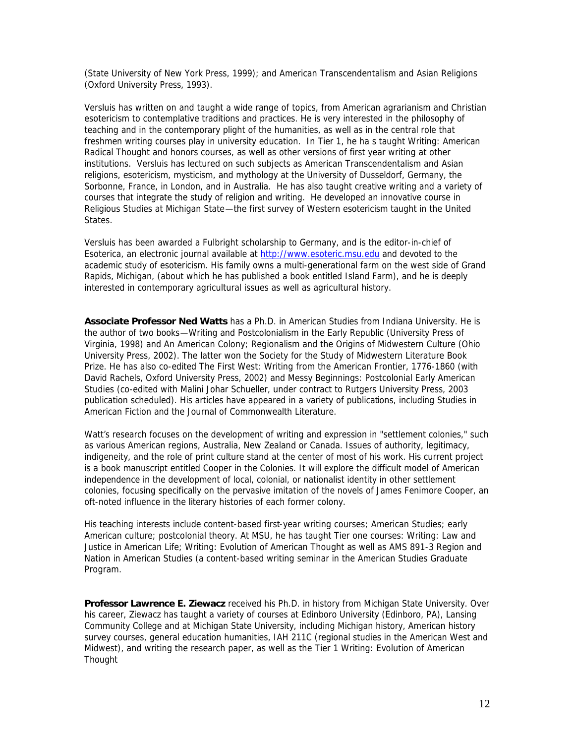(State University of New York Press, 1999); and American Transcendentalism and Asian Religions (Oxford University Press, 1993).

Versluis has written on and taught a wide range of topics, from American agrarianism and Christian esotericism to contemplative traditions and practices. He is very interested in the philosophy of teaching and in the contemporary plight of the humanities, as well as in the central role that freshmen writing courses play in university education. In Tier 1, he ha s taught Writing: American Radical Thought and honors courses, as well as other versions of first year writing at other institutions. Versluis has lectured on such subjects as American Transcendentalism and Asian religions, esotericism, mysticism, and mythology at the University of Dusseldorf, Germany, the Sorbonne, France, in London, and in Australia. He has also taught creative writing and a variety of courses that integrate the study of religion and writing. He developed an innovative course in Religious Studies at Michigan State—the first survey of Western esotericism taught in the United States.

Versluis has been awarded a Fulbright scholarship to Germany, and is the editor-in-chief of Esoterica, an electronic journal available at [http://www.esoteric.msu.edu](http://www.esoteric.msu.edu) and devoted to the academic study of esotericism. His family owns a multi-generational farm on the west side of Grand Rapids, Michigan, (about which he has published a book entitled Island Farm), and he is deeply interested in contemporary agricultural issues as well as agricultural history.

**Associate Professor Ned Watts** has a Ph.D. in American Studies from Indiana University. He is the author of two books—Writing and Postcolonialism in the Early Republic (University Press of Virginia, 1998) and An American Colony; Regionalism and the Origins of Midwestern Culture (Ohio University Press, 2002). The latter won the Society for the Study of Midwestern Literature Book Prize. He has also co-edited The First West: Writing from the American Frontier, 1776-1860 (with David Rachels, Oxford University Press, 2002) and Messy Beginnings: Postcolonial Early American Studies (co-edited with Malini Johar Schueller, under contract to Rutgers University Press, 2003 publication scheduled). His articles have appeared in a variety of publications, including Studies in American Fiction and the Journal of Commonwealth Literature.

Watt's research focuses on the development of writing and expression in "settlement colonies," such as various American regions, Australia, New Zealand or Canada. Issues of authority, legitimacy, indigeneity, and the role of print culture stand at the center of most of his work. His current project is a book manuscript entitled Cooper in the Colonies. It will explore the difficult model of American independence in the development of local, colonial, or nationalist identity in other settlement colonies, focusing specifically on the pervasive imitation of the novels of James Fenimore Cooper, an oft-noted influence in the literary histories of each former colony.

His teaching interests include content-based first-year writing courses; American Studies; early American culture; postcolonial theory. At MSU, he has taught Tier one courses: Writing: Law and Justice in American Life; Writing: Evolution of American Thought as well as AMS 891-3 Region and Nation in American Studies (a content-based writing seminar in the American Studies Graduate Program.

**Professor Lawrence E. Ziewacz** received his Ph.D. in history from Michigan State University. Over his career, Ziewacz has taught a variety of courses at Edinboro University (Edinboro, PA), Lansing Community College and at Michigan State University, including Michigan history, American history survey courses, general education humanities, IAH 211C (regional studies in the American West and Midwest), and writing the research paper, as well as the Tier 1 Writing: Evolution of American Thought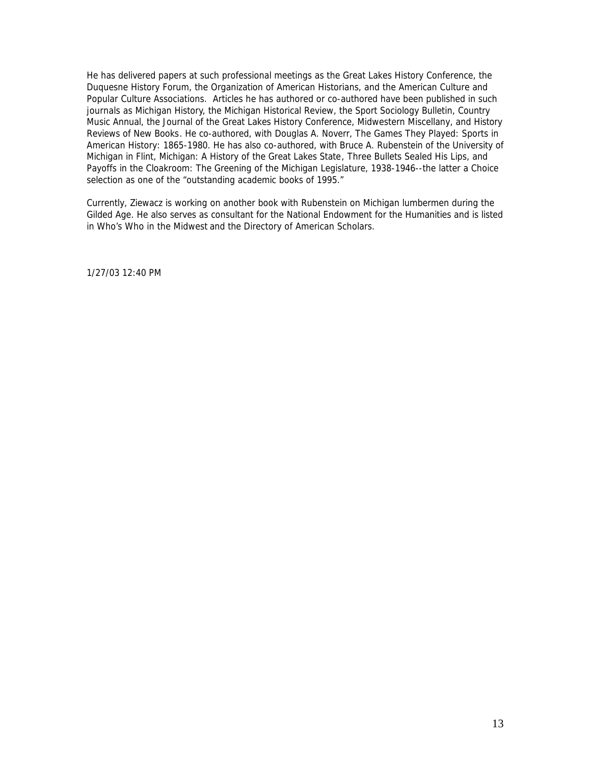He has delivered papers at such professional meetings as the Great Lakes History Conference, the Duquesne History Forum, the Organization of American Historians, and the American Culture and Popular Culture Associations. Articles he has authored or co-authored have been published in such journals as Michigan History, the Michigan Historical Review, the Sport Sociology Bulletin, Country Music Annual, the Journal of the Great Lakes History Conference, Midwestern Miscellany, and History Reviews of New Books. He co-authored, with Douglas A. Noverr, The Games They Played: Sports in American History: 1865-1980. He has also co-authored, with Bruce A. Rubenstein of the University of Michigan in Flint, Michigan: A History of the Great Lakes State, Three Bullets Sealed His Lips, and Payoffs in the Cloakroom: The Greening of the Michigan Legislature, 1938-1946--the latter a Choice selection as one of the "outstanding academic books of 1995."

Currently, Ziewacz is working on another book with Rubenstein on Michigan lumbermen during the Gilded Age. He also serves as consultant for the National Endowment for the Humanities and is listed in Who's Who in the Midwest and the Directory of American Scholars.

1/27/03 12:40 PM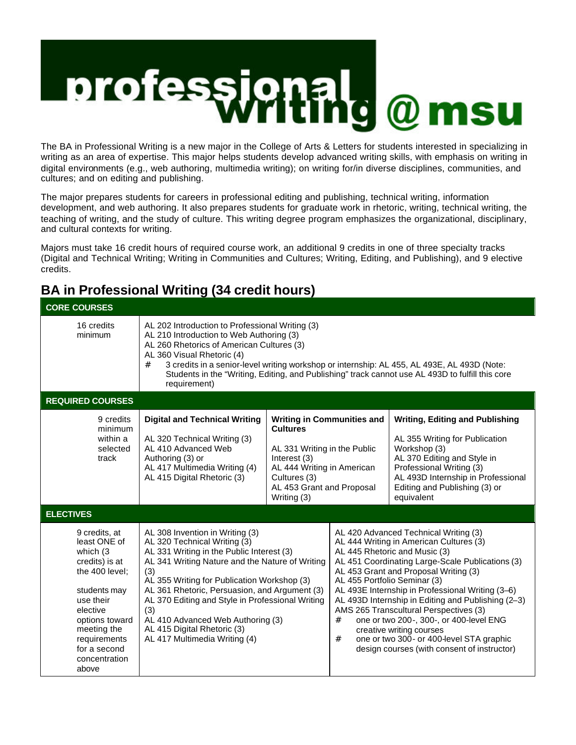# professional writing @ msu

The BA in Professional Writing is a new major in the College of Arts & Letters for students interested in specializing in writing as an area of expertise. This major helps students develop advanced writing skills, with emphasis on writing in digital environments (e.g., web authoring, multimedia writing); on writing for/in diverse disciplines, communities, and cultures; and on editing and publishing.

The major prepares students for careers in professional editing and publishing, technical writing, information development, and web authoring. It also prepares students for graduate work in rhetoric, writing, technical writing, the teaching of writing, and the study of culture. This writing degree program emphasizes the organizational, disciplinary, and cultural contexts for writing.

Majors must take 16 credit hours of required course work, an additional 9 credits in one of three specialty tracks (Digital and Technical Writing; Writing in Communities and Cultures; Writing, Editing, and Publishing), and 9 elective credits.

## BA in Professional Writing (34 credit hours)

| **CORE COURSES** | | | |
|---|---|---|---|
| 16 credits minimum | AL 202 Introduction to Professional Writing (3)<br>AL 210 Introduction to Web Authoring (3)<br>AL 260 Rhetorics of American Cultures (3)<br>AL 360 Visual Rhetoric (4)<br># 3 credits in a senior-level writing workshop or internship: AL 455, AL 493E, AL 493D (Note: Students in the "Writing, Editing, and Publishing" track cannot use AL 493D to fulfill this core requirement) | | |
| **REQUIRED COURSES** | | | |
| 9 credits minimum within a selected track | **Digital and Technical Writing**<br>AL 320 Technical Writing (3)<br>AL 410 Advanced Web Authoring (3) or<br>AL 417 Multimedia Writing (4)<br>AL 415 Digital Rhetoric (3) | **Writing in Communities and Cultures**<br>AL 331 Writing in the Public Interest (3)<br>AL 444 Writing in American Cultures (3)<br>AL 453 Grant and Proposal Writing (3) | **Writing, Editing and Publishing**<br>AL 355 Writing for Publication Workshop (3)<br>AL 370 Editing and Style in Professional Writing (3)<br>AL 493D Internship in Professional Editing and Publishing (3) or equivalent |
| **ELECTIVES** | | | |
| 9 credits, at least ONE of which (3 credits) is at the 400 level; students may use their elective options toward meeting the requirements for a second concentration above | AL 308 Invention in Writing (3)<br>AL 320 Technical Writing (3)<br>AL 331 Writing in the Public Interest (3)<br>AL 341 Writing Nature and the Nature of Writing (3)<br>AL 355 Writing for Publication Workshop (3)<br>AL 361 Rhetoric, Persuasion, and Argument (3)<br>AL 370 Editing and Style in Professional Writing (3)<br>AL 410 Advanced Web Authoring (3)<br>AL 415 Digital Rhetoric (3)<br>AL 417 Multimedia Writing (4) | AL 420 Advanced Technical Writing (3)<br>AL 444 Writing in American Cultures (3)<br>AL 445 Rhetoric and Music (3)<br>AL 451 Coordinating Large-Scale Publications (3)<br>AL 453 Grant and Proposal Writing (3)<br>AL 455 Portfolio Seminar (3)<br>AL 493E Internship in Professional Writing (3–6)<br>AL 493D Internship in Editing and Publishing (2–3)<br>AMS 265 Transcultural Perspectives (3)<br># one or two 200-, 300-, or 400-level ENG creative writing courses<br># one or two 300- or 400-level STA graphic design courses (with consent of instructor) | |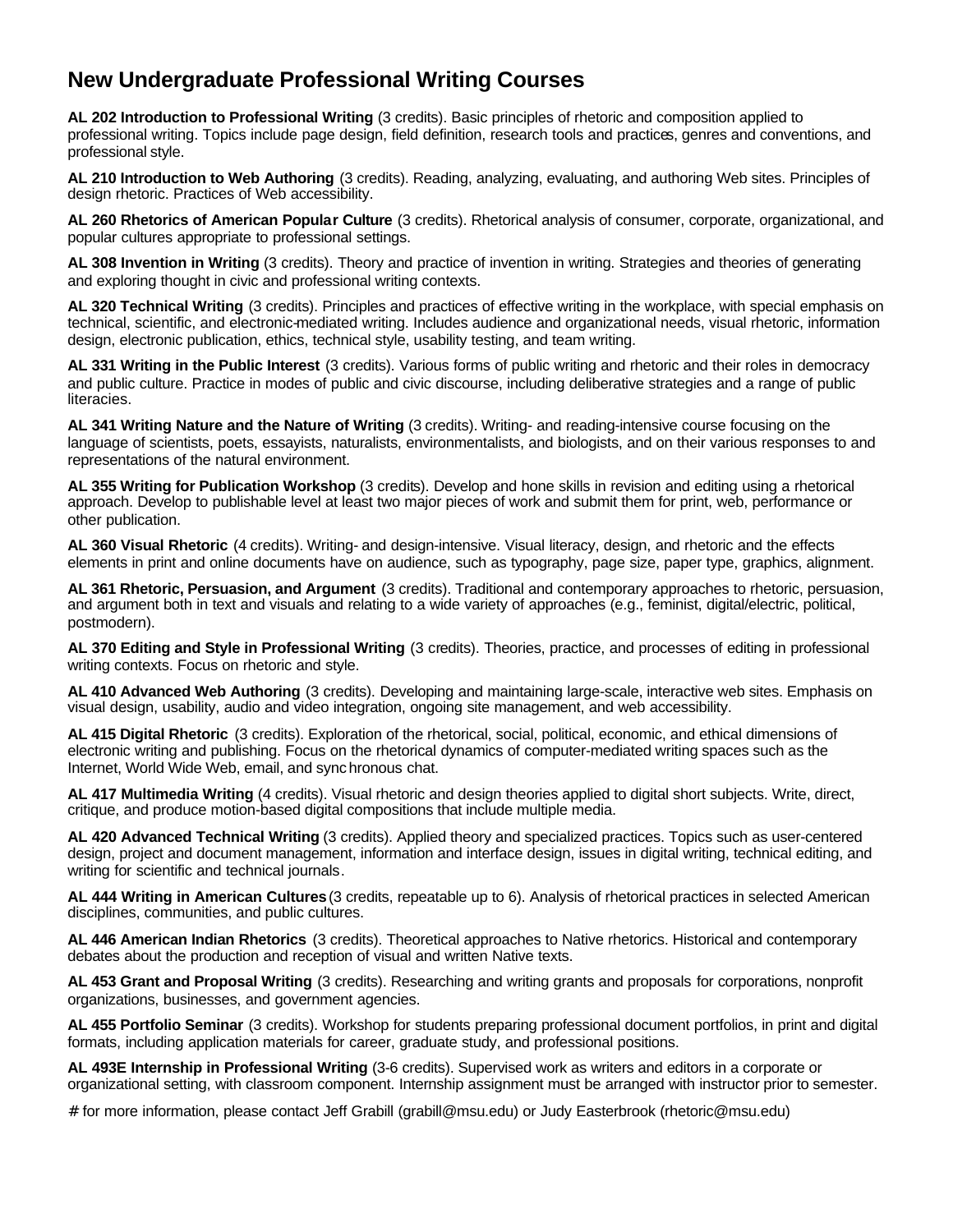# New Undergraduate Professional Writing Courses

**AL 202 Introduction to Professional Writing** (3 credits). Basic principles of rhetoric and composition applied to professional writing. Topics include page design, field definition, research tools and practices, genres and conventions, and professional style.

**AL 210 Introduction to Web Authoring** (3 credits). Reading, analyzing, evaluating, and authoring Web sites. Principles of design rhetoric. Practices of Web accessibility.

**AL 260 Rhetorics of American Popular Culture** (3 credits). Rhetorical analysis of consumer, corporate, organizational, and popular cultures appropriate to professional settings.

**AL 308 Invention in Writing** (3 credits). Theory and practice of invention in writing. Strategies and theories of generating and exploring thought in civic and professional writing contexts.

**AL 320 Technical Writing** (3 credits). Principles and practices of effective writing in the workplace, with special emphasis on technical, scientific, and electronic-mediated writing. Includes audience and organizational needs, visual rhetoric, information design, electronic publication, ethics, technical style, usability testing, and team writing.

**AL 331 Writing in the Public Interest** (3 credits). Various forms of public writing and rhetoric and their roles in democracy and public culture. Practice in modes of public and civic discourse, including deliberative strategies and a range of public literacies.

**AL 341 Writing Nature and the Nature of Writing** (3 credits). Writing- and reading-intensive course focusing on the language of scientists, poets, essayists, naturalists, environmentalists, and biologists, and on their various responses to and representations of the natural environment.

**AL 355 Writing for Publication Workshop** (3 credits). Develop and hone skills in revision and editing using a rhetorical approach. Develop to publishable level at least two major pieces of work and submit them for print, web, performance or other publication.

**AL 360 Visual Rhetoric** (4 credits). Writing- and design-intensive. Visual literacy, design, and rhetoric and the effects elements in print and online documents have on audience, such as typography, page size, paper type, graphics, alignment.

**AL 361 Rhetoric, Persuasion, and Argument** (3 credits). Traditional and contemporary approaches to rhetoric, persuasion, and argument both in text and visuals and relating to a wide variety of approaches (e.g., feminist, digital/electric, political, postmodern).

**AL 370 Editing and Style in Professional Writing** (3 credits). Theories, practice, and processes of editing in professional writing contexts. Focus on rhetoric and style.

**AL 410 Advanced Web Authoring** (3 credits). Developing and maintaining large-scale, interactive web sites. Emphasis on visual design, usability, audio and video integration, ongoing site management, and web accessibility.

**AL 415 Digital Rhetoric** (3 credits). Exploration of the rhetorical, social, political, economic, and ethical dimensions of electronic writing and publishing. Focus on the rhetorical dynamics of computer-mediated writing spaces such as the Internet, World Wide Web, email, and synchronous chat.

**AL 417 Multimedia Writing** (4 credits). Visual rhetoric and design theories applied to digital short subjects. Write, direct, critique, and produce motion-based digital compositions that include multiple media.

**AL 420 Advanced Technical Writing** (3 credits). Applied theory and specialized practices. Topics such as user-centered design, project and document management, information and interface design, issues in digital writing, technical editing, and writing for scientific and technical journals.

**AL 444 Writing in American Cultures** (3 credits, repeatable up to 6). Analysis of rhetorical practices in selected American disciplines, communities, and public cultures.

**AL 446 American Indian Rhetorics** (3 credits). Theoretical approaches to Native rhetorics. Historical and contemporary debates about the production and reception of visual and written Native texts.

**AL 453 Grant and Proposal Writing** (3 credits). Researching and writing grants and proposals for corporations, nonprofit organizations, businesses, and government agencies.

**AL 455 Portfolio Seminar** (3 credits). Workshop for students preparing professional document portfolios, in print and digital formats, including application materials for career, graduate study, and professional positions.

**AL 493E Internship in Professional Writing** (3-6 credits). Supervised work as writers and editors in a corporate or organizational setting, with classroom component. Internship assignment must be arranged with instructor prior to semester.

# for more information, please contact Jeff Grabill (grabill@msu.edu) or Judy Easterbrook (rhetoric@msu.edu)